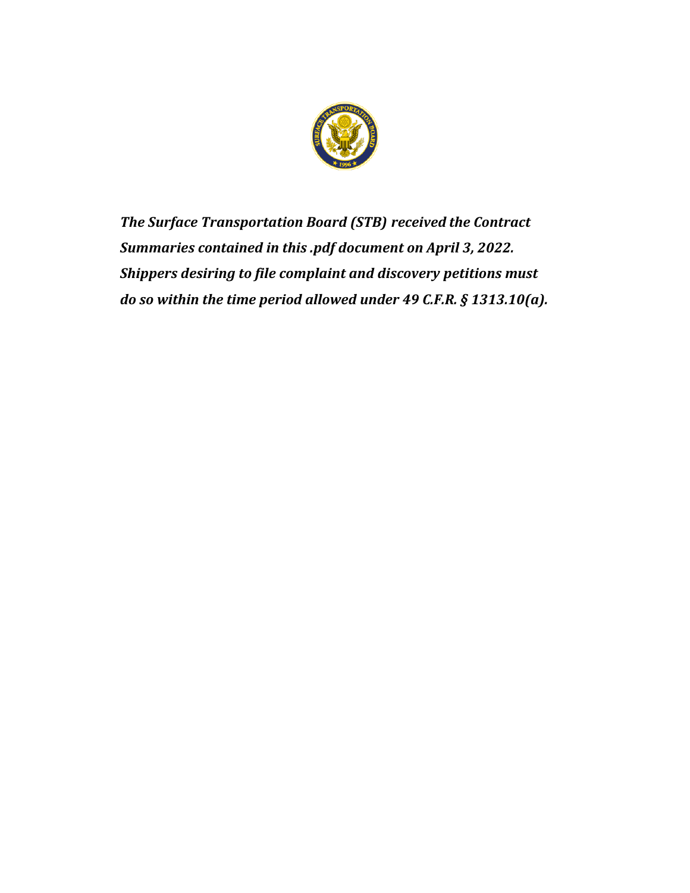***The Surface Transportation Board (STB) received the Contract Summaries contained in this .pdf document on April 3, 2022. Shippers desiring to file complaint and discovery petitions must do so within the time period allowed under 49 C.F.R. § 1313.10(a).***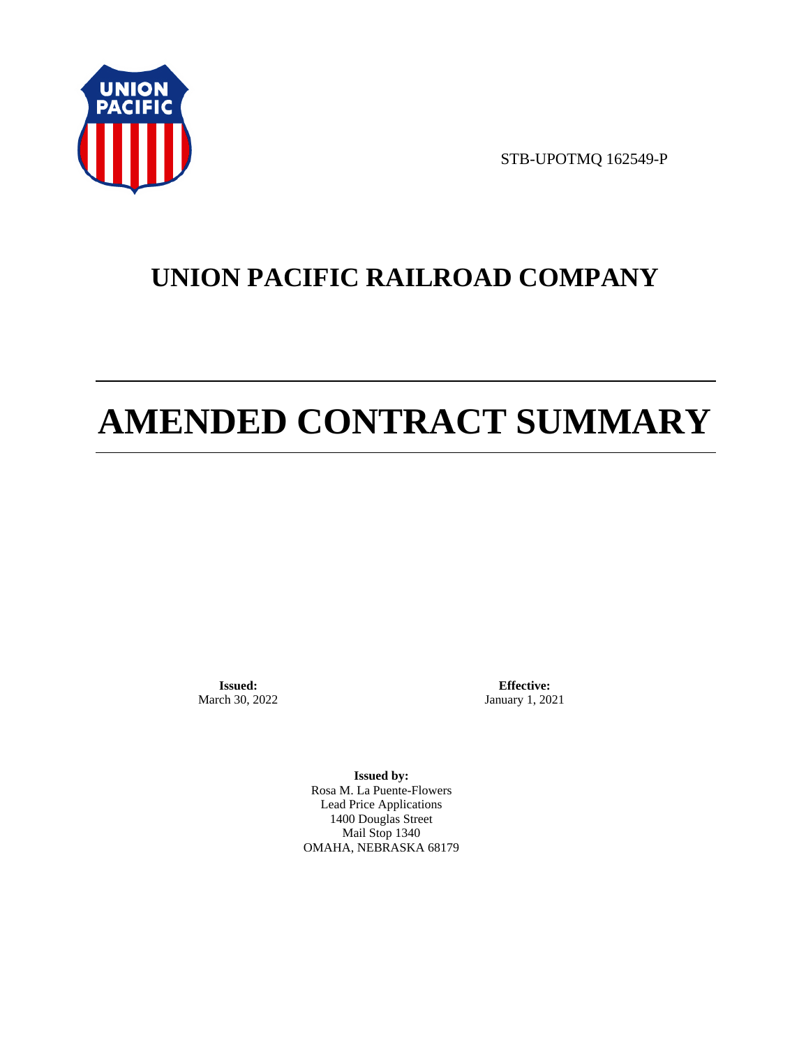STB-UPOTMQ 162549-P

# UNION PACIFIC RAILROAD COMPANY

# AMENDED CONTRACT SUMMARY

**Issued:**
March 30, 2022

**Effective:**
January 1, 2021

**Issued by:**
Rosa M. La Puente-Flowers
Lead Price Applications
1400 Douglas Street
Mail Stop 1340
OMAHA, NEBRASKA 68179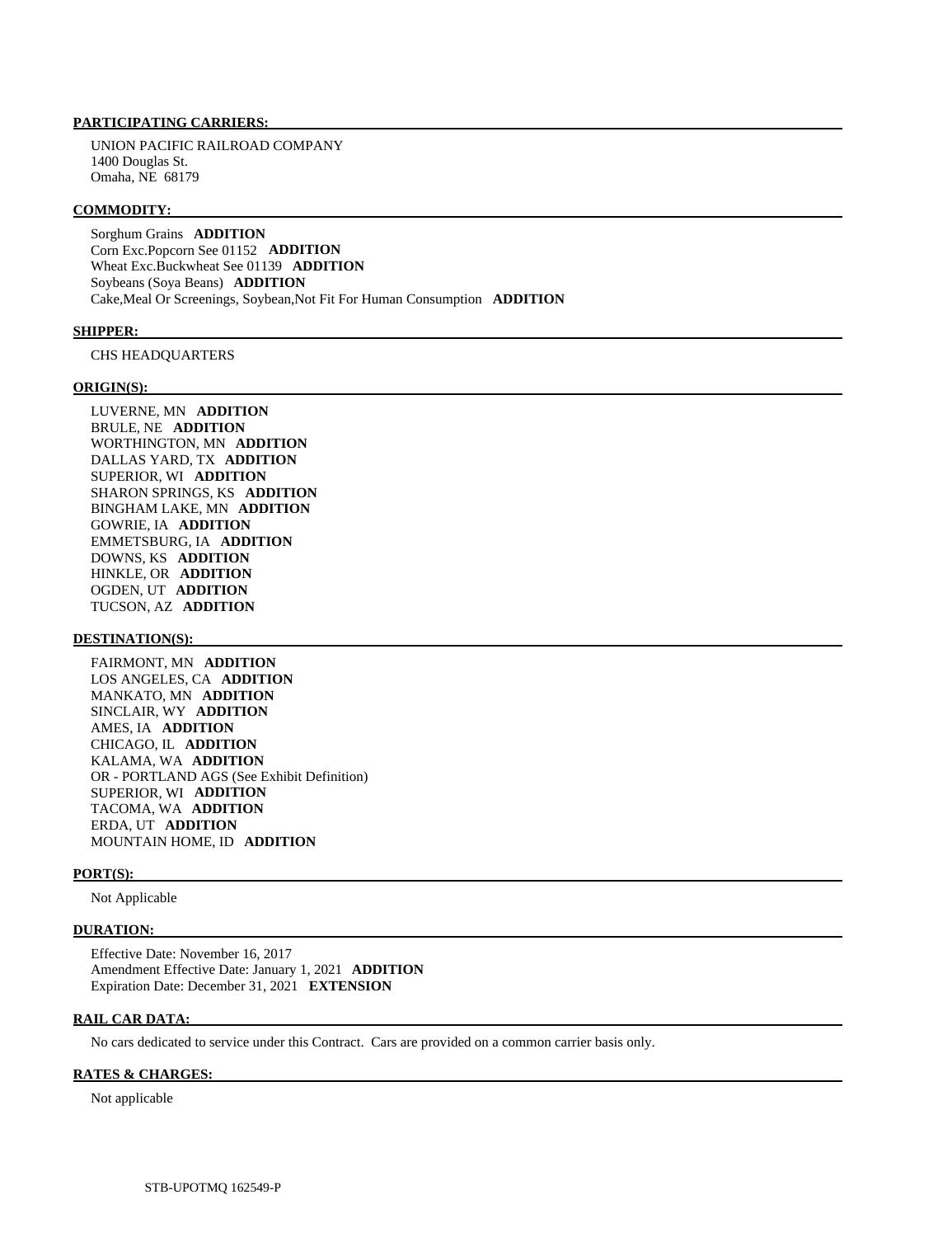**PARTICIPATING CARRIERS:**

UNION PACIFIC RAILROAD COMPANY
1400 Douglas St.
Omaha, NE 68179

**COMMODITY:**

Sorghum Grains **ADDITION**
Corn Exc.Popcorn See 01152 **ADDITION**
Wheat Exc.Buckwheat See 01139 **ADDITION**
Soybeans (Soya Beans) **ADDITION**
Cake,Meal Or Screenings, Soybean,Not Fit For Human Consumption **ADDITION**

**SHIPPER:**

CHS HEADQUARTERS

**ORIGIN(S):**

LUVERNE, MN **ADDITION**
BRULE, NE **ADDITION**
WORTHINGTON, MN **ADDITION**
DALLAS YARD, TX **ADDITION**
SUPERIOR, WI **ADDITION**
SHARON SPRINGS, KS **ADDITION**
BINGHAM LAKE, MN **ADDITION**
GOWRIE, IA **ADDITION**
EMMETSBURG, IA **ADDITION**
DOWNS, KS **ADDITION**
HINKLE, OR **ADDITION**
OGDEN, UT **ADDITION**
TUCSON, AZ **ADDITION**

**DESTINATION(S):**

FAIRMONT, MN **ADDITION**
LOS ANGELES, CA **ADDITION**
MANKATO, MN **ADDITION**
SINCLAIR, WY **ADDITION**
AMES, IA **ADDITION**
CHICAGO, IL **ADDITION**
KALAMA, WA **ADDITION**
OR - PORTLAND AGS (See Exhibit Definition)
SUPERIOR, WI **ADDITION**
TACOMA, WA **ADDITION**
ERDA, UT **ADDITION**
MOUNTAIN HOME, ID **ADDITION**

**PORT(S):**

Not Applicable

**DURATION:**

Effective Date: November 16, 2017
Amendment Effective Date: January 1, 2021 **ADDITION**
Expiration Date: December 31, 2021 **EXTENSION**

**RAIL CAR DATA:**

No cars dedicated to service under this Contract. Cars are provided on a common carrier basis only.

**RATES & CHARGES:**

Not applicable

STB-UPOTMQ 162549-P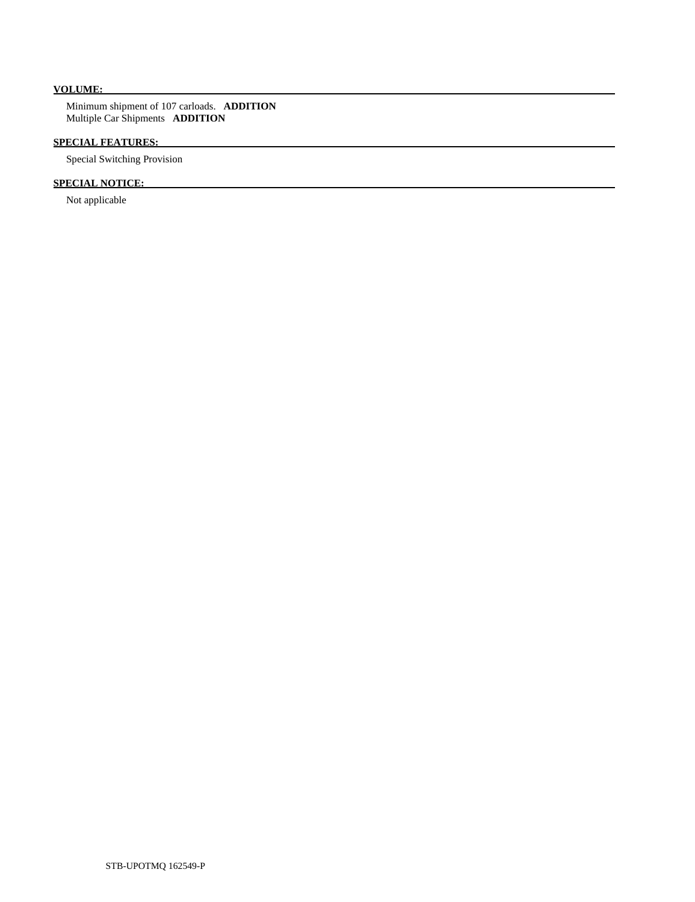**VOLUME:**

Minimum shipment of 107 carloads. **ADDITION**
Multiple Car Shipments **ADDITION**

**SPECIAL FEATURES:**

Special Switching Provision

**SPECIAL NOTICE:**

Not applicable

STB-UPOTMQ 162549-P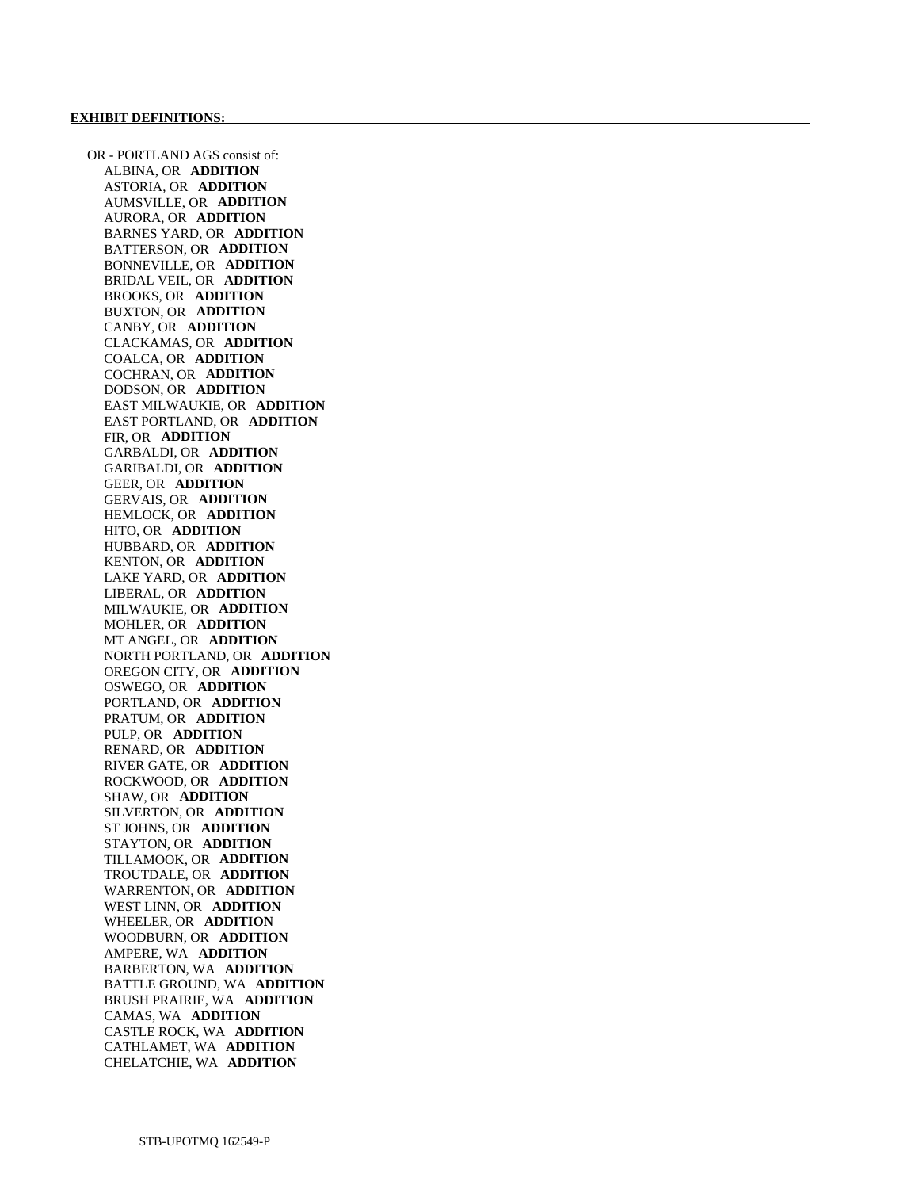**EXHIBIT DEFINITIONS:**

OR - PORTLAND AGS consist of:

ALBINA, OR **ADDITION**
ASTORIA, OR **ADDITION**
AUMSVILLE, OR **ADDITION**
AURORA, OR **ADDITION**
BARNES YARD, OR **ADDITION**
BATTERSON, OR **ADDITION**
BONNEVILLE, OR **ADDITION**
BRIDAL VEIL, OR **ADDITION**
BROOKS, OR **ADDITION**
BUXTON, OR **ADDITION**
CANBY, OR **ADDITION**
CLACKAMAS, OR **ADDITION**
COALCA, OR **ADDITION**
COCHRAN, OR **ADDITION**
DODSON, OR **ADDITION**
EAST MILWAUKIE, OR **ADDITION**
EAST PORTLAND, OR **ADDITION**
FIR, OR **ADDITION**
GARBALDI, OR **ADDITION**
GARIBALDI, OR **ADDITION**
GEER, OR **ADDITION**
GERVAIS, OR **ADDITION**
HEMLOCK, OR **ADDITION**
HITO, OR **ADDITION**
HUBBARD, OR **ADDITION**
KENTON, OR **ADDITION**
LAKE YARD, OR **ADDITION**
LIBERAL, OR **ADDITION**
MILWAUKIE, OR **ADDITION**
MOHLER, OR **ADDITION**
MT ANGEL, OR **ADDITION**
NORTH PORTLAND, OR **ADDITION**
OREGON CITY, OR **ADDITION**
OSWEGO, OR **ADDITION**
PORTLAND, OR **ADDITION**
PRATUM, OR **ADDITION**
PULP, OR **ADDITION**
RENARD, OR **ADDITION**
RIVER GATE, OR **ADDITION**
ROCKWOOD, OR **ADDITION**
SHAW, OR **ADDITION**
SILVERTON, OR **ADDITION**
ST JOHNS, OR **ADDITION**
STAYTON, OR **ADDITION**
TILLAMOOK, OR **ADDITION**
TROUTDALE, OR **ADDITION**
WARRENTON, OR **ADDITION**
WEST LINN, OR **ADDITION**
WHEELER, OR **ADDITION**
WOODBURN, OR **ADDITION**
AMPERE, WA **ADDITION**
BARBERTON, WA **ADDITION**
BATTLE GROUND, WA **ADDITION**
BRUSH PRAIRIE, WA **ADDITION**
CAMAS, WA **ADDITION**
CASTLE ROCK, WA **ADDITION**
CATHLAMET, WA **ADDITION**
CHELATCHIE, WA **ADDITION**

STB-UPOTMQ 162549-P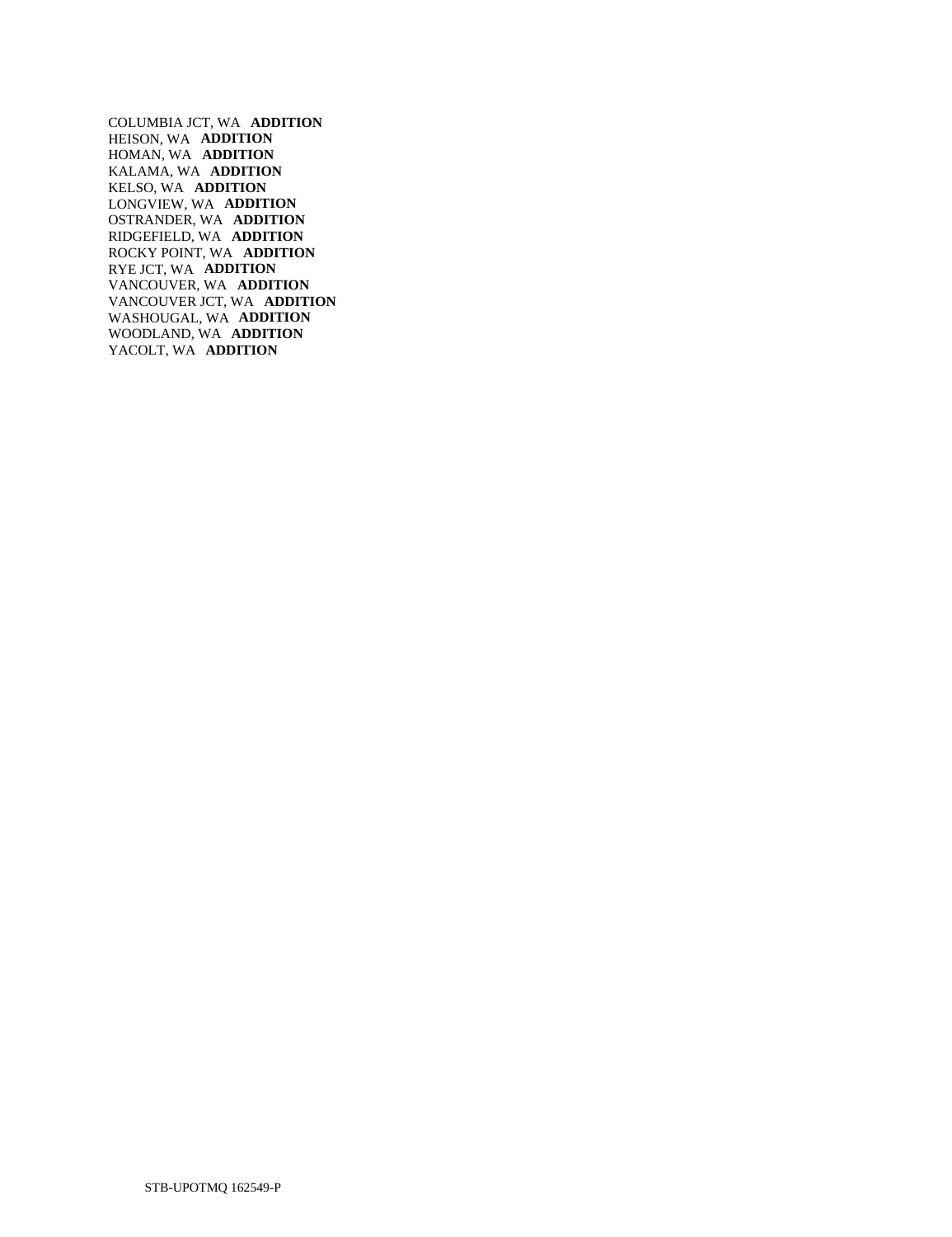COLUMBIA JCT, WA **ADDITION**
HEISON, WA **ADDITION**
HOMAN, WA **ADDITION**
KALAMA, WA **ADDITION**
KELSO, WA **ADDITION**
LONGVIEW, WA **ADDITION**
OSTRANDER, WA **ADDITION**
RIDGEFIELD, WA **ADDITION**
ROCKY POINT, WA **ADDITION**
RYE JCT, WA **ADDITION**
VANCOUVER, WA **ADDITION**
VANCOUVER JCT, WA **ADDITION**
WASHOUGAL, WA **ADDITION**
WOODLAND, WA **ADDITION**
YACOLT, WA **ADDITION**

STB-UPOTMQ 162549-P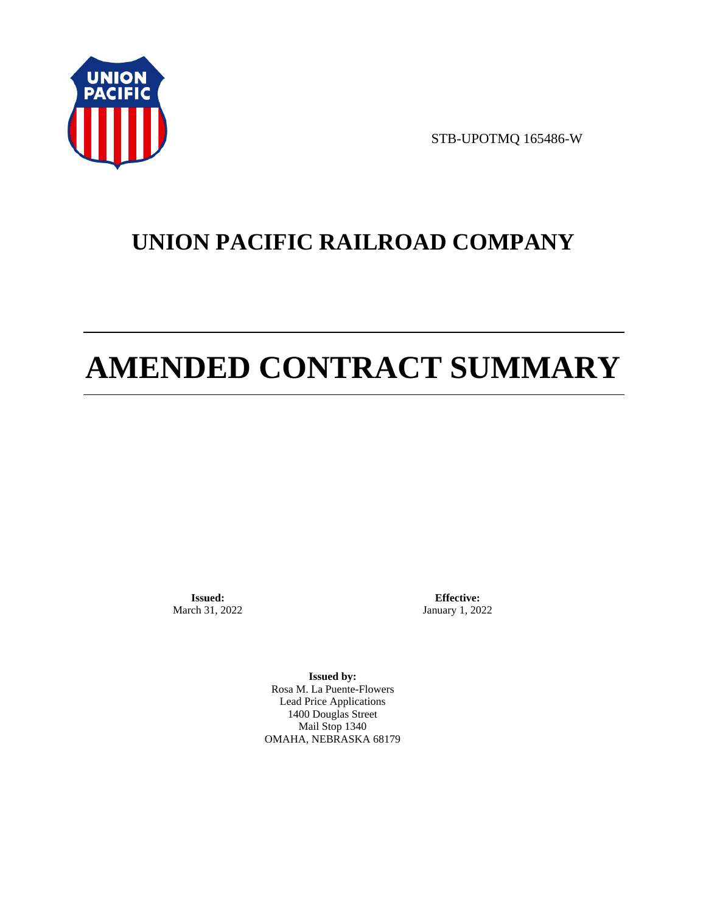STB-UPOTMQ 165486-W

# UNION PACIFIC RAILROAD COMPANY

# AMENDED CONTRACT SUMMARY

**Issued:**
March 31, 2022

**Effective:**
January 1, 2022

**Issued by:**
Rosa M. La Puente-Flowers
Lead Price Applications
1400 Douglas Street
Mail Stop 1340
OMAHA, NEBRASKA 68179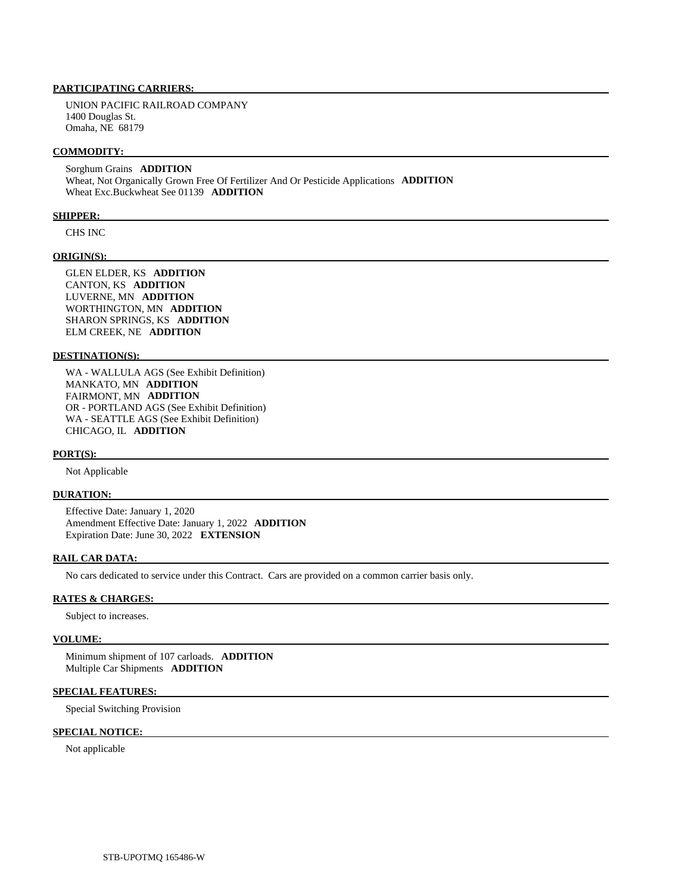**PARTICIPATING CARRIERS:**

UNION PACIFIC RAILROAD COMPANY
1400 Douglas St.
Omaha, NE 68179

**COMMODITY:**

Sorghum Grains **ADDITION**
Wheat, Not Organically Grown Free Of Fertilizer And Or Pesticide Applications **ADDITION**
Wheat Exc.Buckwheat See 01139 **ADDITION**

**SHIPPER:**

CHS INC

**ORIGIN(S):**

GLEN ELDER, KS **ADDITION**
CANTON, KS **ADDITION**
LUVERNE, MN **ADDITION**
WORTHINGTON, MN **ADDITION**
SHARON SPRINGS, KS **ADDITION**
ELM CREEK, NE **ADDITION**

**DESTINATION(S):**

WA - WALLULA AGS (See Exhibit Definition)
MANKATO, MN **ADDITION**
FAIRMONT, MN **ADDITION**
OR - PORTLAND AGS (See Exhibit Definition)
WA - SEATTLE AGS (See Exhibit Definition)
CHICAGO, IL **ADDITION**

**PORT(S):**

Not Applicable

**DURATION:**

Effective Date: January 1, 2020
Amendment Effective Date: January 1, 2022 **ADDITION**
Expiration Date: June 30, 2022 **EXTENSION**

**RAIL CAR DATA:**

No cars dedicated to service under this Contract. Cars are provided on a common carrier basis only.

**RATES & CHARGES:**

Subject to increases.

**VOLUME:**

Minimum shipment of 107 carloads. **ADDITION**
Multiple Car Shipments **ADDITION**

**SPECIAL FEATURES:**

Special Switching Provision

**SPECIAL NOTICE:**

Not applicable

STB-UPOTMQ 165486-W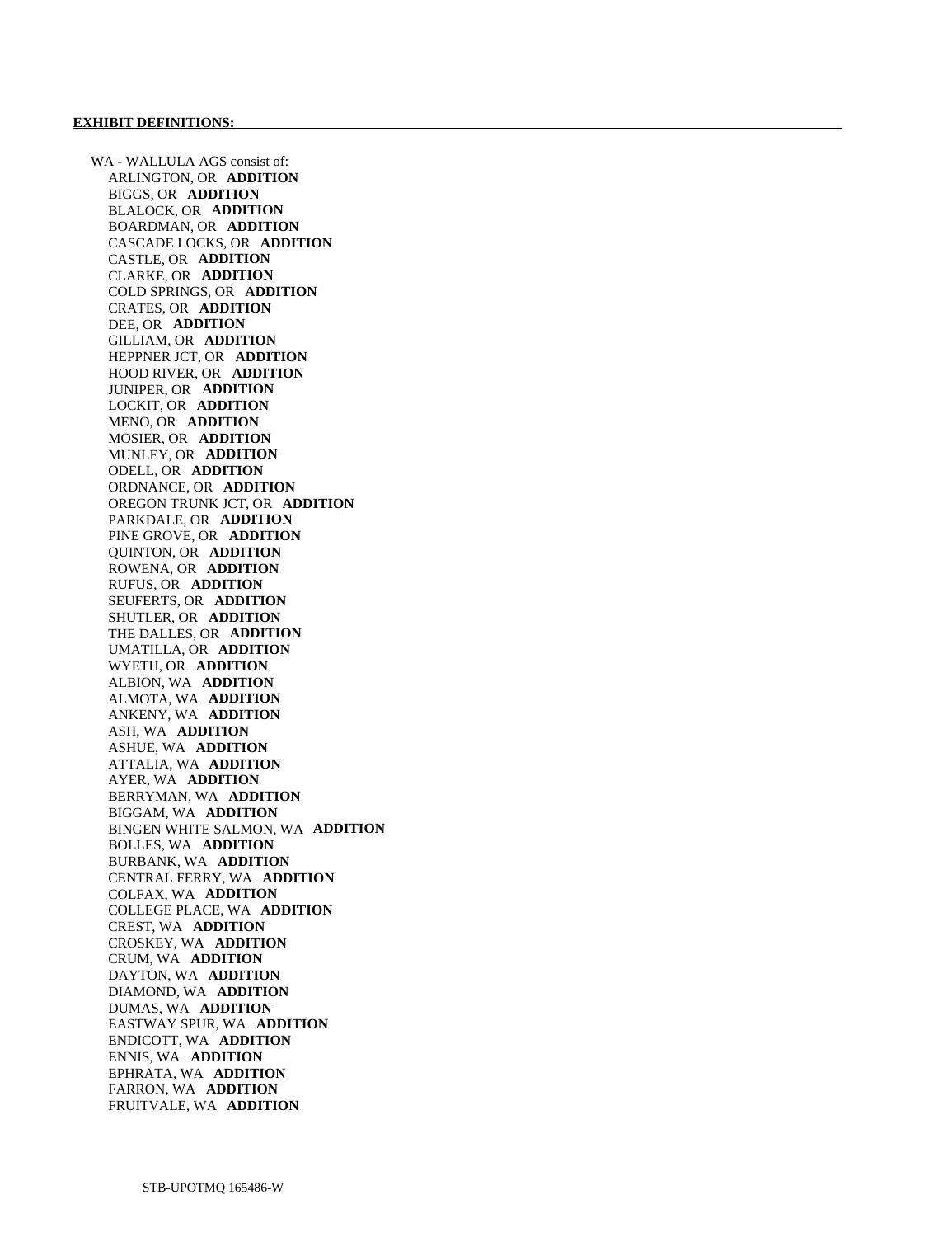**EXHIBIT DEFINITIONS:**

WA - WALLULA AGS consist of:

- ARLINGTON, OR **ADDITION**
- BIGGS, OR **ADDITION**
- BLALOCK, OR **ADDITION**
- BOARDMAN, OR **ADDITION**
- CASCADE LOCKS, OR **ADDITION**
- CASTLE, OR **ADDITION**
- CLARKE, OR **ADDITION**
- COLD SPRINGS, OR **ADDITION**
- CRATES, OR **ADDITION**
- DEE, OR **ADDITION**
- GILLIAM, OR **ADDITION**
- HEPPNER JCT, OR **ADDITION**
- HOOD RIVER, OR **ADDITION**
- JUNIPER, OR **ADDITION**
- LOCKIT, OR **ADDITION**
- MENO, OR **ADDITION**
- MOSIER, OR **ADDITION**
- MUNLEY, OR **ADDITION**
- ODELL, OR **ADDITION**
- ORDNANCE, OR **ADDITION**
- OREGON TRUNK JCT, OR **ADDITION**
- PARKDALE, OR **ADDITION**
- PINE GROVE, OR **ADDITION**
- QUINTON, OR **ADDITION**
- ROWENA, OR **ADDITION**
- RUFUS, OR **ADDITION**
- SEUFERTS, OR **ADDITION**
- SHUTLER, OR **ADDITION**
- THE DALLES, OR **ADDITION**
- UMATILLA, OR **ADDITION**
- WYETH, OR **ADDITION**
- ALBION, WA **ADDITION**
- ALMOTA, WA **ADDITION**
- ANKENY, WA **ADDITION**
- ASH, WA **ADDITION**
- ASHUE, WA **ADDITION**
- ATTALIA, WA **ADDITION**
- AYER, WA **ADDITION**
- BERRYMAN, WA **ADDITION**
- BIGGAM, WA **ADDITION**
- BINGEN WHITE SALMON, WA **ADDITION**
- BOLLES, WA **ADDITION**
- BURBANK, WA **ADDITION**
- CENTRAL FERRY, WA **ADDITION**
- COLFAX, WA **ADDITION**
- COLLEGE PLACE, WA **ADDITION**
- CREST, WA **ADDITION**
- CROSKEY, WA **ADDITION**
- CRUM, WA **ADDITION**
- DAYTON, WA **ADDITION**
- DIAMOND, WA **ADDITION**
- DUMAS, WA **ADDITION**
- EASTWAY SPUR, WA **ADDITION**
- ENDICOTT, WA **ADDITION**
- ENNIS, WA **ADDITION**
- EPHRATA, WA **ADDITION**
- FARRON, WA **ADDITION**
- FRUITVALE, WA **ADDITION**

STB-UPOTMQ 165486-W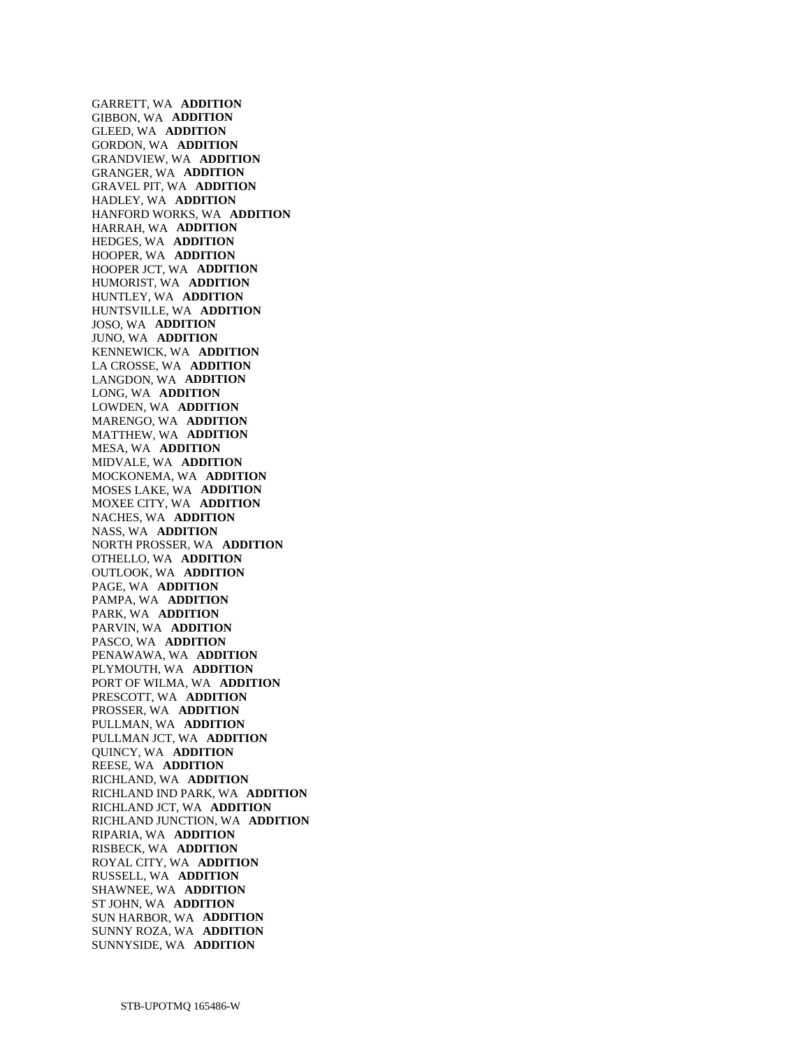GARRETT, WA **ADDITION**
GIBBON, WA **ADDITION**
GLEED, WA **ADDITION**
GORDON, WA **ADDITION**
GRANDVIEW, WA **ADDITION**
GRANGER, WA **ADDITION**
GRAVEL PIT, WA **ADDITION**
HADLEY, WA **ADDITION**
HANFORD WORKS, WA **ADDITION**
HARRAH, WA **ADDITION**
HEDGES, WA **ADDITION**
HOOPER, WA **ADDITION**
HOOPER JCT, WA **ADDITION**
HUMORIST, WA **ADDITION**
HUNTLEY, WA **ADDITION**
HUNTSVILLE, WA **ADDITION**
JOSO, WA **ADDITION**
JUNO, WA **ADDITION**
KENNEWICK, WA **ADDITION**
LA CROSSE, WA **ADDITION**
LANGDON, WA **ADDITION**
LONG, WA **ADDITION**
LOWDEN, WA **ADDITION**
MARENGO, WA **ADDITION**
MATTHEW, WA **ADDITION**
MESA, WA **ADDITION**
MIDVALE, WA **ADDITION**
MOCKONEMA, WA **ADDITION**
MOSES LAKE, WA **ADDITION**
MOXEE CITY, WA **ADDITION**
NACHES, WA **ADDITION**
NASS, WA **ADDITION**
NORTH PROSSER, WA **ADDITION**
OTHELLO, WA **ADDITION**
OUTLOOK, WA **ADDITION**
PAGE, WA **ADDITION**
PAMPA, WA **ADDITION**
PARK, WA **ADDITION**
PARVIN, WA **ADDITION**
PASCO, WA **ADDITION**
PENAWAWA, WA **ADDITION**
PLYMOUTH, WA **ADDITION**
PORT OF WILMA, WA **ADDITION**
PRESCOTT, WA **ADDITION**
PROSSER, WA **ADDITION**
PULLMAN, WA **ADDITION**
PULLMAN JCT, WA **ADDITION**
QUINCY, WA **ADDITION**
REESE, WA **ADDITION**
RICHLAND, WA **ADDITION**
RICHLAND IND PARK, WA **ADDITION**
RICHLAND JCT, WA **ADDITION**
RICHLAND JUNCTION, WA **ADDITION**
RIPARIA, WA **ADDITION**
RISBECK, WA **ADDITION**
ROYAL CITY, WA **ADDITION**
RUSSELL, WA **ADDITION**
SHAWNEE, WA **ADDITION**
ST JOHN, WA **ADDITION**
SUN HARBOR, WA **ADDITION**
SUNNY ROZA, WA **ADDITION**
SUNNYSIDE, WA **ADDITION**

STB-UPOTMQ 165486-W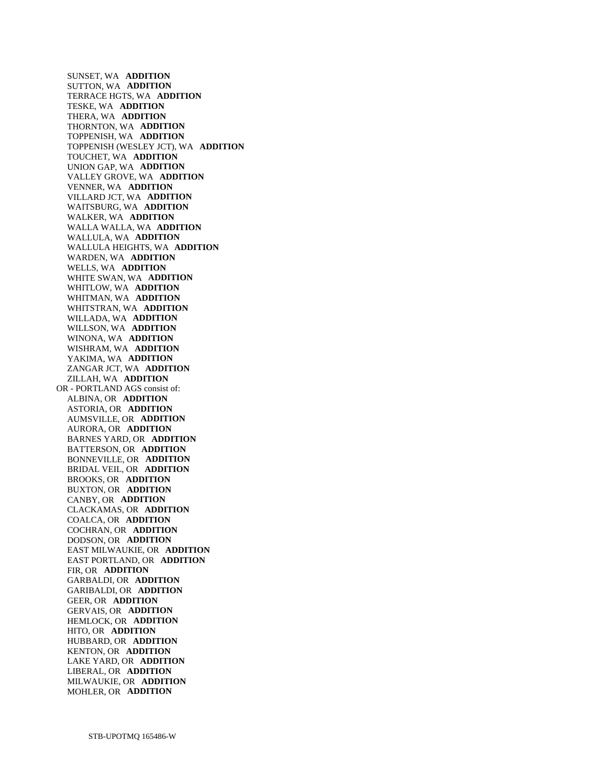SUNSET, WA **ADDITION**
SUTTON, WA **ADDITION**
TERRACE HGTS, WA **ADDITION**
TESKE, WA **ADDITION**
THERA, WA **ADDITION**
THORNTON, WA **ADDITION**
TOPPENISH, WA **ADDITION**
TOPPENISH (WESLEY JCT), WA **ADDITION**
TOUCHET, WA **ADDITION**
UNION GAP, WA **ADDITION**
VALLEY GROVE, WA **ADDITION**
VENNER, WA **ADDITION**
VILLARD JCT, WA **ADDITION**
WAITSBURG, WA **ADDITION**
WALKER, WA **ADDITION**
WALLA WALLA, WA **ADDITION**
WALLULA, WA **ADDITION**
WALLULA HEIGHTS, WA **ADDITION**
WARDEN, WA **ADDITION**
WELLS, WA **ADDITION**
WHITE SWAN, WA **ADDITION**
WHITLOW, WA **ADDITION**
WHITMAN, WA **ADDITION**
WHITSTRAN, WA **ADDITION**
WILLADA, WA **ADDITION**
WILLSON, WA **ADDITION**
WINONA, WA **ADDITION**
WISHRAM, WA **ADDITION**
YAKIMA, WA **ADDITION**
ZANGAR JCT, WA **ADDITION**
ZILLAH, WA **ADDITION**

OR - PORTLAND AGS consist of:

ALBINA, OR **ADDITION**
ASTORIA, OR **ADDITION**
AUMSVILLE, OR **ADDITION**
AURORA, OR **ADDITION**
BARNES YARD, OR **ADDITION**
BATTERSON, OR **ADDITION**
BONNEVILLE, OR **ADDITION**
BRIDAL VEIL, OR **ADDITION**
BROOKS, OR **ADDITION**
BUXTON, OR **ADDITION**
CANBY, OR **ADDITION**
CLACKAMAS, OR **ADDITION**
COALCA, OR **ADDITION**
COCHRAN, OR **ADDITION**
DODSON, OR **ADDITION**
EAST MILWAUKIE, OR **ADDITION**
EAST PORTLAND, OR **ADDITION**
FIR, OR **ADDITION**
GARBALDI, OR **ADDITION**
GARIBALDI, OR **ADDITION**
GEER, OR **ADDITION**
GERVAIS, OR **ADDITION**
HEMLOCK, OR **ADDITION**
HITO, OR **ADDITION**
HUBBARD, OR **ADDITION**
KENTON, OR **ADDITION**
LAKE YARD, OR **ADDITION**
LIBERAL, OR **ADDITION**
MILWAUKIE, OR **ADDITION**
MOHLER, OR **ADDITION**

STB-UPOTMQ 165486-W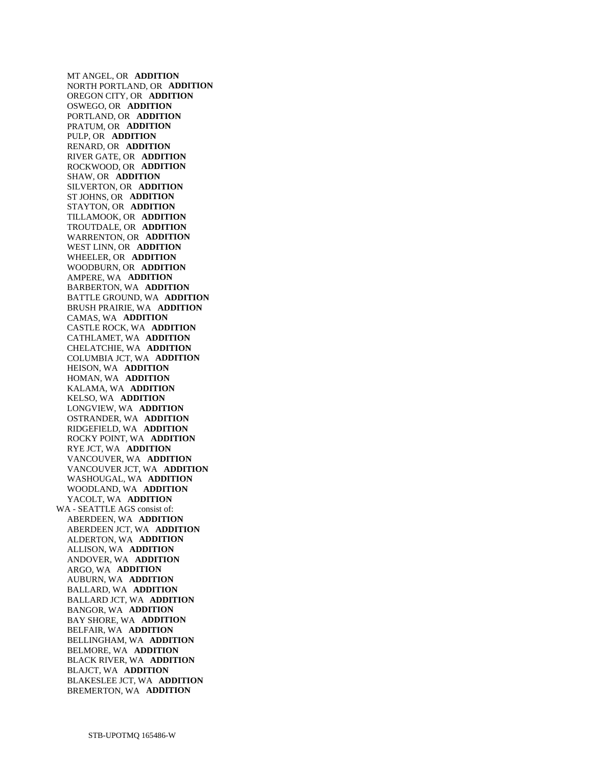MT ANGEL, OR **ADDITION**
NORTH PORTLAND, OR **ADDITION**
OREGON CITY, OR **ADDITION**
OSWEGO, OR **ADDITION**
PORTLAND, OR **ADDITION**
PRATUM, OR **ADDITION**
PULP, OR **ADDITION**
RENARD, OR **ADDITION**
RIVER GATE, OR **ADDITION**
ROCKWOOD, OR **ADDITION**
SHAW, OR **ADDITION**
SILVERTON, OR **ADDITION**
ST JOHNS, OR **ADDITION**
STAYTON, OR **ADDITION**
TILLAMOOK, OR **ADDITION**
TROUTDALE, OR **ADDITION**
WARRENTON, OR **ADDITION**
WEST LINN, OR **ADDITION**
WHEELER, OR **ADDITION**
WOODBURN, OR **ADDITION**
AMPERE, WA **ADDITION**
BARBERTON, WA **ADDITION**
BATTLE GROUND, WA **ADDITION**
BRUSH PRAIRIE, WA **ADDITION**
CAMAS, WA **ADDITION**
CASTLE ROCK, WA **ADDITION**
CATHLAMET, WA **ADDITION**
CHELATCHIE, WA **ADDITION**
COLUMBIA JCT, WA **ADDITION**
HEISON, WA **ADDITION**
HOMAN, WA **ADDITION**
KALAMA, WA **ADDITION**
KELSO, WA **ADDITION**
LONGVIEW, WA **ADDITION**
OSTRANDER, WA **ADDITION**
RIDGEFIELD, WA **ADDITION**
ROCKY POINT, WA **ADDITION**
RYE JCT, WA **ADDITION**
VANCOUVER, WA **ADDITION**
VANCOUVER JCT, WA **ADDITION**
WASHOUGAL, WA **ADDITION**
WOODLAND, WA **ADDITION**
YACOLT, WA **ADDITION**

WA - SEATTLE AGS consist of:

ABERDEEN, WA **ADDITION**
ABERDEEN JCT, WA **ADDITION**
ALDERTON, WA **ADDITION**
ALLISON, WA **ADDITION**
ANDOVER, WA **ADDITION**
ARGO, WA **ADDITION**
AUBURN, WA **ADDITION**
BALLARD, WA **ADDITION**
BALLARD JCT, WA **ADDITION**
BANGOR, WA **ADDITION**
BAY SHORE, WA **ADDITION**
BELFAIR, WA **ADDITION**
BELLINGHAM, WA **ADDITION**
BELMORE, WA **ADDITION**
BLACK RIVER, WA **ADDITION**
BLAJCT, WA **ADDITION**
BLAKESLEE JCT, WA **ADDITION**
BREMERTON, WA **ADDITION**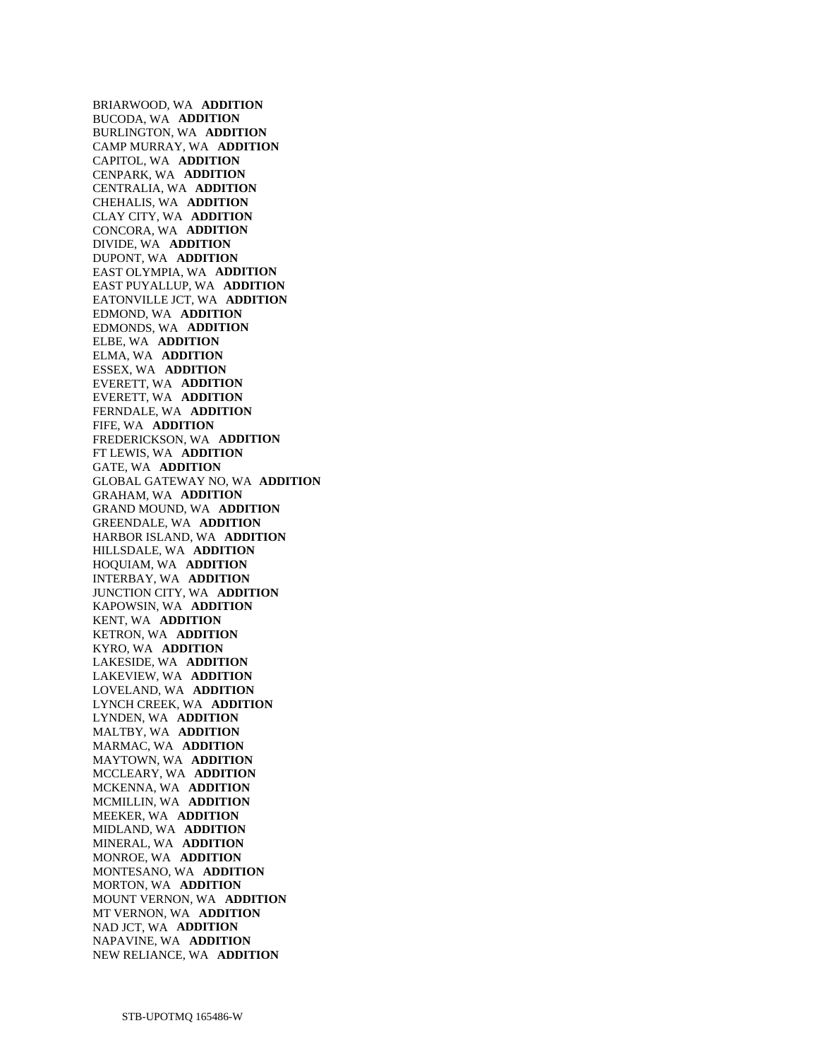BRIARWOOD, WA **ADDITION**
BUCODA, WA **ADDITION**
BURLINGTON, WA **ADDITION**
CAMP MURRAY, WA **ADDITION**
CAPITOL, WA **ADDITION**
CENPARK, WA **ADDITION**
CENTRALIA, WA **ADDITION**
CHEHALIS, WA **ADDITION**
CLAY CITY, WA **ADDITION**
CONCORA, WA **ADDITION**
DIVIDE, WA **ADDITION**
DUPONT, WA **ADDITION**
EAST OLYMPIA, WA **ADDITION**
EAST PUYALLUP, WA **ADDITION**
EATONVILLE JCT, WA **ADDITION**
EDMOND, WA **ADDITION**
EDMONDS, WA **ADDITION**
ELBE, WA **ADDITION**
ELMA, WA **ADDITION**
ESSEX, WA **ADDITION**
EVERETT, WA **ADDITION**
EVERETT, WA **ADDITION**
FERNDALE, WA **ADDITION**
FIFE, WA **ADDITION**
FREDERICKSON, WA **ADDITION**
FT LEWIS, WA **ADDITION**
GATE, WA **ADDITION**
GLOBAL GATEWAY NO, WA **ADDITION**
GRAHAM, WA **ADDITION**
GRAND MOUND, WA **ADDITION**
GREENDALE, WA **ADDITION**
HARBOR ISLAND, WA **ADDITION**
HILLSDALE, WA **ADDITION**
HOQUIAM, WA **ADDITION**
INTERBAY, WA **ADDITION**
JUNCTION CITY, WA **ADDITION**
KAPOWSIN, WA **ADDITION**
KENT, WA **ADDITION**
KETRON, WA **ADDITION**
KYRO, WA **ADDITION**
LAKESIDE, WA **ADDITION**
LAKEVIEW, WA **ADDITION**
LOVELAND, WA **ADDITION**
LYNCH CREEK, WA **ADDITION**
LYNDEN, WA **ADDITION**
MALTBY, WA **ADDITION**
MARMAC, WA **ADDITION**
MAYTOWN, WA **ADDITION**
MCCLEARY, WA **ADDITION**
MCKENNA, WA **ADDITION**
MCMILLIN, WA **ADDITION**
MEEKER, WA **ADDITION**
MIDLAND, WA **ADDITION**
MINERAL, WA **ADDITION**
MONROE, WA **ADDITION**
MONTESANO, WA **ADDITION**
MORTON, WA **ADDITION**
MOUNT VERNON, WA **ADDITION**
MT VERNON, WA **ADDITION**
NAD JCT, WA **ADDITION**
NAPAVINE, WA **ADDITION**
NEW RELIANCE, WA **ADDITION**

STB-UPOTMQ 165486-W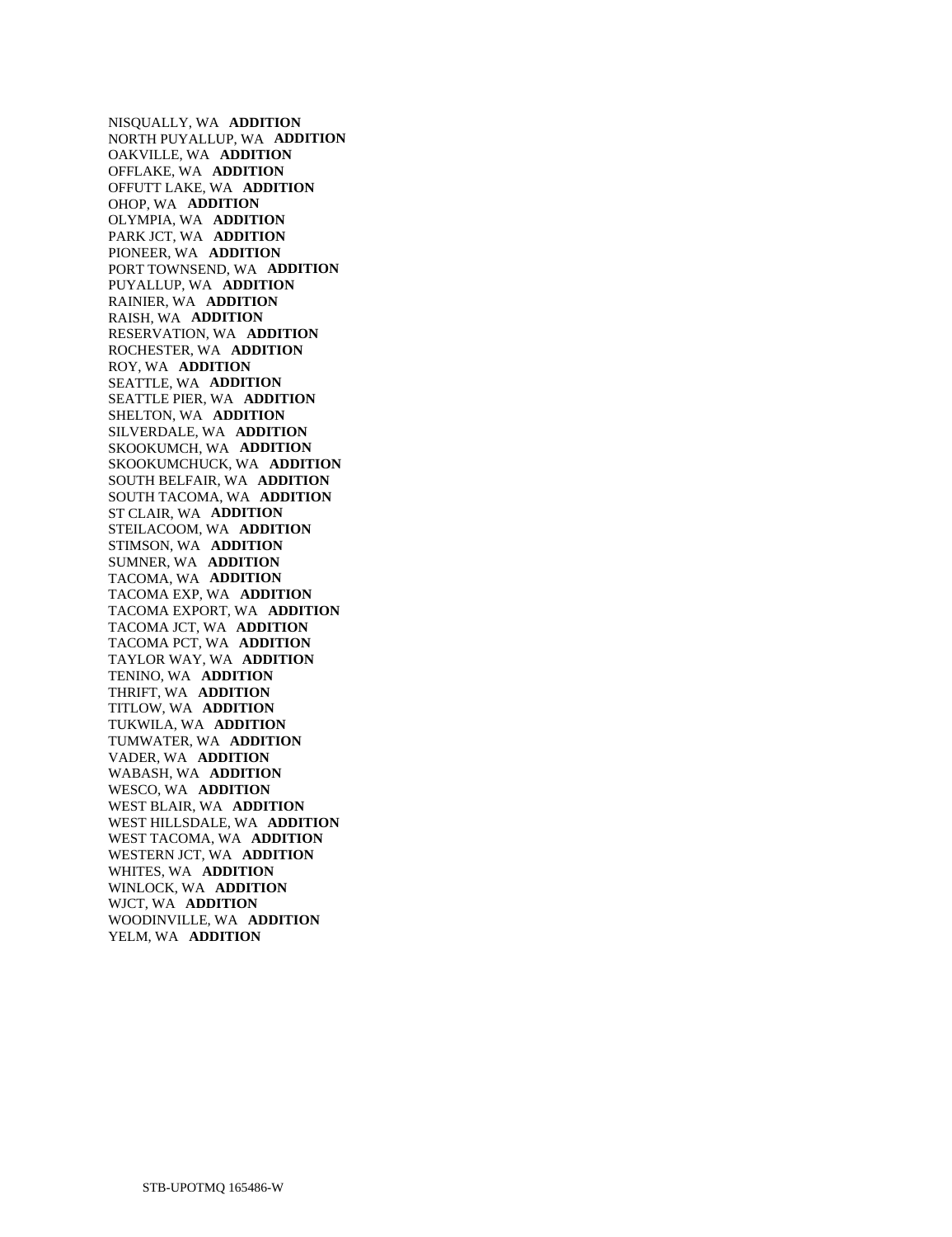NISQUALLY, WA **ADDITION**
NORTH PUYALLUP, WA **ADDITION**
OAKVILLE, WA **ADDITION**
OFFLAKE, WA **ADDITION**
OFFUTT LAKE, WA **ADDITION**
OHOP, WA **ADDITION**
OLYMPIA, WA **ADDITION**
PARK JCT, WA **ADDITION**
PIONEER, WA **ADDITION**
PORT TOWNSEND, WA **ADDITION**
PUYALLUP, WA **ADDITION**
RAINIER, WA **ADDITION**
RAISH, WA **ADDITION**
RESERVATION, WA **ADDITION**
ROCHESTER, WA **ADDITION**
ROY, WA **ADDITION**
SEATTLE, WA **ADDITION**
SEATTLE PIER, WA **ADDITION**
SHELTON, WA **ADDITION**
SILVERDALE, WA **ADDITION**
SKOOKUMCH, WA **ADDITION**
SKOOKUMCHUCK, WA **ADDITION**
SOUTH BELFAIR, WA **ADDITION**
SOUTH TACOMA, WA **ADDITION**
ST CLAIR, WA **ADDITION**
STEILACOOM, WA **ADDITION**
STIMSON, WA **ADDITION**
SUMNER, WA **ADDITION**
TACOMA, WA **ADDITION**
TACOMA EXP, WA **ADDITION**
TACOMA EXPORT, WA **ADDITION**
TACOMA JCT, WA **ADDITION**
TACOMA PCT, WA **ADDITION**
TAYLOR WAY, WA **ADDITION**
TENINO, WA **ADDITION**
THRIFT, WA **ADDITION**
TITLOW, WA **ADDITION**
TUKWILA, WA **ADDITION**
TUMWATER, WA **ADDITION**
VADER, WA **ADDITION**
WABASH, WA **ADDITION**
WESCO, WA **ADDITION**
WEST BLAIR, WA **ADDITION**
WEST HILLSDALE, WA **ADDITION**
WEST TACOMA, WA **ADDITION**
WESTERN JCT, WA **ADDITION**
WHITES, WA **ADDITION**
WINLOCK, WA **ADDITION**
WJCT, WA **ADDITION**
WOODINVILLE, WA **ADDITION**
YELM, WA **ADDITION**

STB-UPOTMQ 165486-W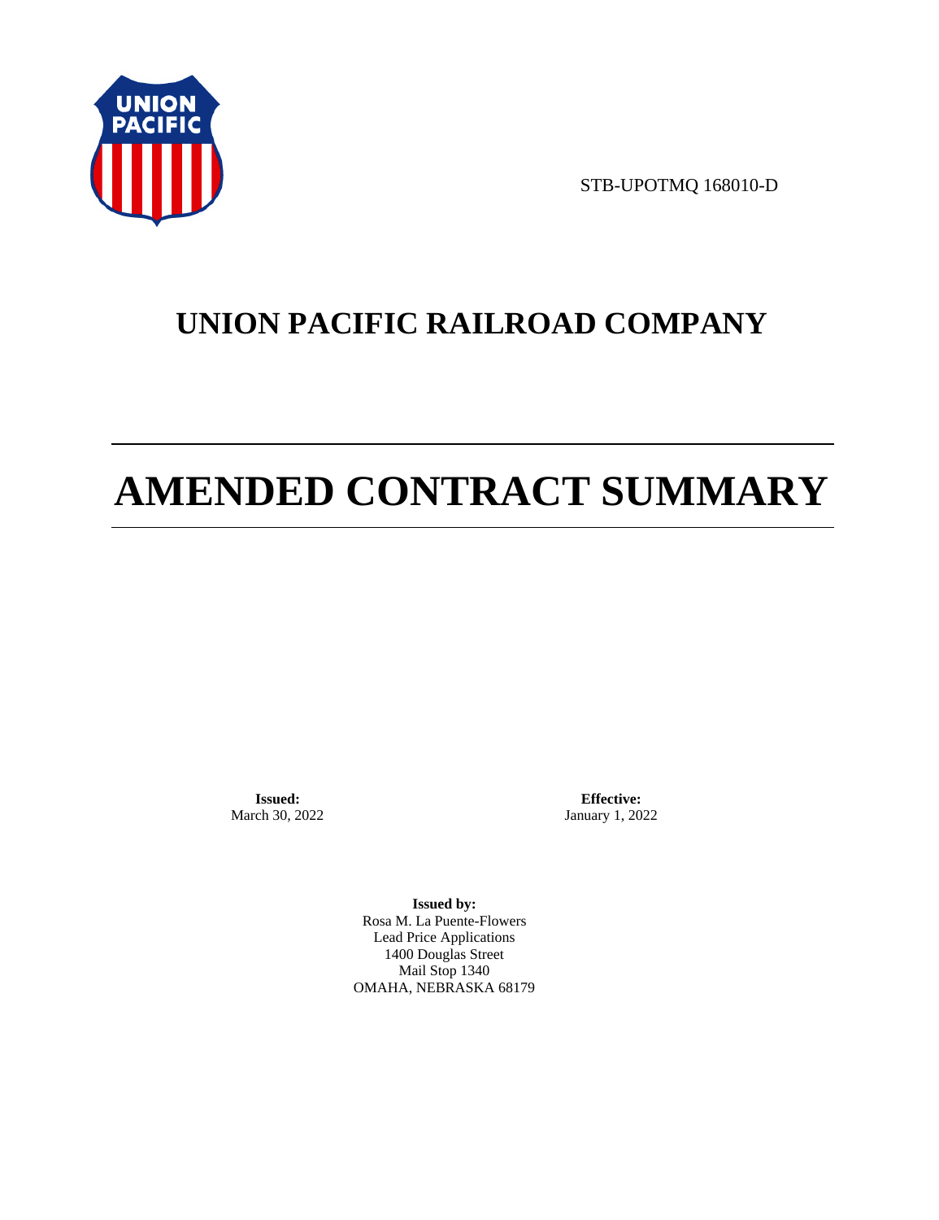STB-UPOTMQ 168010-D

# UNION PACIFIC RAILROAD COMPANY

# AMENDED CONTRACT SUMMARY

**Issued:**
March 30, 2022

**Effective:**
January 1, 2022

**Issued by:**
Rosa M. La Puente-Flowers
Lead Price Applications
1400 Douglas Street
Mail Stop 1340
OMAHA, NEBRASKA 68179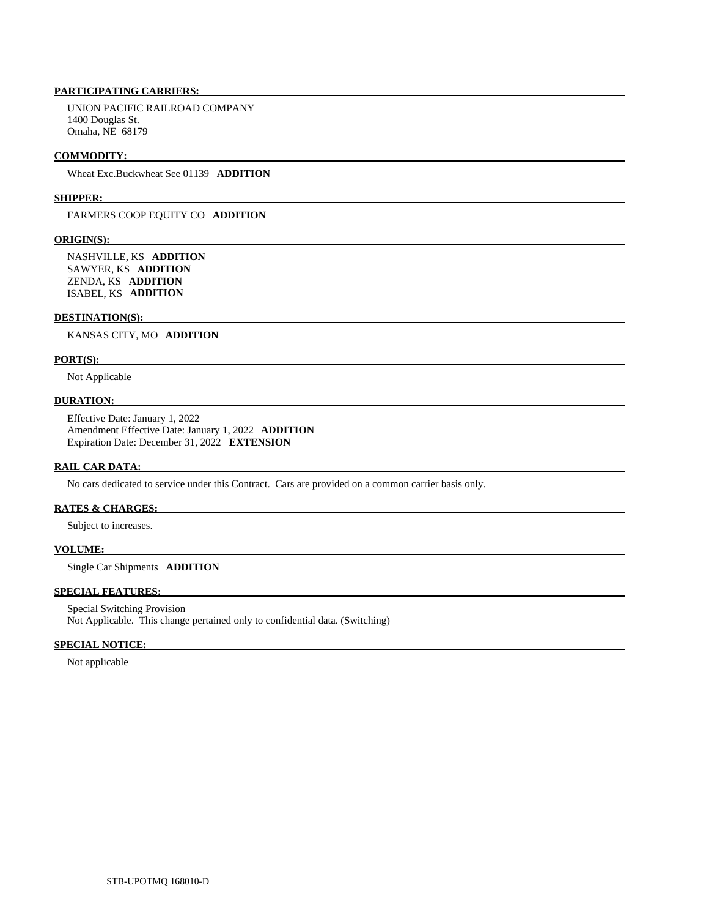**PARTICIPATING CARRIERS:**

UNION PACIFIC RAILROAD COMPANY
1400 Douglas St.
Omaha, NE 68179

**COMMODITY:**

Wheat Exc.Buckwheat See 01139 **ADDITION**

**SHIPPER:**

FARMERS COOP EQUITY CO **ADDITION**

**ORIGIN(S):**

NASHVILLE, KS **ADDITION**
SAWYER, KS **ADDITION**
ZENDA, KS **ADDITION**
ISABEL, KS **ADDITION**

**DESTINATION(S):**

KANSAS CITY, MO **ADDITION**

**PORT(S):**

Not Applicable

**DURATION:**

Effective Date: January 1, 2022
Amendment Effective Date: January 1, 2022 **ADDITION**
Expiration Date: December 31, 2022 **EXTENSION**

**RAIL CAR DATA:**

No cars dedicated to service under this Contract. Cars are provided on a common carrier basis only.

**RATES & CHARGES:**

Subject to increases.

**VOLUME:**

Single Car Shipments **ADDITION**

**SPECIAL FEATURES:**

Special Switching Provision
Not Applicable. This change pertained only to confidential data. (Switching)

**SPECIAL NOTICE:**

Not applicable

STB-UPOTMQ 168010-D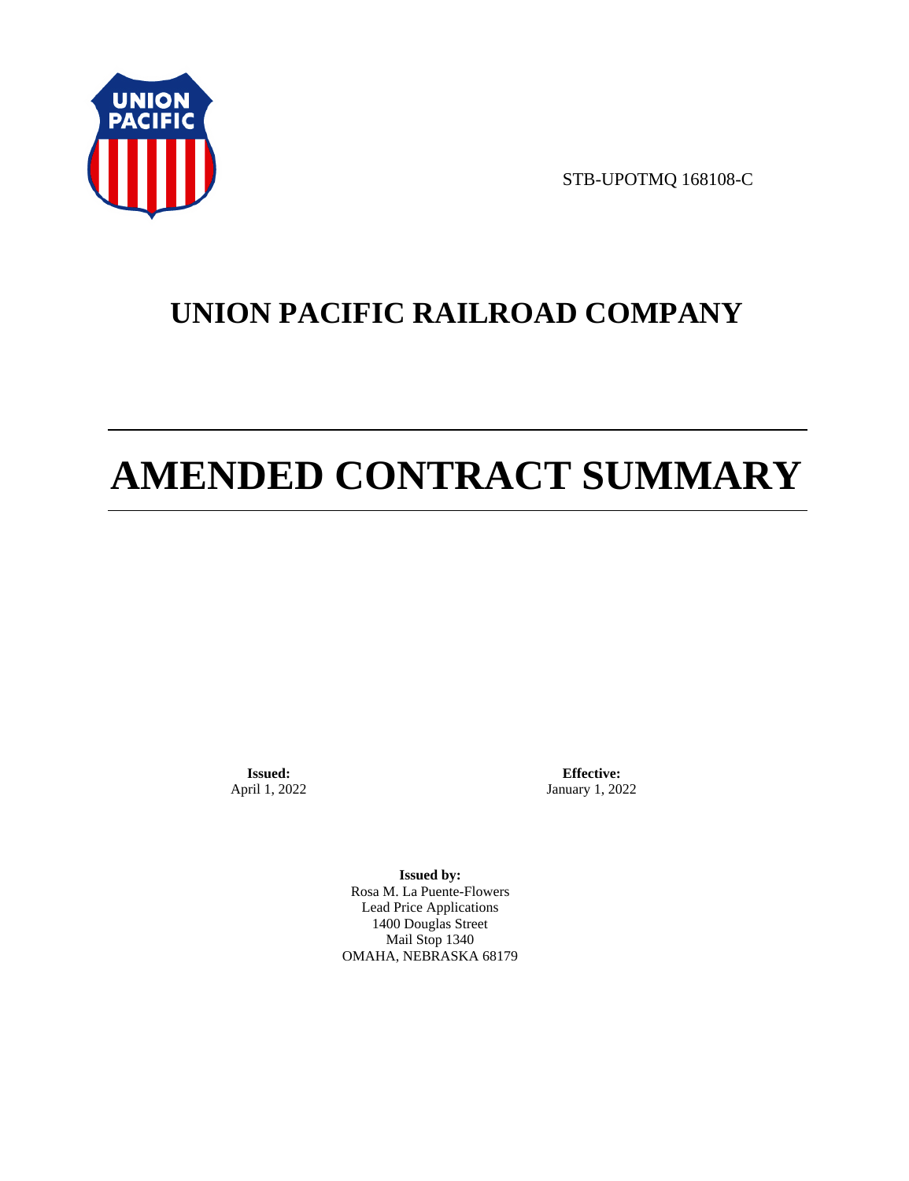STB-UPOTMQ 168108-C

# UNION PACIFIC RAILROAD COMPANY

# AMENDED CONTRACT SUMMARY

**Issued:**
April 1, 2022

**Effective:**
January 1, 2022

**Issued by:**
Rosa M. La Puente-Flowers
Lead Price Applications
1400 Douglas Street
Mail Stop 1340
OMAHA, NEBRASKA 68179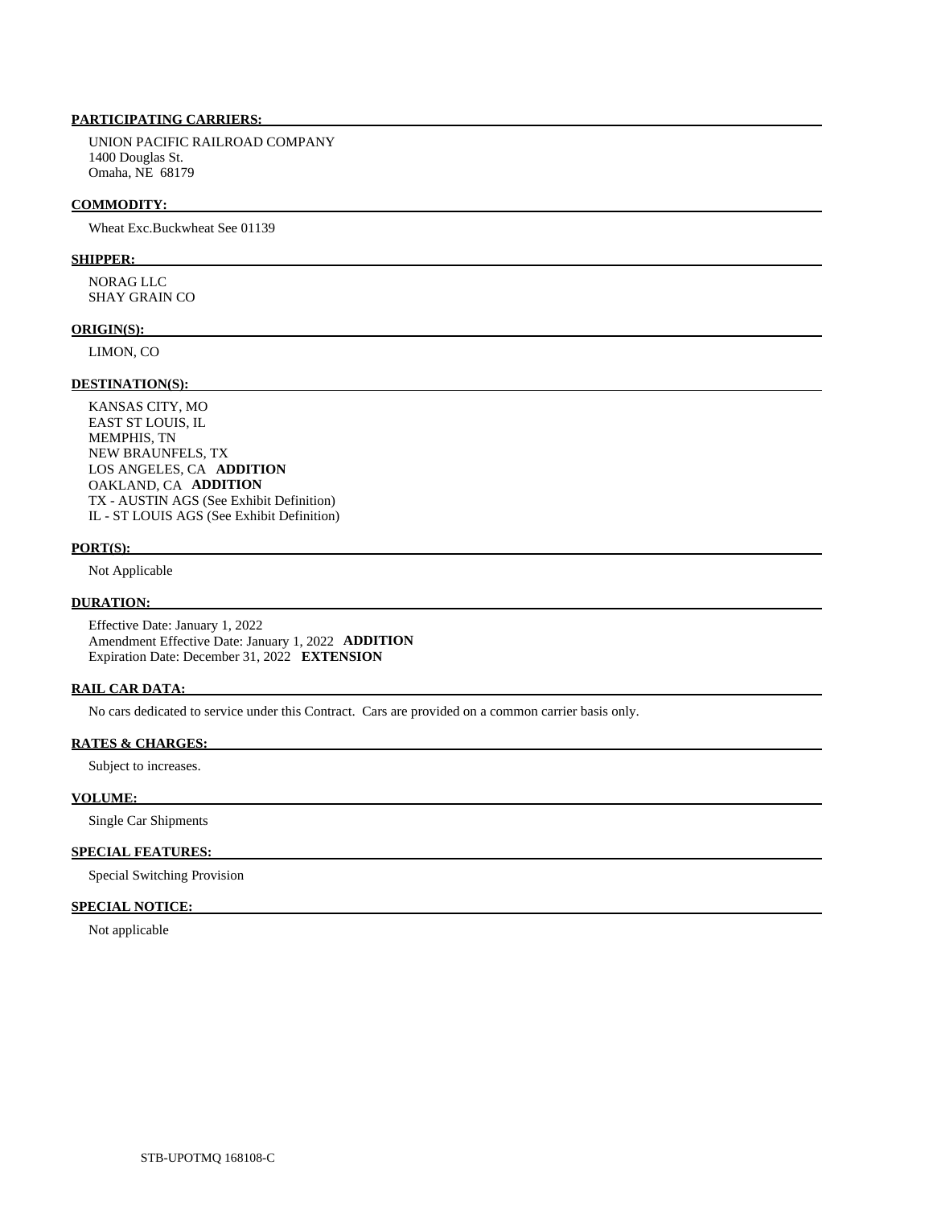**PARTICIPATING CARRIERS:**

UNION PACIFIC RAILROAD COMPANY
1400 Douglas St.
Omaha, NE 68179

**COMMODITY:**

Wheat Exc.Buckwheat See 01139

**SHIPPER:**

NORAG LLC
SHAY GRAIN CO

**ORIGIN(S):**

LIMON, CO

**DESTINATION(S):**

KANSAS CITY, MO
EAST ST LOUIS, IL
MEMPHIS, TN
NEW BRAUNFELS, TX
LOS ANGELES, CA **ADDITION**
OAKLAND, CA **ADDITION**
TX - AUSTIN AGS (See Exhibit Definition)
IL - ST LOUIS AGS (See Exhibit Definition)

**PORT(S):**

Not Applicable

**DURATION:**

Effective Date: January 1, 2022
Amendment Effective Date: January 1, 2022 **ADDITION**
Expiration Date: December 31, 2022 **EXTENSION**

**RAIL CAR DATA:**

No cars dedicated to service under this Contract. Cars are provided on a common carrier basis only.

**RATES & CHARGES:**

Subject to increases.

**VOLUME:**

Single Car Shipments

**SPECIAL FEATURES:**

Special Switching Provision

**SPECIAL NOTICE:**

Not applicable

STB-UPOTMQ 168108-C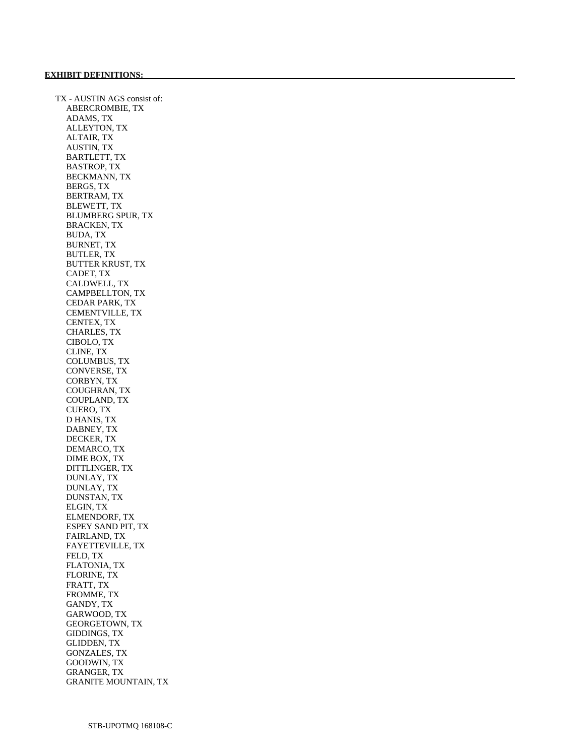**EXHIBIT DEFINITIONS:**

TX - AUSTIN AGS consist of:

- ABERCROMBIE, TX
- ADAMS, TX
- ALLEYTON, TX
- ALTAIR, TX
- AUSTIN, TX
- BARTLETT, TX
- BASTROP, TX
- BECKMANN, TX
- BERGS, TX
- BERTRAM, TX
- BLEWETT, TX
- BLUMBERG SPUR, TX
- BRACKEN, TX
- BUDA, TX
- BURNET, TX
- BUTLER, TX
- BUTTER KRUST, TX
- CADET, TX
- CALDWELL, TX
- CAMPBELLTON, TX
- CEDAR PARK, TX
- CEMENTVILLE, TX
- CENTEX, TX
- CHARLES, TX
- CIBOLO, TX
- CLINE, TX
- COLUMBUS, TX
- CONVERSE, TX
- CORBYN, TX
- COUGHRAN, TX
- COUPLAND, TX
- CUERO, TX
- D HANIS, TX
- DABNEY, TX
- DECKER, TX
- DEMARCO, TX
- DIME BOX, TX
- DITTLINGER, TX
- DUNLAY, TX
- DUNLAY, TX
- DUNSTAN, TX
- ELGIN, TX
- ELMENDORF, TX
- ESPEY SAND PIT, TX
- FAIRLAND, TX
- FAYETTEVILLE, TX
- FELD, TX
- FLATONIA, TX
- FLORINE, TX
- FRATT, TX
- FROMME, TX
- GANDY, TX
- GARWOOD, TX
- GEORGETOWN, TX
- GIDDINGS, TX
- GLIDDEN, TX
- GONZALES, TX
- GOODWIN, TX
- GRANGER, TX
- GRANITE MOUNTAIN, TX

STB-UPOTMQ 168108-C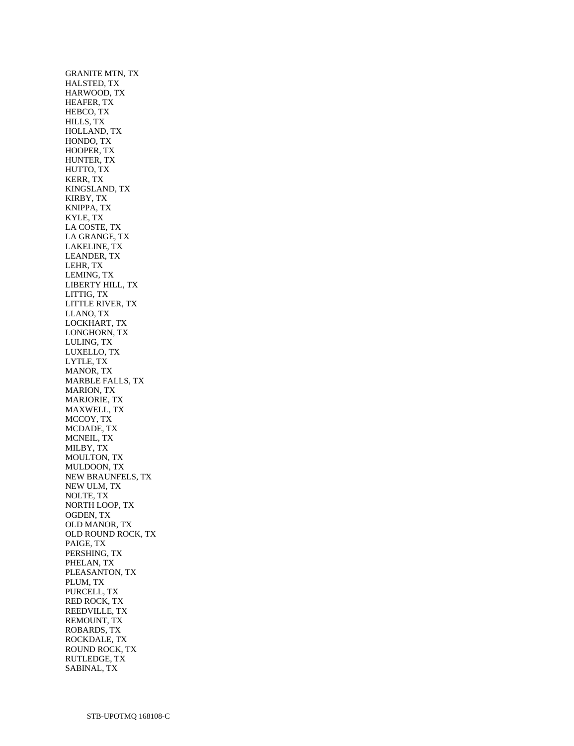GRANITE MTN, TX
HALSTED, TX
HARWOOD, TX
HEAFER, TX
HEBCO, TX
HILLS, TX
HOLLAND, TX
HONDO, TX
HOOPER, TX
HUNTER, TX
HUTTO, TX
KERR, TX
KINGSLAND, TX
KIRBY, TX
KNIPPA, TX
KYLE, TX
LA COSTE, TX
LA GRANGE, TX
LAKELINE, TX
LEANDER, TX
LEHR, TX
LEMING, TX
LIBERTY HILL, TX
LITTIG, TX
LITTLE RIVER, TX
LLANO, TX
LOCKHART, TX
LONGHORN, TX
LULING, TX
LUXELLO, TX
LYTLE, TX
MANOR, TX
MARBLE FALLS, TX
MARION, TX
MARJORIE, TX
MAXWELL, TX
MCCOY, TX
MCDADE, TX
MCNEIL, TX
MILBY, TX
MOULTON, TX
MULDOON, TX
NEW BRAUNFELS, TX
NEW ULM, TX
NOLTE, TX
NORTH LOOP, TX
OGDEN, TX
OLD MANOR, TX
OLD ROUND ROCK, TX
PAIGE, TX
PERSHING, TX
PHELAN, TX
PLEASANTON, TX
PLUM, TX
PURCELL, TX
RED ROCK, TX
REEDVILLE, TX
REMOUNT, TX
ROBARDS, TX
ROCKDALE, TX
ROUND ROCK, TX
RUTLEDGE, TX
SABINAL, TX

STB-UPOTMQ 168108-C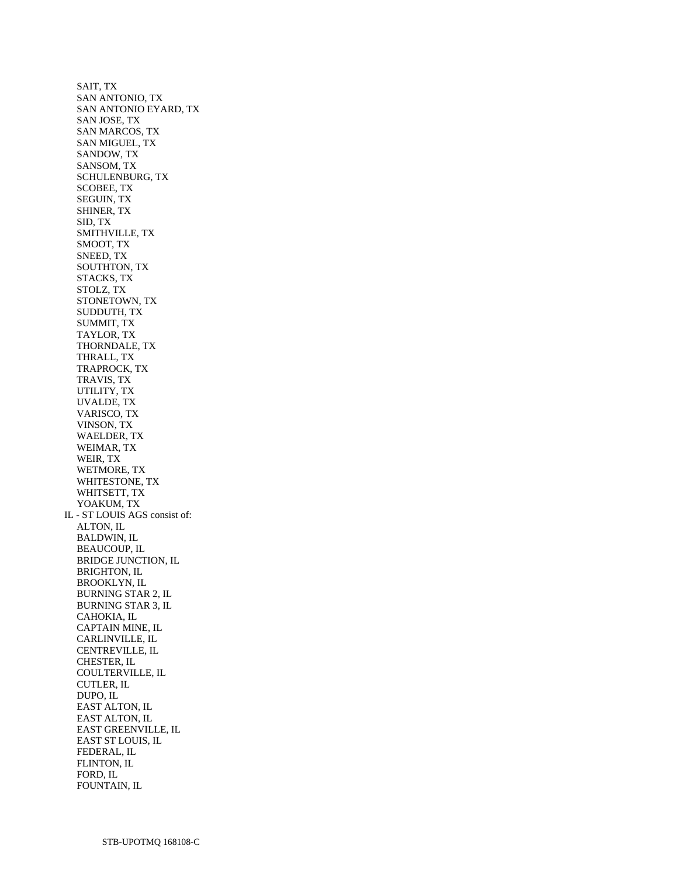SAIT, TX
SAN ANTONIO, TX
SAN ANTONIO EYARD, TX
SAN JOSE, TX
SAN MARCOS, TX
SAN MIGUEL, TX
SANDOW, TX
SANSOM, TX
SCHULENBURG, TX
SCOBEE, TX
SEGUIN, TX
SHINER, TX
SID, TX
SMITHVILLE, TX
SMOOT, TX
SNEED, TX
SOUTHTON, TX
STACKS, TX
STOLZ, TX
STONETOWN, TX
SUDDUTH, TX
SUMMIT, TX
TAYLOR, TX
THORNDALE, TX
THRALL, TX
TRAPROCK, TX
TRAVIS, TX
UTILITY, TX
UVALDE, TX
VARISCO, TX
VINSON, TX
WAELDER, TX
WEIMAR, TX
WEIR, TX
WETMORE, TX
WHITESTONE, TX
WHITSETT, TX
YOAKUM, TX

IL - ST LOUIS AGS consist of:
ALTON, IL
BALDWIN, IL
BEAUCOUP, IL
BRIDGE JUNCTION, IL
BRIGHTON, IL
BROOKLYN, IL
BURNING STAR 2, IL
BURNING STAR 3, IL
CAHOKIA, IL
CAPTAIN MINE, IL
CARLINVILLE, IL
CENTREVILLE, IL
CHESTER, IL
COULTERVILLE, IL
CUTLER, IL
DUPO, IL
EAST ALTON, IL
EAST ALTON, IL
EAST GREENVILLE, IL
EAST ST LOUIS, IL
FEDERAL, IL
FLINTON, IL
FORD, IL
FOUNTAIN, IL

STB-UPOTMQ 168108-C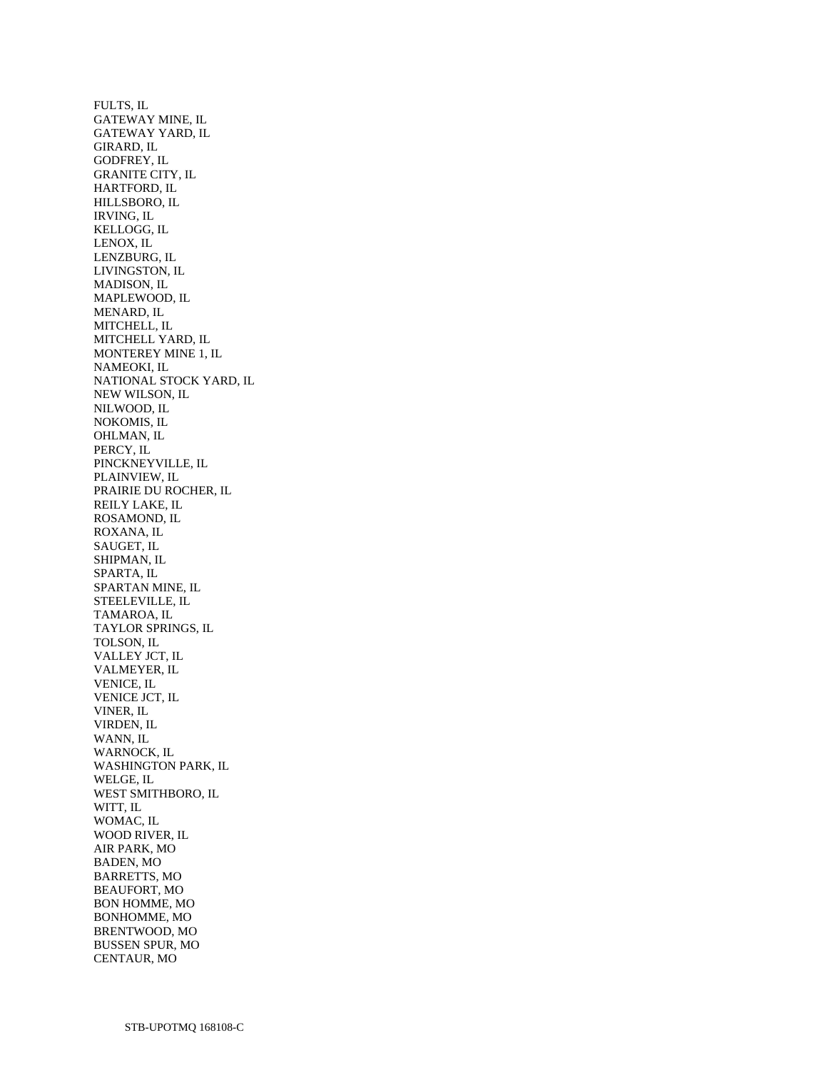FULTS, IL
GATEWAY MINE, IL
GATEWAY YARD, IL
GIRARD, IL
GODFREY, IL
GRANITE CITY, IL
HARTFORD, IL
HILLSBORO, IL
IRVING, IL
KELLOGG, IL
LENOX, IL
LENZBURG, IL
LIVINGSTON, IL
MADISON, IL
MAPLEWOOD, IL
MENARD, IL
MITCHELL, IL
MITCHELL YARD, IL
MONTEREY MINE 1, IL
NAMEOKI, IL
NATIONAL STOCK YARD, IL
NEW WILSON, IL
NILWOOD, IL
NOKOMIS, IL
OHLMAN, IL
PERCY, IL
PINCKNEYVILLE, IL
PLAINVIEW, IL
PRAIRIE DU ROCHER, IL
REILY LAKE, IL
ROSAMOND, IL
ROXANA, IL
SAUGET, IL
SHIPMAN, IL
SPARTA, IL
SPARTAN MINE, IL
STEELEVILLE, IL
TAMAROA, IL
TAYLOR SPRINGS, IL
TOLSON, IL
VALLEY JCT, IL
VALMEYER, IL
VENICE, IL
VENICE JCT, IL
VINER, IL
VIRDEN, IL
WANN, IL
WARNOCK, IL
WASHINGTON PARK, IL
WELGE, IL
WEST SMITHBORO, IL
WITT, IL
WOMAC, IL
WOOD RIVER, IL
AIR PARK, MO
BADEN, MO
BARRETTS, MO
BEAUFORT, MO
BON HOMME, MO
BONHOMME, MO
BRENTWOOD, MO
BUSSEN SPUR, MO
CENTAUR, MO

STB-UPOTMQ 168108-C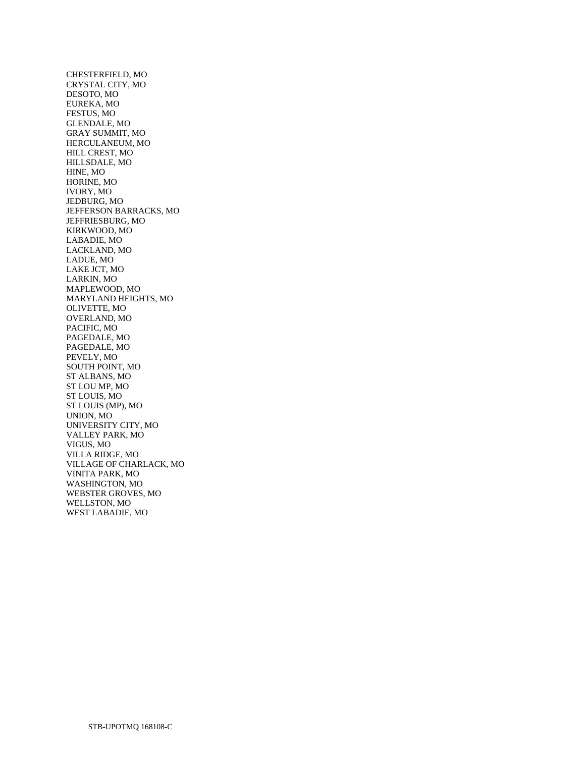CHESTERFIELD, MO
CRYSTAL CITY, MO
DESOTO, MO
EUREKA, MO
FESTUS, MO
GLENDALE, MO
GRAY SUMMIT, MO
HERCULANEUM, MO
HILL CREST, MO
HILLSDALE, MO
HINE, MO
HORINE, MO
IVORY, MO
JEDBURG, MO
JEFFERSON BARRACKS, MO
JEFFRIESBURG, MO
KIRKWOOD, MO
LABADIE, MO
LACKLAND, MO
LADUE, MO
LAKE JCT, MO
LARKIN, MO
MAPLEWOOD, MO
MARYLAND HEIGHTS, MO
OLIVETTE, MO
OVERLAND, MO
PACIFIC, MO
PAGEDALE, MO
PAGEDALE, MO
PEVELY, MO
SOUTH POINT, MO
ST ALBANS, MO
ST LOU MP, MO
ST LOUIS, MO
ST LOUIS (MP), MO
UNION, MO
UNIVERSITY CITY, MO
VALLEY PARK, MO
VIGUS, MO
VILLA RIDGE, MO
VILLAGE OF CHARLACK, MO
VINITA PARK, MO
WASHINGTON, MO
WEBSTER GROVES, MO
WELLSTON, MO
WEST LABADIE, MO

STB-UPOTMQ 168108-C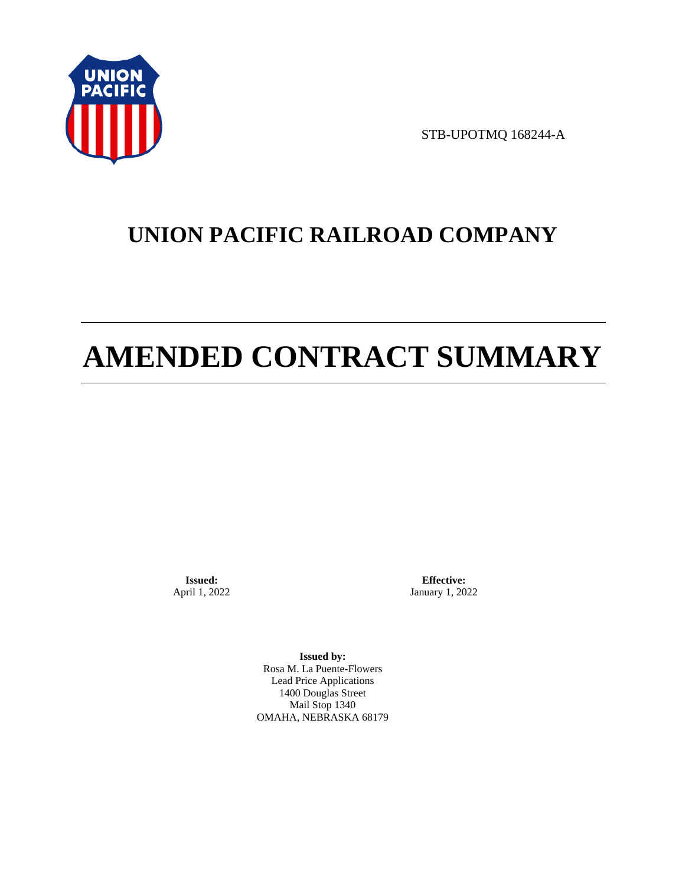STB-UPOTMQ 168244-A

# UNION PACIFIC RAILROAD COMPANY

# AMENDED CONTRACT SUMMARY

**Issued:**
April 1, 2022

**Effective:**
January 1, 2022

**Issued by:**
Rosa M. La Puente-Flowers
Lead Price Applications
1400 Douglas Street
Mail Stop 1340
OMAHA, NEBRASKA 68179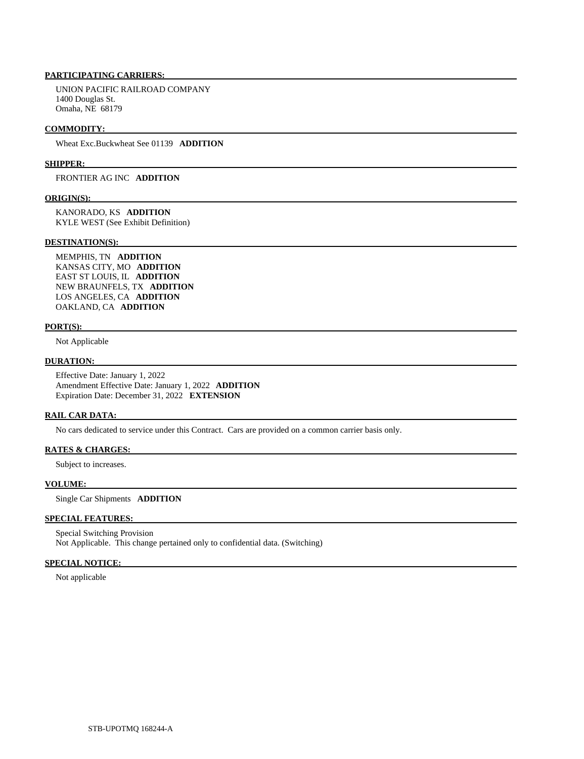**PARTICIPATING CARRIERS:**

UNION PACIFIC RAILROAD COMPANY
1400 Douglas St.
Omaha, NE 68179

**COMMODITY:**

Wheat Exc.Buckwheat See 01139 **ADDITION**

**SHIPPER:**

FRONTIER AG INC **ADDITION**

**ORIGIN(S):**

KANORADO, KS **ADDITION**
KYLE WEST (See Exhibit Definition)

**DESTINATION(S):**

MEMPHIS, TN **ADDITION**
KANSAS CITY, MO **ADDITION**
EAST ST LOUIS, IL **ADDITION**
NEW BRAUNFELS, TX **ADDITION**
LOS ANGELES, CA **ADDITION**
OAKLAND, CA **ADDITION**

**PORT(S):**

Not Applicable

**DURATION:**

Effective Date: January 1, 2022
Amendment Effective Date: January 1, 2022 **ADDITION**
Expiration Date: December 31, 2022 **EXTENSION**

**RAIL CAR DATA:**

No cars dedicated to service under this Contract. Cars are provided on a common carrier basis only.

**RATES & CHARGES:**

Subject to increases.

**VOLUME:**

Single Car Shipments **ADDITION**

**SPECIAL FEATURES:**

Special Switching Provision
Not Applicable. This change pertained only to confidential data. (Switching)

**SPECIAL NOTICE:**

Not applicable

STB-UPOTMQ 168244-A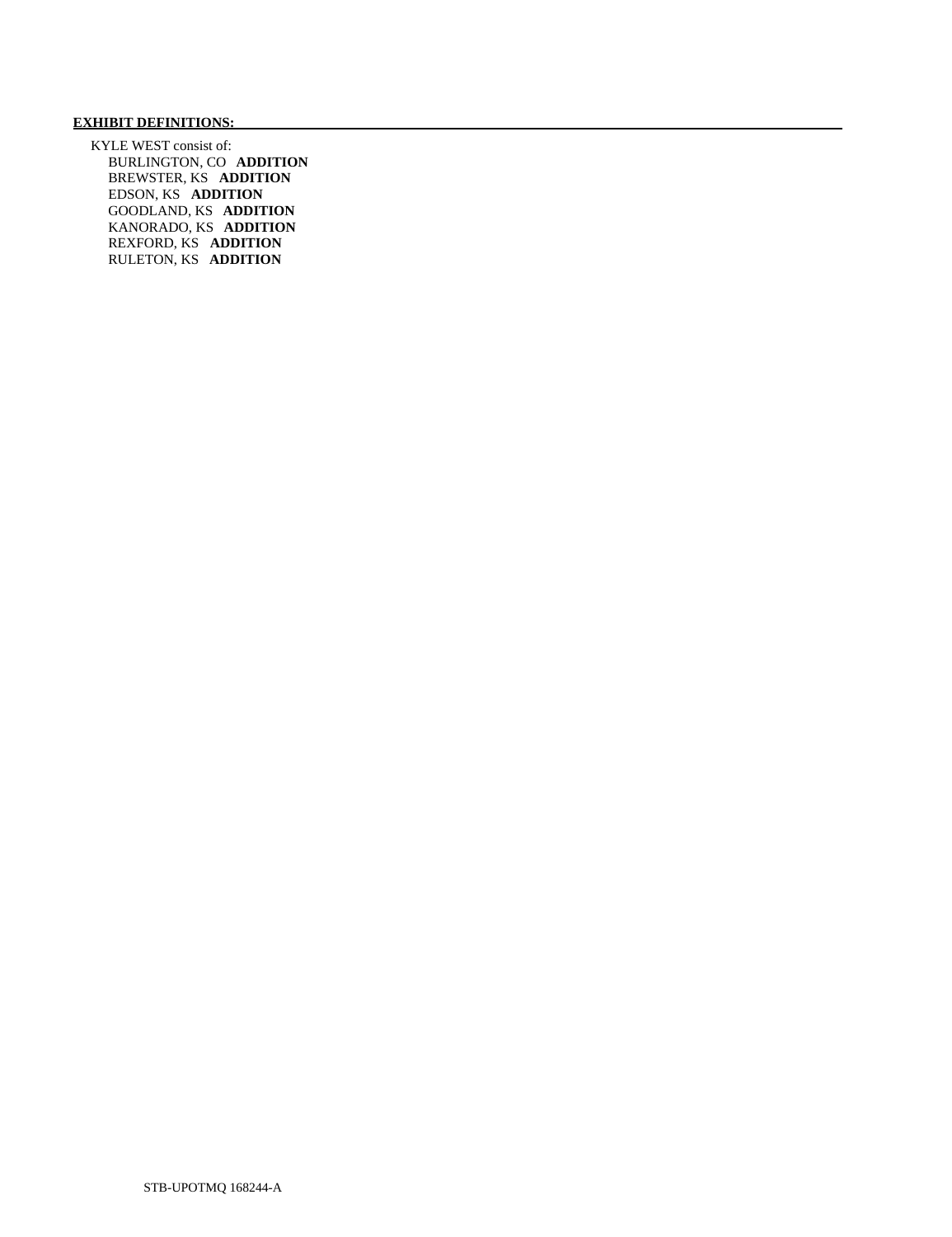**EXHIBIT DEFINITIONS:**

KYLE WEST consist of:

- BURLINGTON, CO **ADDITION**
- BREWSTER, KS **ADDITION**
- EDSON, KS **ADDITION**
- GOODLAND, KS **ADDITION**
- KANORADO, KS **ADDITION**
- REXFORD, KS **ADDITION**
- RULETON, KS **ADDITION**

STB-UPOTMQ 168244-A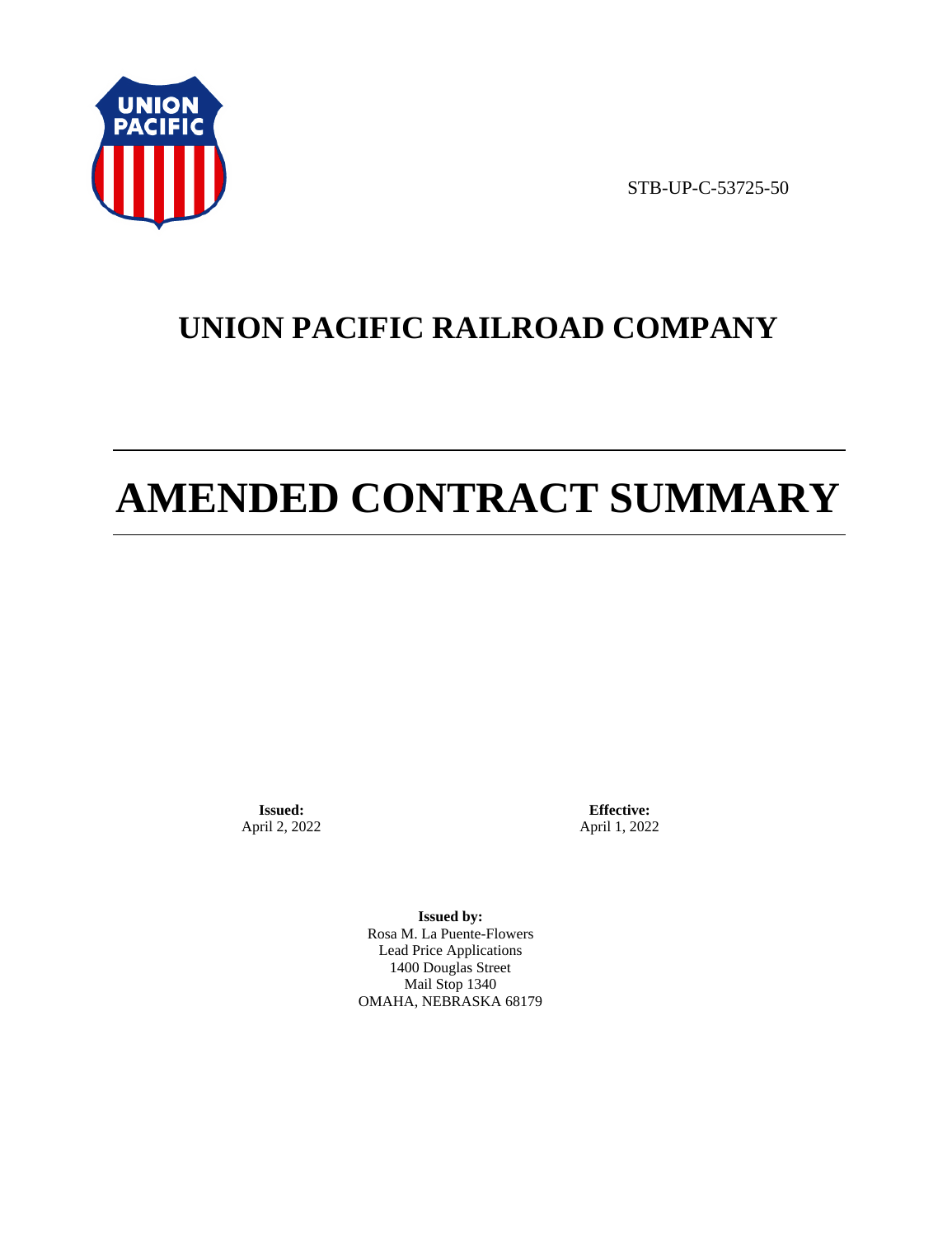STB-UP-C-53725-50

# UNION PACIFIC RAILROAD COMPANY

# AMENDED CONTRACT SUMMARY

**Issued:**
April 2, 2022

**Effective:**
April 1, 2022

**Issued by:**
Rosa M. La Puente-Flowers
Lead Price Applications
1400 Douglas Street
Mail Stop 1340
OMAHA, NEBRASKA 68179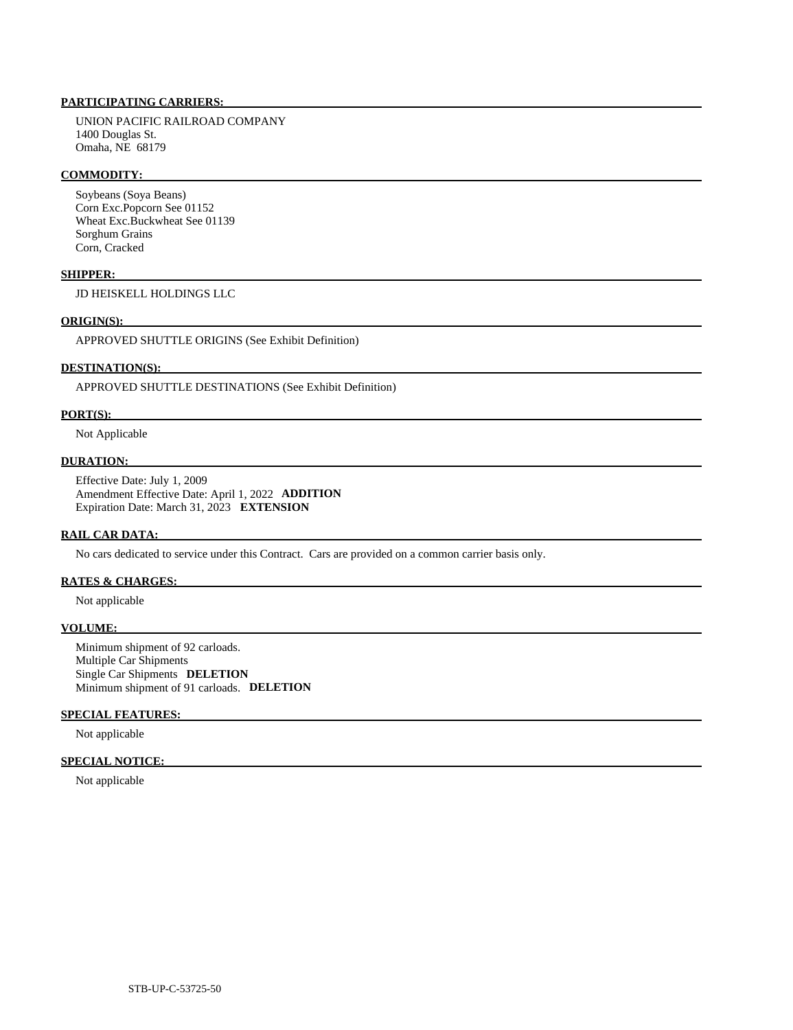**PARTICIPATING CARRIERS:**

UNION PACIFIC RAILROAD COMPANY
1400 Douglas St.
Omaha, NE 68179

**COMMODITY:**

Soybeans (Soya Beans)
Corn Exc.Popcorn See 01152
Wheat Exc.Buckwheat See 01139
Sorghum Grains
Corn, Cracked

**SHIPPER:**

JD HEISKELL HOLDINGS LLC

**ORIGIN(S):**

APPROVED SHUTTLE ORIGINS (See Exhibit Definition)

**DESTINATION(S):**

APPROVED SHUTTLE DESTINATIONS (See Exhibit Definition)

**PORT(S):**

Not Applicable

**DURATION:**

Effective Date: July 1, 2009
Amendment Effective Date: April 1, 2022 **ADDITION**
Expiration Date: March 31, 2023 **EXTENSION**

**RAIL CAR DATA:**

No cars dedicated to service under this Contract. Cars are provided on a common carrier basis only.

**RATES & CHARGES:**

Not applicable

**VOLUME:**

Minimum shipment of 92 carloads.
Multiple Car Shipments
Single Car Shipments **DELETION**
Minimum shipment of 91 carloads. **DELETION**

**SPECIAL FEATURES:**

Not applicable

**SPECIAL NOTICE:**

Not applicable

STB-UP-C-53725-50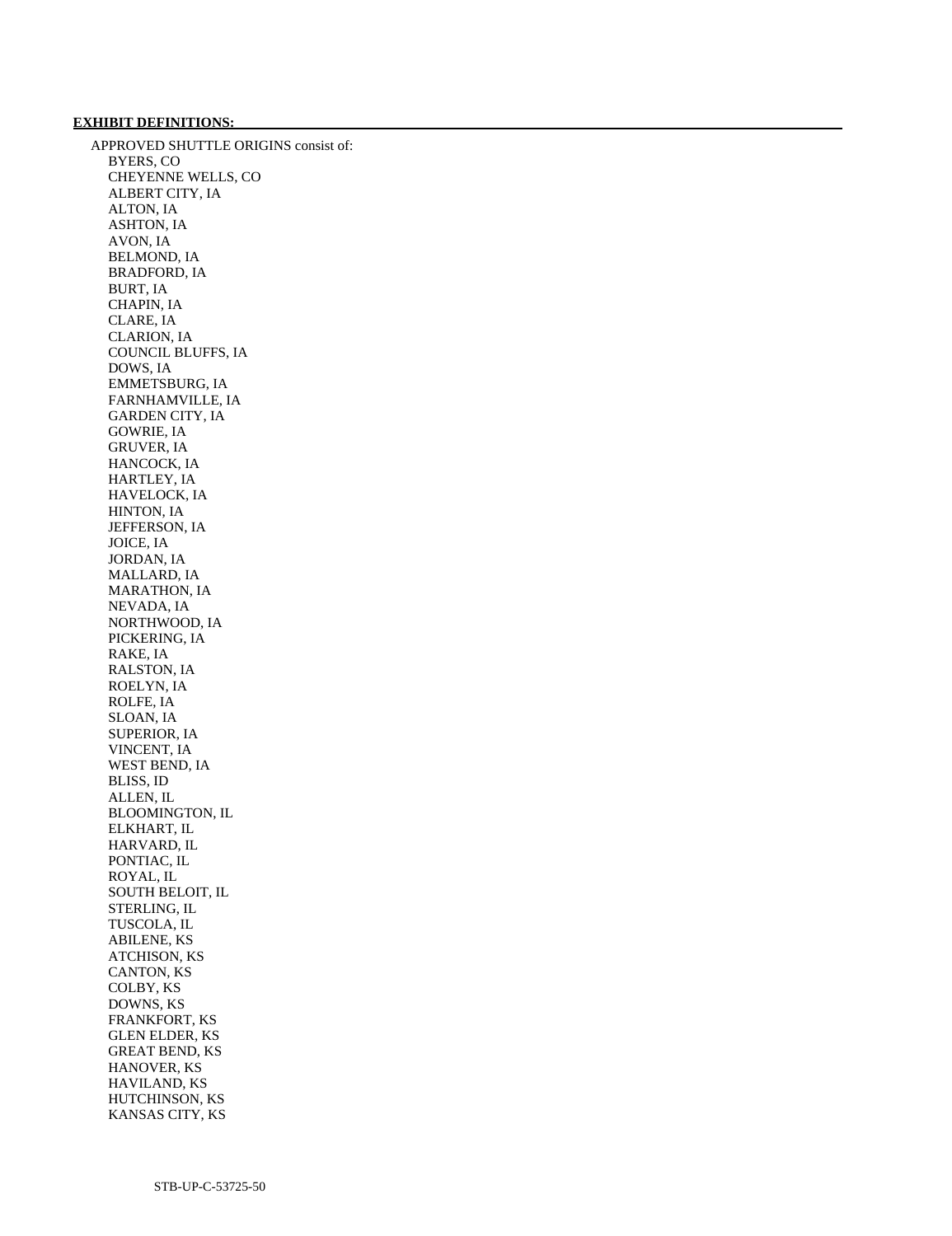**EXHIBIT DEFINITIONS:**

APPROVED SHUTTLE ORIGINS consist of:

- BYERS, CO
- CHEYENNE WELLS, CO
- ALBERT CITY, IA
- ALTON, IA
- ASHTON, IA
- AVON, IA
- BELMOND, IA
- BRADFORD, IA
- BURT, IA
- CHAPIN, IA
- CLARE, IA
- CLARION, IA
- COUNCIL BLUFFS, IA
- DOWS, IA
- EMMETSBURG, IA
- FARNHAMVILLE, IA
- GARDEN CITY, IA
- GOWRIE, IA
- GRUVER, IA
- HANCOCK, IA
- HARTLEY, IA
- HAVELOCK, IA
- HINTON, IA
- JEFFERSON, IA
- JOICE, IA
- JORDAN, IA
- MALLARD, IA
- MARATHON, IA
- NEVADA, IA
- NORTHWOOD, IA
- PICKERING, IA
- RAKE, IA
- RALSTON, IA
- ROELYN, IA
- ROLFE, IA
- SLOAN, IA
- SUPERIOR, IA
- VINCENT, IA
- WEST BEND, IA
- BLISS, ID
- ALLEN, IL
- BLOOMINGTON, IL
- ELKHART, IL
- HARVARD, IL
- PONTIAC, IL
- ROYAL, IL
- SOUTH BELOIT, IL
- STERLING, IL
- TUSCOLA, IL
- ABILENE, KS
- ATCHISON, KS
- CANTON, KS
- COLBY, KS
- DOWNS, KS
- FRANKFORT, KS
- GLEN ELDER, KS
- GREAT BEND, KS
- HANOVER, KS
- HAVILAND, KS
- HUTCHINSON, KS
- KANSAS CITY, KS

STB-UP-C-53725-50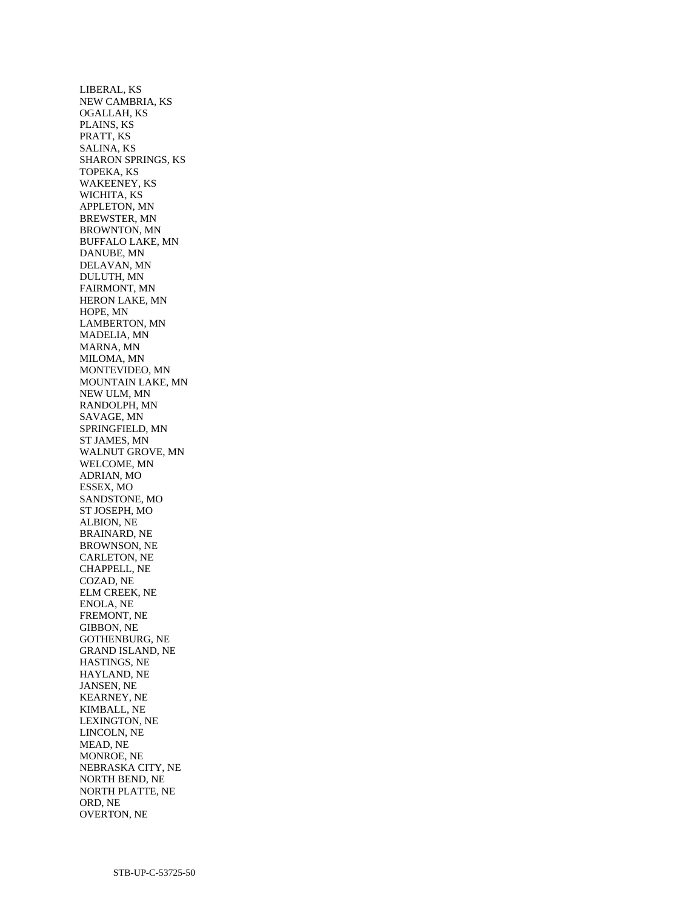LIBERAL, KS
NEW CAMBRIA, KS
OGALLAH, KS
PLAINS, KS
PRATT, KS
SALINA, KS
SHARON SPRINGS, KS
TOPEKA, KS
WAKEENEY, KS
WICHITA, KS
APPLETON, MN
BREWSTER, MN
BROWNTON, MN
BUFFALO LAKE, MN
DANUBE, MN
DELAVAN, MN
DULUTH, MN
FAIRMONT, MN
HERON LAKE, MN
HOPE, MN
LAMBERTON, MN
MADELIA, MN
MARNA, MN
MILOMA, MN
MONTEVIDEO, MN
MOUNTAIN LAKE, MN
NEW ULM, MN
RANDOLPH, MN
SAVAGE, MN
SPRINGFIELD, MN
ST JAMES, MN
WALNUT GROVE, MN
WELCOME, MN
ADRIAN, MO
ESSEX, MO
SANDSTONE, MO
ST JOSEPH, MO
ALBION, NE
BRAINARD, NE
BROWNSON, NE
CARLETON, NE
CHAPPELL, NE
COZAD, NE
ELM CREEK, NE
ENOLA, NE
FREMONT, NE
GIBBON, NE
GOTHENBURG, NE
GRAND ISLAND, NE
HASTINGS, NE
HAYLAND, NE
JANSEN, NE
KEARNEY, NE
KIMBALL, NE
LEXINGTON, NE
LINCOLN, NE
MEAD, NE
MONROE, NE
NEBRASKA CITY, NE
NORTH BEND, NE
NORTH PLATTE, NE
ORD, NE
OVERTON, NE

STB-UP-C-53725-50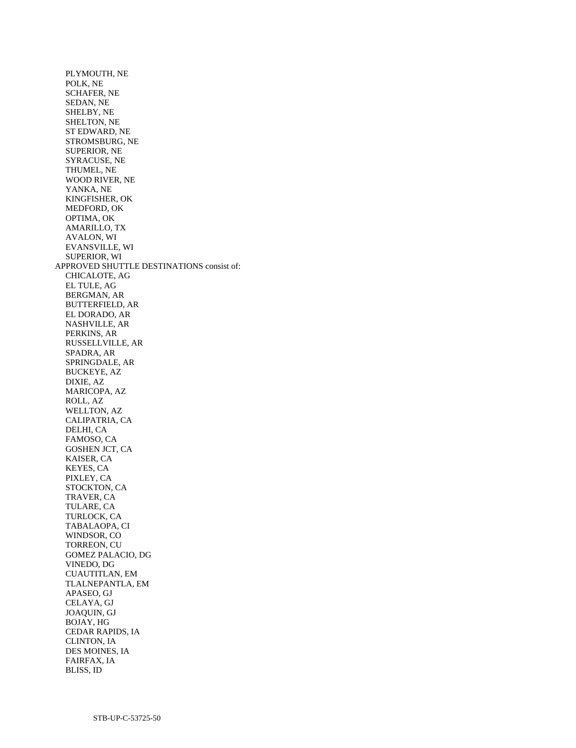PLYMOUTH, NE
POLK, NE
SCHAFER, NE
SEDAN, NE
SHELBY, NE
SHELTON, NE
ST EDWARD, NE
STROMSBURG, NE
SUPERIOR, NE
SYRACUSE, NE
THUMEL, NE
WOOD RIVER, NE
YANKA, NE
KINGFISHER, OK
MEDFORD, OK
OPTIMA, OK
AMARILLO, TX
AVALON, WI
EVANSVILLE, WI
SUPERIOR, WI

APPROVED SHUTTLE DESTINATIONS consist of:

CHICALOTE, AG
EL TULE, AG
BERGMAN, AR
BUTTERFIELD, AR
EL DORADO, AR
NASHVILLE, AR
PERKINS, AR
RUSSELLVILLE, AR
SPADRA, AR
SPRINGDALE, AR
BUCKEYE, AZ
DIXIE, AZ
MARICOPA, AZ
ROLL, AZ
WELLTON, AZ
CALIPATRIA, CA
DELHI, CA
FAMOSO, CA
GOSHEN JCT, CA
KAISER, CA
KEYES, CA
PIXLEY, CA
STOCKTON, CA
TRAVER, CA
TULARE, CA
TURLOCK, CA
TABALAOPA, CI
WINDSOR, CO
TORREON, CU
GOMEZ PALACIO, DG
VINEDO, DG
CUAUTITLAN, EM
TLALNEPANTLA, EM
APASEO, GJ
CELAYA, GJ
JOAQUIN, GJ
BOJAY, HG
CEDAR RAPIDS, IA
CLINTON, IA
DES MOINES, IA
FAIRFAX, IA
BLISS, ID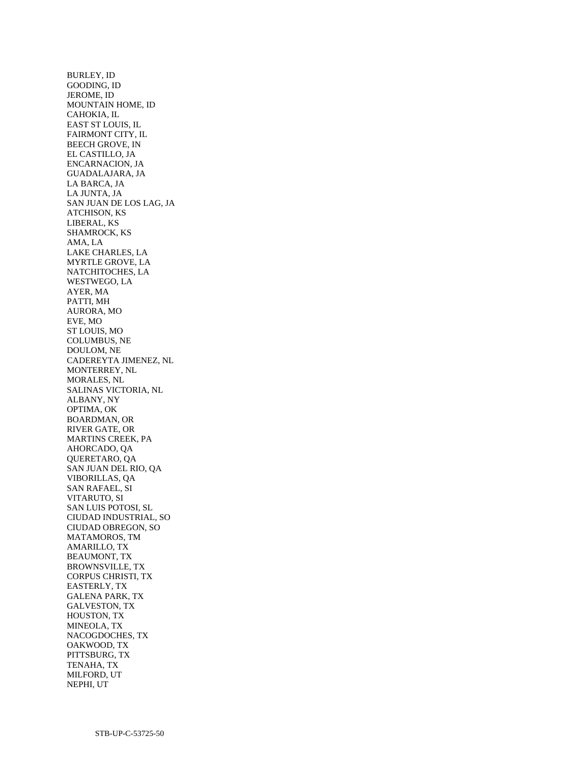BURLEY, ID
GOODING, ID
JEROME, ID
MOUNTAIN HOME, ID
CAHOKIA, IL
EAST ST LOUIS, IL
FAIRMONT CITY, IL
BEECH GROVE, IN
EL CASTILLO, JA
ENCARNACION, JA
GUADALAJARA, JA
LA BARCA, JA
LA JUNTA, JA
SAN JUAN DE LOS LAG, JA
ATCHISON, KS
LIBERAL, KS
SHAMROCK, KS
AMA, LA
LAKE CHARLES, LA
MYRTLE GROVE, LA
NATCHITOCHES, LA
WESTWEGO, LA
AYER, MA
PATTI, MH
AURORA, MO
EVE, MO
ST LOUIS, MO
COLUMBUS, NE
DOULOM, NE
CADEREYTA JIMENEZ, NL
MONTERREY, NL
MORALES, NL
SALINAS VICTORIA, NL
ALBANY, NY
OPTIMA, OK
BOARDMAN, OR
RIVER GATE, OR
MARTINS CREEK, PA
AHORCADO, QA
QUERETARO, QA
SAN JUAN DEL RIO, QA
VIBORILLAS, QA
SAN RAFAEL, SI
VITARUTO, SI
SAN LUIS POTOSI, SL
CIUDAD INDUSTRIAL, SO
CIUDAD OBREGON, SO
MATAMOROS, TM
AMARILLO, TX
BEAUMONT, TX
BROWNSVILLE, TX
CORPUS CHRISTI, TX
EASTERLY, TX
GALENA PARK, TX
GALVESTON, TX
HOUSTON, TX
MINEOLA, TX
NACOGDOCHES, TX
OAKWOOD, TX
PITTSBURG, TX
TENAHA, TX
MILFORD, UT
NEPHI, UT

STB-UP-C-53725-50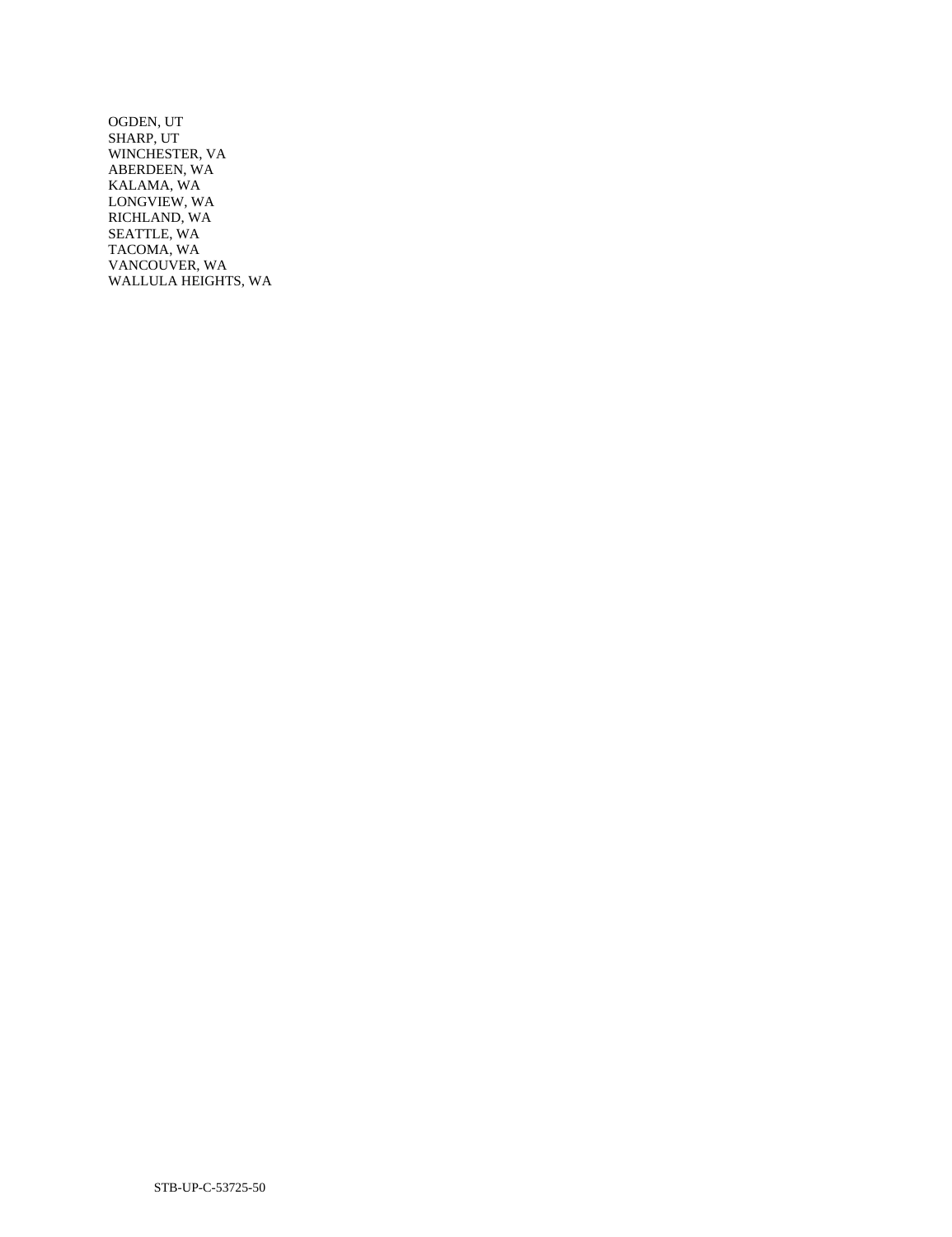OGDEN, UT
SHARP, UT
WINCHESTER, VA
ABERDEEN, WA
KALAMA, WA
LONGVIEW, WA
RICHLAND, WA
SEATTLE, WA
TACOMA, WA
VANCOUVER, WA
WALLULA HEIGHTS, WA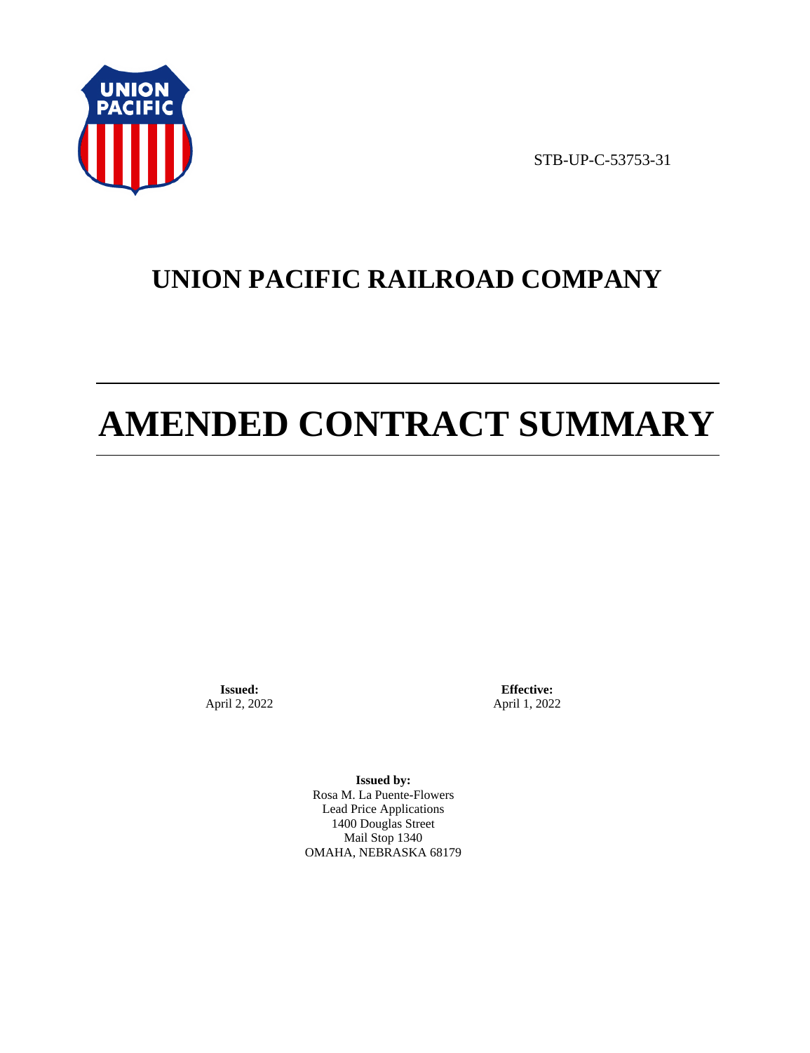STB-UP-C-53753-31

# UNION PACIFIC RAILROAD COMPANY

# AMENDED CONTRACT SUMMARY

**Issued:**
April 2, 2022

**Effective:**
April 1, 2022

**Issued by:**
Rosa M. La Puente-Flowers
Lead Price Applications
1400 Douglas Street
Mail Stop 1340
OMAHA, NEBRASKA 68179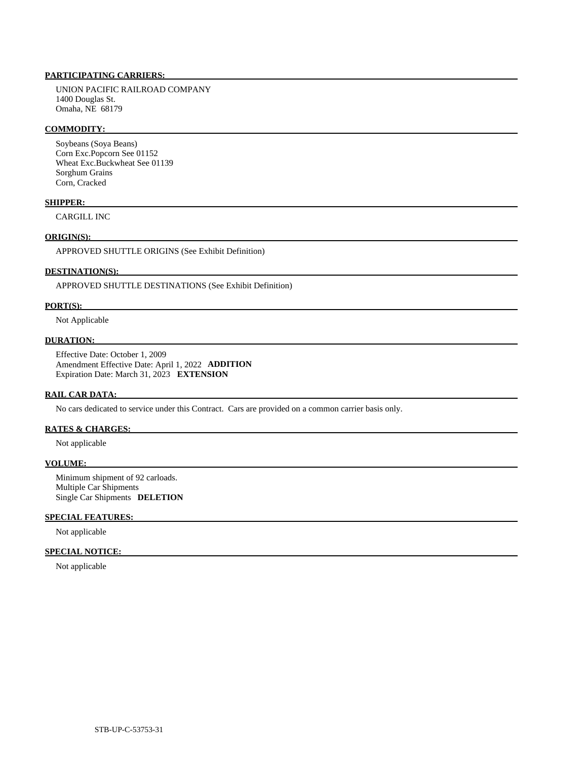**PARTICIPATING CARRIERS:**

UNION PACIFIC RAILROAD COMPANY
1400 Douglas St.
Omaha, NE 68179

**COMMODITY:**

Soybeans (Soya Beans)
Corn Exc.Popcorn See 01152
Wheat Exc.Buckwheat See 01139
Sorghum Grains
Corn, Cracked

**SHIPPER:**

CARGILL INC

**ORIGIN(S):**

APPROVED SHUTTLE ORIGINS (See Exhibit Definition)

**DESTINATION(S):**

APPROVED SHUTTLE DESTINATIONS (See Exhibit Definition)

**PORT(S):**

Not Applicable

**DURATION:**

Effective Date: October 1, 2009
Amendment Effective Date: April 1, 2022 **ADDITION**
Expiration Date: March 31, 2023 **EXTENSION**

**RAIL CAR DATA:**

No cars dedicated to service under this Contract. Cars are provided on a common carrier basis only.

**RATES & CHARGES:**

Not applicable

**VOLUME:**

Minimum shipment of 92 carloads.
Multiple Car Shipments
Single Car Shipments **DELETION**

**SPECIAL FEATURES:**

Not applicable

**SPECIAL NOTICE:**

Not applicable

STB-UP-C-53753-31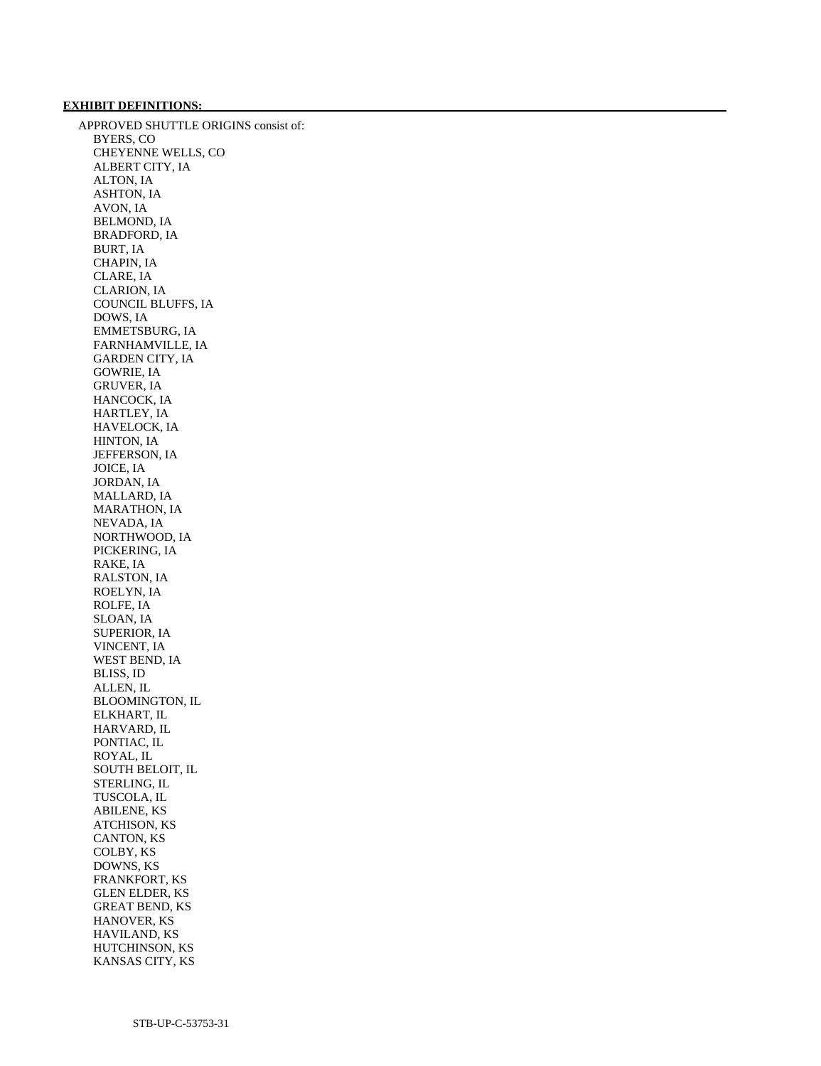**EXHIBIT DEFINITIONS:**

APPROVED SHUTTLE ORIGINS consist of:

- BYERS, CO
- CHEYENNE WELLS, CO
- ALBERT CITY, IA
- ALTON, IA
- ASHTON, IA
- AVON, IA
- BELMOND, IA
- BRADFORD, IA
- BURT, IA
- CHAPIN, IA
- CLARE, IA
- CLARION, IA
- COUNCIL BLUFFS, IA
- DOWS, IA
- EMMETSBURG, IA
- FARNHAMVILLE, IA
- GARDEN CITY, IA
- GOWRIE, IA
- GRUVER, IA
- HANCOCK, IA
- HARTLEY, IA
- HAVELOCK, IA
- HINTON, IA
- JEFFERSON, IA
- JOICE, IA
- JORDAN, IA
- MALLARD, IA
- MARATHON, IA
- NEVADA, IA
- NORTHWOOD, IA
- PICKERING, IA
- RAKE, IA
- RALSTON, IA
- ROELYN, IA
- ROLFE, IA
- SLOAN, IA
- SUPERIOR, IA
- VINCENT, IA
- WEST BEND, IA
- BLISS, ID
- ALLEN, IL
- BLOOMINGTON, IL
- ELKHART, IL
- HARVARD, IL
- PONTIAC, IL
- ROYAL, IL
- SOUTH BELOIT, IL
- STERLING, IL
- TUSCOLA, IL
- ABILENE, KS
- ATCHISON, KS
- CANTON, KS
- COLBY, KS
- DOWNS, KS
- FRANKFORT, KS
- GLEN ELDER, KS
- GREAT BEND, KS
- HANOVER, KS
- HAVILAND, KS
- HUTCHINSON, KS
- KANSAS CITY, KS

STB-UP-C-53753-31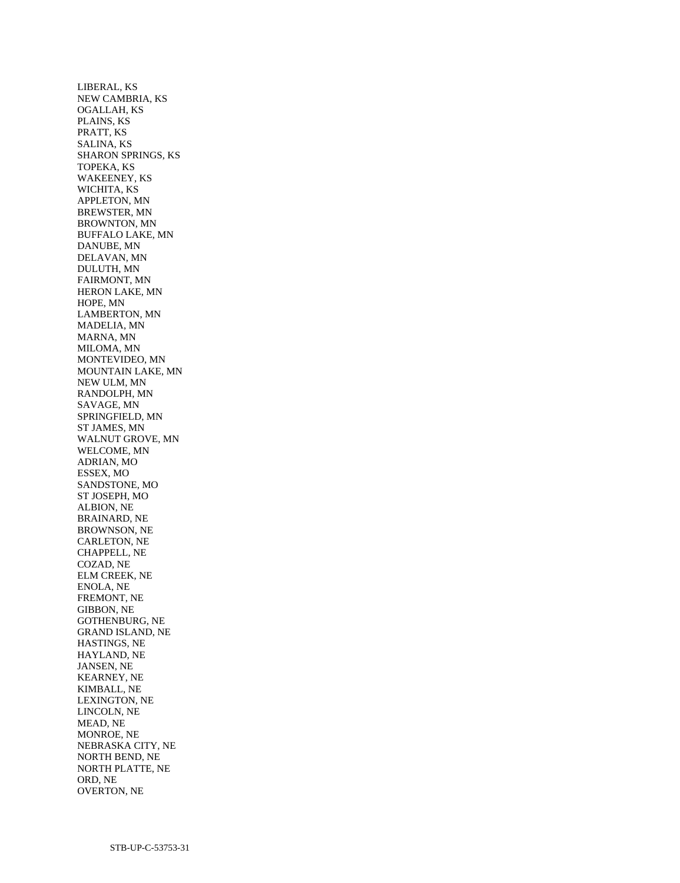LIBERAL, KS
NEW CAMBRIA, KS
OGALLAH, KS
PLAINS, KS
PRATT, KS
SALINA, KS
SHARON SPRINGS, KS
TOPEKA, KS
WAKEENEY, KS
WICHITA, KS
APPLETON, MN
BREWSTER, MN
BROWNTON, MN
BUFFALO LAKE, MN
DANUBE, MN
DELAVAN, MN
DULUTH, MN
FAIRMONT, MN
HERON LAKE, MN
HOPE, MN
LAMBERTON, MN
MADELIA, MN
MARNA, MN
MILOMA, MN
MONTEVIDEO, MN
MOUNTAIN LAKE, MN
NEW ULM, MN
RANDOLPH, MN
SAVAGE, MN
SPRINGFIELD, MN
ST JAMES, MN
WALNUT GROVE, MN
WELCOME, MN
ADRIAN, MO
ESSEX, MO
SANDSTONE, MO
ST JOSEPH, MO
ALBION, NE
BRAINARD, NE
BROWNSON, NE
CARLETON, NE
CHAPPELL, NE
COZAD, NE
ELM CREEK, NE
ENOLA, NE
FREMONT, NE
GIBBON, NE
GOTHENBURG, NE
GRAND ISLAND, NE
HASTINGS, NE
HAYLAND, NE
JANSEN, NE
KEARNEY, NE
KIMBALL, NE
LEXINGTON, NE
LINCOLN, NE
MEAD, NE
MONROE, NE
NEBRASKA CITY, NE
NORTH BEND, NE
NORTH PLATTE, NE
ORD, NE
OVERTON, NE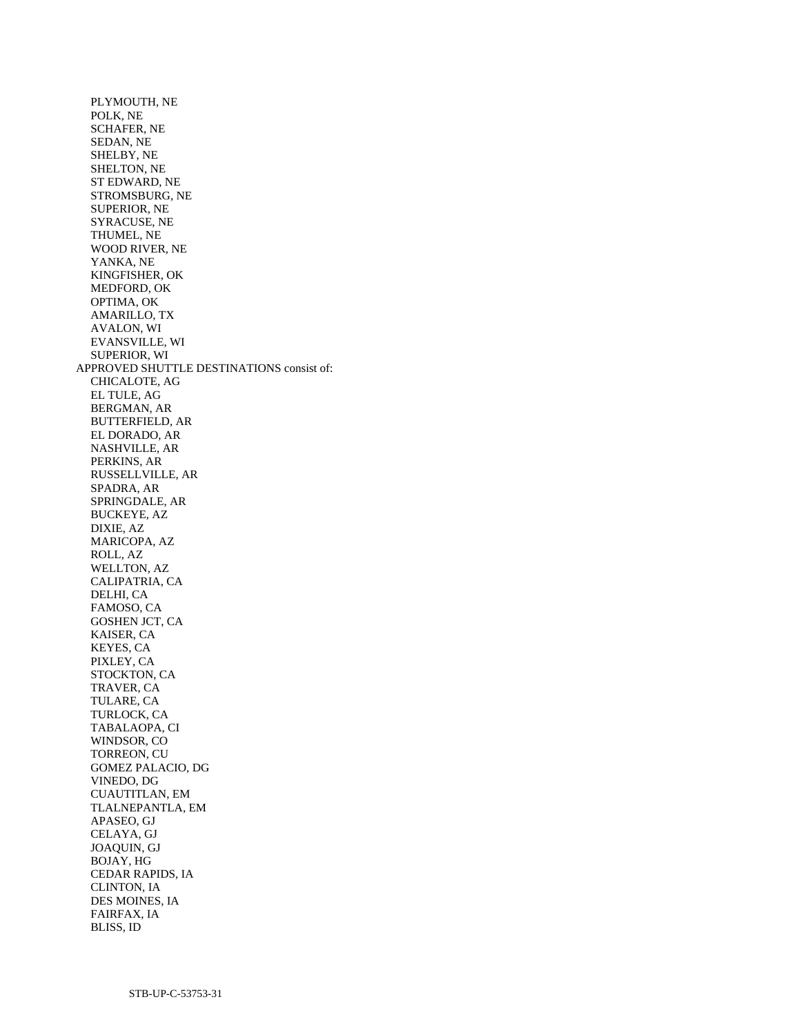PLYMOUTH, NE
POLK, NE
SCHAFER, NE
SEDAN, NE
SHELBY, NE
SHELTON, NE
ST EDWARD, NE
STROMSBURG, NE
SUPERIOR, NE
SYRACUSE, NE
THUMEL, NE
WOOD RIVER, NE
YANKA, NE
KINGFISHER, OK
MEDFORD, OK
OPTIMA, OK
AMARILLO, TX
AVALON, WI
EVANSVILLE, WI
SUPERIOR, WI

APPROVED SHUTTLE DESTINATIONS consist of:

CHICALOTE, AG
EL TULE, AG
BERGMAN, AR
BUTTERFIELD, AR
EL DORADO, AR
NASHVILLE, AR
PERKINS, AR
RUSSELLVILLE, AR
SPADRA, AR
SPRINGDALE, AR
BUCKEYE, AZ
DIXIE, AZ
MARICOPA, AZ
ROLL, AZ
WELLTON, AZ
CALIPATRIA, CA
DELHI, CA
FAMOSO, CA
GOSHEN JCT, CA
KAISER, CA
KEYES, CA
PIXLEY, CA
STOCKTON, CA
TRAVER, CA
TULARE, CA
TURLOCK, CA
TABALAOPA, CI
WINDSOR, CO
TORREON, CU
GOMEZ PALACIO, DG
VINEDO, DG
CUAUTITLAN, EM
TLALNEPANTLA, EM
APASEO, GJ
CELAYA, GJ
JOAQUIN, GJ
BOJAY, HG
CEDAR RAPIDS, IA
CLINTON, IA
DES MOINES, IA
FAIRFAX, IA
BLISS, ID

STB-UP-C-53753-31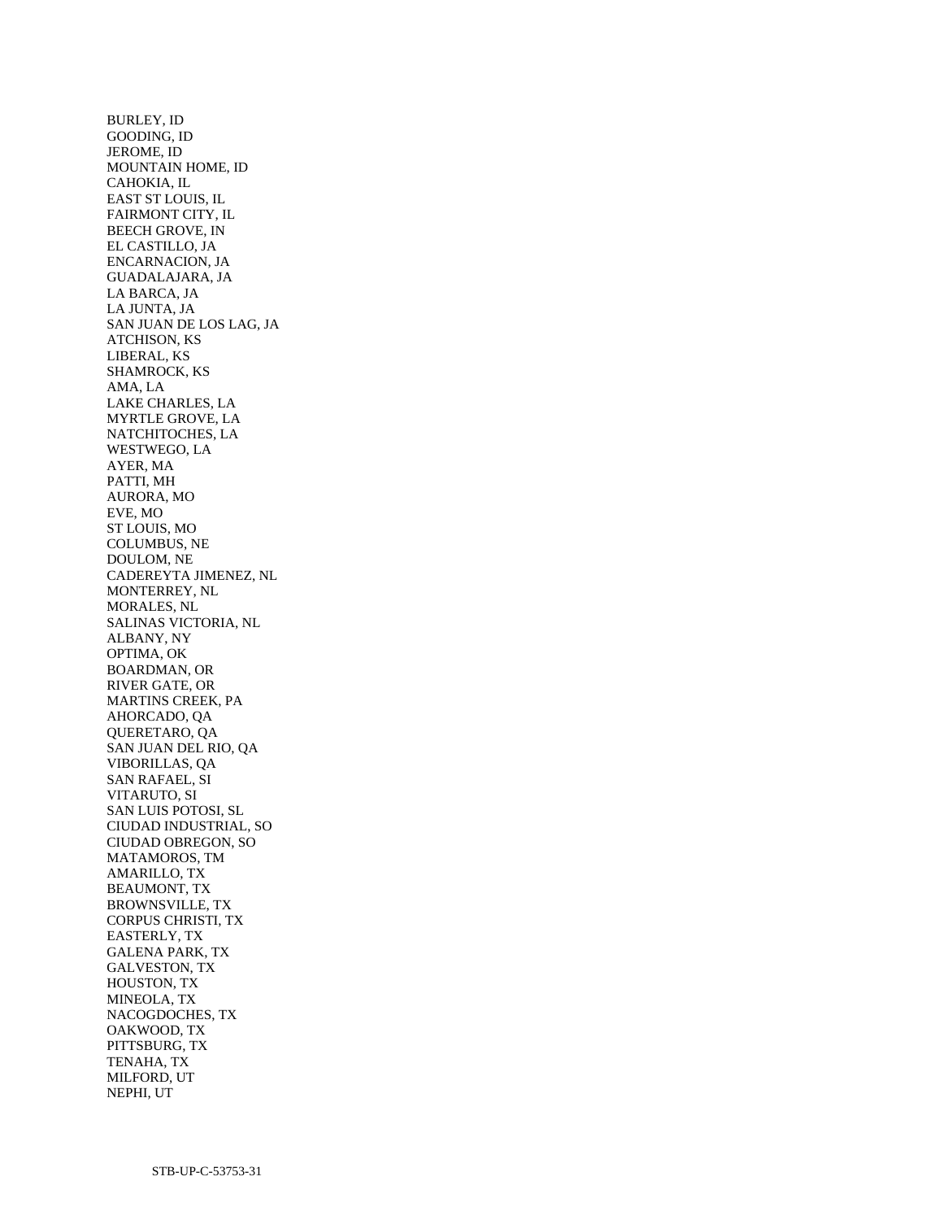BURLEY, ID
GOODING, ID
JEROME, ID
MOUNTAIN HOME, ID
CAHOKIA, IL
EAST ST LOUIS, IL
FAIRMONT CITY, IL
BEECH GROVE, IN
EL CASTILLO, JA
ENCARNACION, JA
GUADALAJARA, JA
LA BARCA, JA
LA JUNTA, JA
SAN JUAN DE LOS LAG, JA
ATCHISON, KS
LIBERAL, KS
SHAMROCK, KS
AMA, LA
LAKE CHARLES, LA
MYRTLE GROVE, LA
NATCHITOCHES, LA
WESTWEGO, LA
AYER, MA
PATTI, MH
AURORA, MO
EVE, MO
ST LOUIS, MO
COLUMBUS, NE
DOULOM, NE
CADEREYTA JIMENEZ, NL
MONTERREY, NL
MORALES, NL
SALINAS VICTORIA, NL
ALBANY, NY
OPTIMA, OK
BOARDMAN, OR
RIVER GATE, OR
MARTINS CREEK, PA
AHORCADO, QA
QUERETARO, QA
SAN JUAN DEL RIO, QA
VIBORILLAS, QA
SAN RAFAEL, SI
VITARUTO, SI
SAN LUIS POTOSI, SL
CIUDAD INDUSTRIAL, SO
CIUDAD OBREGON, SO
MATAMOROS, TM
AMARILLO, TX
BEAUMONT, TX
BROWNSVILLE, TX
CORPUS CHRISTI, TX
EASTERLY, TX
GALENA PARK, TX
GALVESTON, TX
HOUSTON, TX
MINEOLA, TX
NACOGDOCHES, TX
OAKWOOD, TX
PITTSBURG, TX
TENAHA, TX
MILFORD, UT
NEPHI, UT

STB-UP-C-53753-31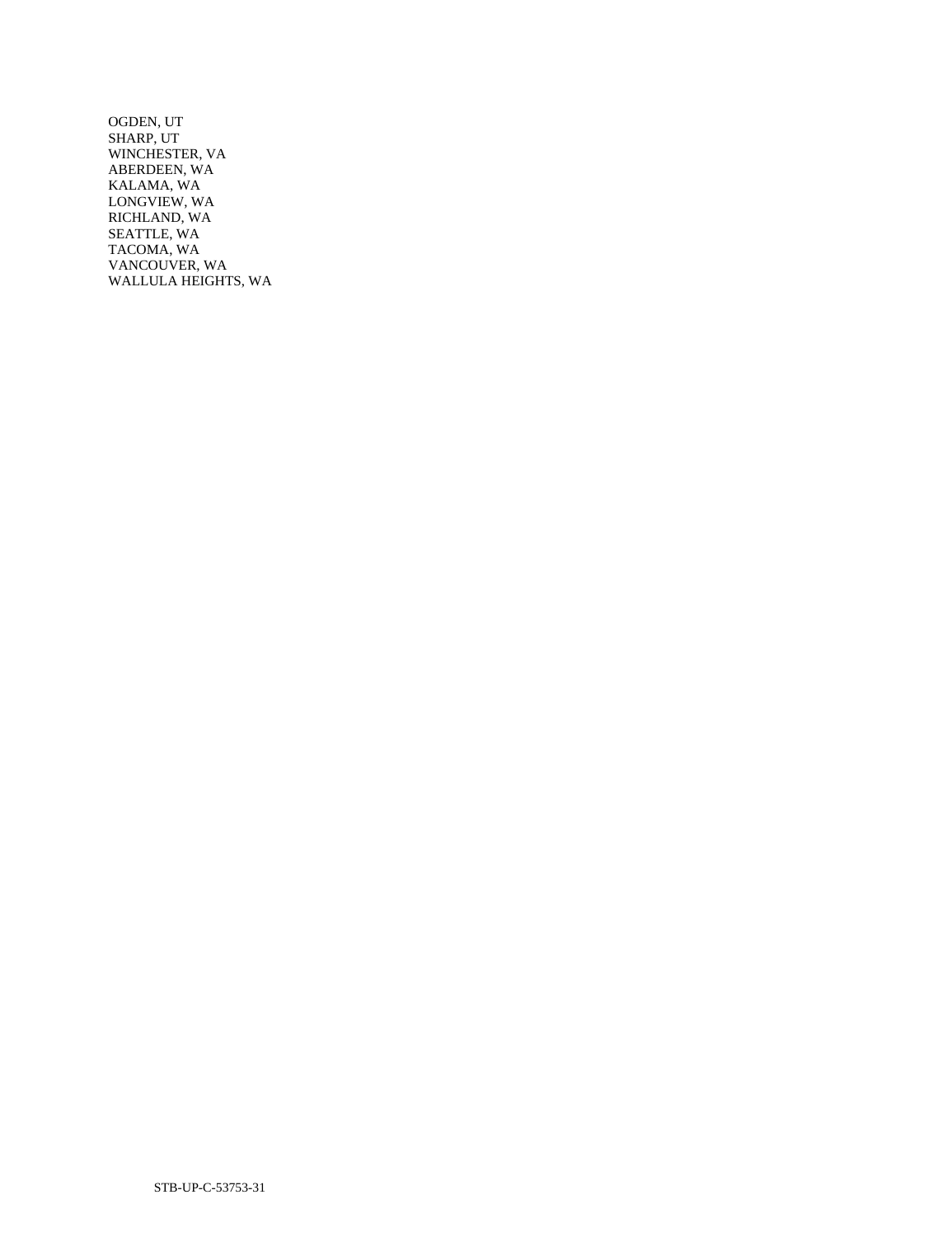OGDEN, UT
SHARP, UT
WINCHESTER, VA
ABERDEEN, WA
KALAMA, WA
LONGVIEW, WA
RICHLAND, WA
SEATTLE, WA
TACOMA, WA
VANCOUVER, WA
WALLULA HEIGHTS, WA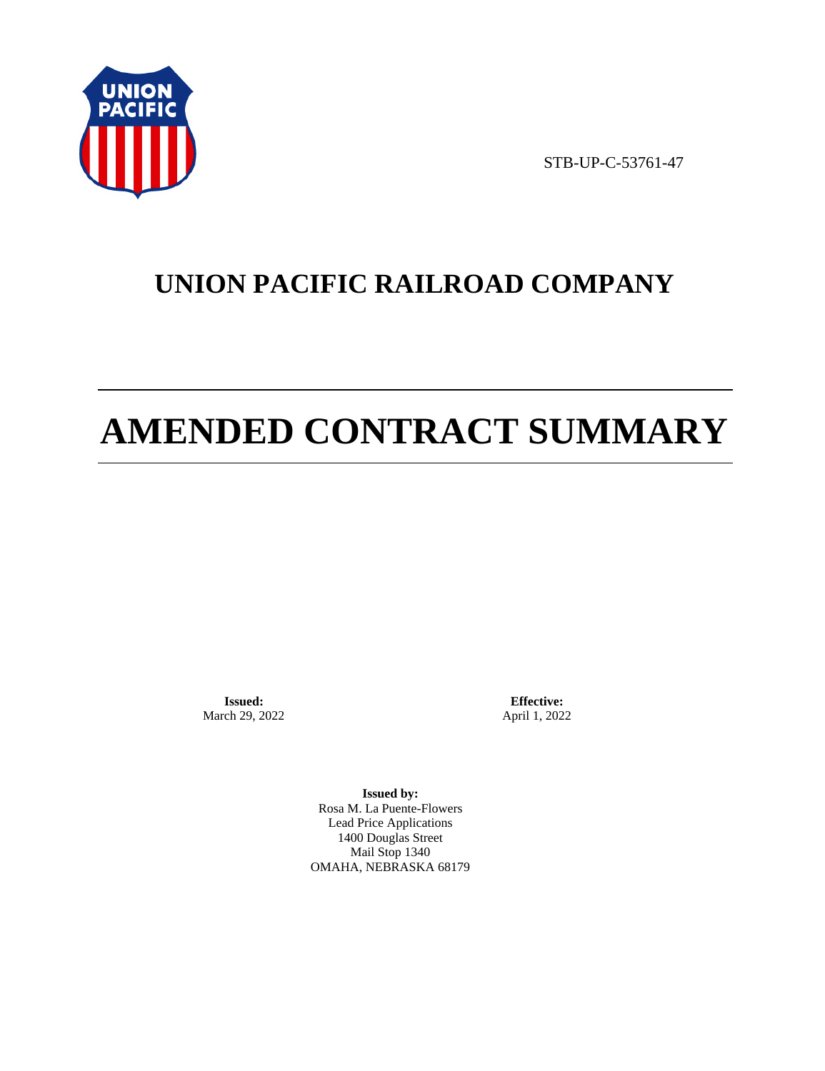STB-UP-C-53761-47

# UNION PACIFIC RAILROAD COMPANY

# AMENDED CONTRACT SUMMARY

**Issued:**
March 29, 2022

**Effective:**
April 1, 2022

**Issued by:**
Rosa M. La Puente-Flowers
Lead Price Applications
1400 Douglas Street
Mail Stop 1340
OMAHA, NEBRASKA 68179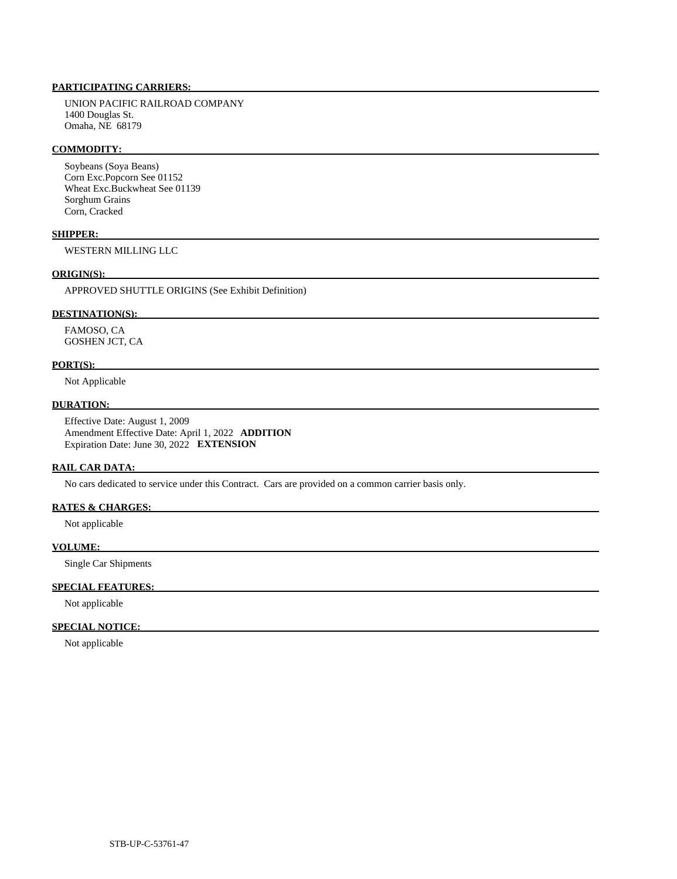**PARTICIPATING CARRIERS:**

UNION PACIFIC RAILROAD COMPANY
1400 Douglas St.
Omaha, NE 68179

**COMMODITY:**

Soybeans (Soya Beans)
Corn Exc.Popcorn See 01152
Wheat Exc.Buckwheat See 01139
Sorghum Grains
Corn, Cracked

**SHIPPER:**

WESTERN MILLING LLC

**ORIGIN(S):**

APPROVED SHUTTLE ORIGINS (See Exhibit Definition)

**DESTINATION(S):**

FAMOSO, CA
GOSHEN JCT, CA

**PORT(S):**

Not Applicable

**DURATION:**

Effective Date: August 1, 2009
Amendment Effective Date: April 1, 2022 **ADDITION**
Expiration Date: June 30, 2022 **EXTENSION**

**RAIL CAR DATA:**

No cars dedicated to service under this Contract. Cars are provided on a common carrier basis only.

**RATES & CHARGES:**

Not applicable

**VOLUME:**

Single Car Shipments

**SPECIAL FEATURES:**

Not applicable

**SPECIAL NOTICE:**

Not applicable

STB-UP-C-53761-47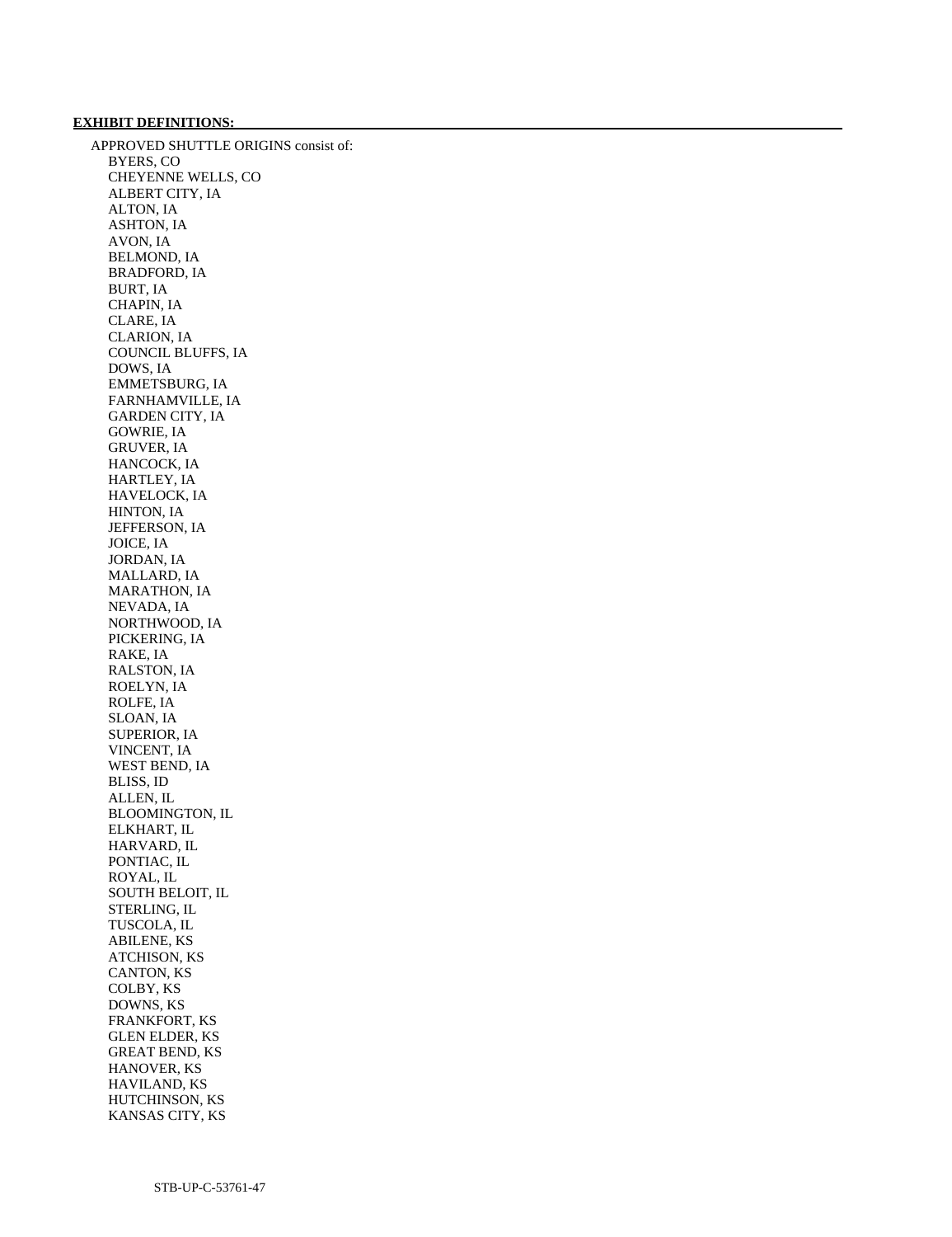**EXHIBIT DEFINITIONS:**

APPROVED SHUTTLE ORIGINS consist of:

- BYERS, CO
- CHEYENNE WELLS, CO
- ALBERT CITY, IA
- ALTON, IA
- ASHTON, IA
- AVON, IA
- BELMOND, IA
- BRADFORD, IA
- BURT, IA
- CHAPIN, IA
- CLARE, IA
- CLARION, IA
- COUNCIL BLUFFS, IA
- DOWS, IA
- EMMETSBURG, IA
- FARNHAMVILLE, IA
- GARDEN CITY, IA
- GOWRIE, IA
- GRUVER, IA
- HANCOCK, IA
- HARTLEY, IA
- HAVELOCK, IA
- HINTON, IA
- JEFFERSON, IA
- JOICE, IA
- JORDAN, IA
- MALLARD, IA
- MARATHON, IA
- NEVADA, IA
- NORTHWOOD, IA
- PICKERING, IA
- RAKE, IA
- RALSTON, IA
- ROELYN, IA
- ROLFE, IA
- SLOAN, IA
- SUPERIOR, IA
- VINCENT, IA
- WEST BEND, IA
- BLISS, ID
- ALLEN, IL
- BLOOMINGTON, IL
- ELKHART, IL
- HARVARD, IL
- PONTIAC, IL
- ROYAL, IL
- SOUTH BELOIT, IL
- STERLING, IL
- TUSCOLA, IL
- ABILENE, KS
- ATCHISON, KS
- CANTON, KS
- COLBY, KS
- DOWNS, KS
- FRANKFORT, KS
- GLEN ELDER, KS
- GREAT BEND, KS
- HANOVER, KS
- HAVILAND, KS
- HUTCHINSON, KS
- KANSAS CITY, KS

STB-UP-C-53761-47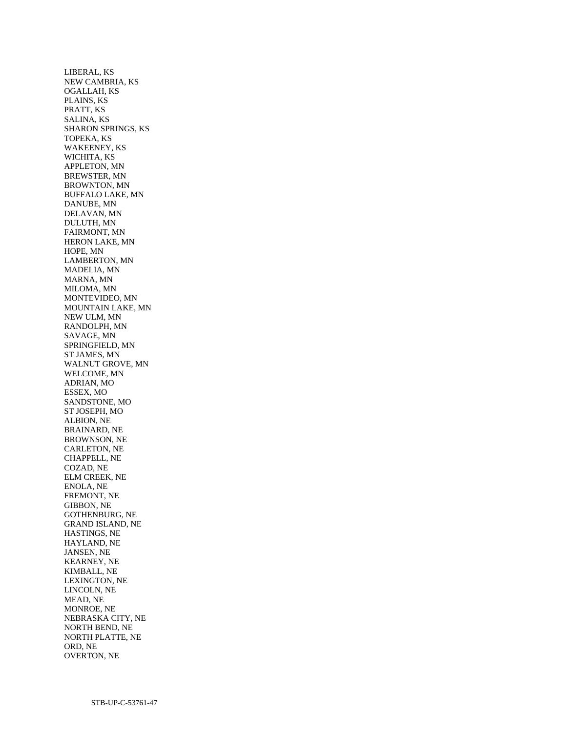LIBERAL, KS
NEW CAMBRIA, KS
OGALLAH, KS
PLAINS, KS
PRATT, KS
SALINA, KS
SHARON SPRINGS, KS
TOPEKA, KS
WAKEENEY, KS
WICHITA, KS
APPLETON, MN
BREWSTER, MN
BROWNTON, MN
BUFFALO LAKE, MN
DANUBE, MN
DELAVAN, MN
DULUTH, MN
FAIRMONT, MN
HERON LAKE, MN
HOPE, MN
LAMBERTON, MN
MADELIA, MN
MARNA, MN
MILOMA, MN
MONTEVIDEO, MN
MOUNTAIN LAKE, MN
NEW ULM, MN
RANDOLPH, MN
SAVAGE, MN
SPRINGFIELD, MN
ST JAMES, MN
WALNUT GROVE, MN
WELCOME, MN
ADRIAN, MO
ESSEX, MO
SANDSTONE, MO
ST JOSEPH, MO
ALBION, NE
BRAINARD, NE
BROWNSON, NE
CARLETON, NE
CHAPPELL, NE
COZAD, NE
ELM CREEK, NE
ENOLA, NE
FREMONT, NE
GIBBON, NE
GOTHENBURG, NE
GRAND ISLAND, NE
HASTINGS, NE
HAYLAND, NE
JANSEN, NE
KEARNEY, NE
KIMBALL, NE
LEXINGTON, NE
LINCOLN, NE
MEAD, NE
MONROE, NE
NEBRASKA CITY, NE
NORTH BEND, NE
NORTH PLATTE, NE
ORD, NE
OVERTON, NE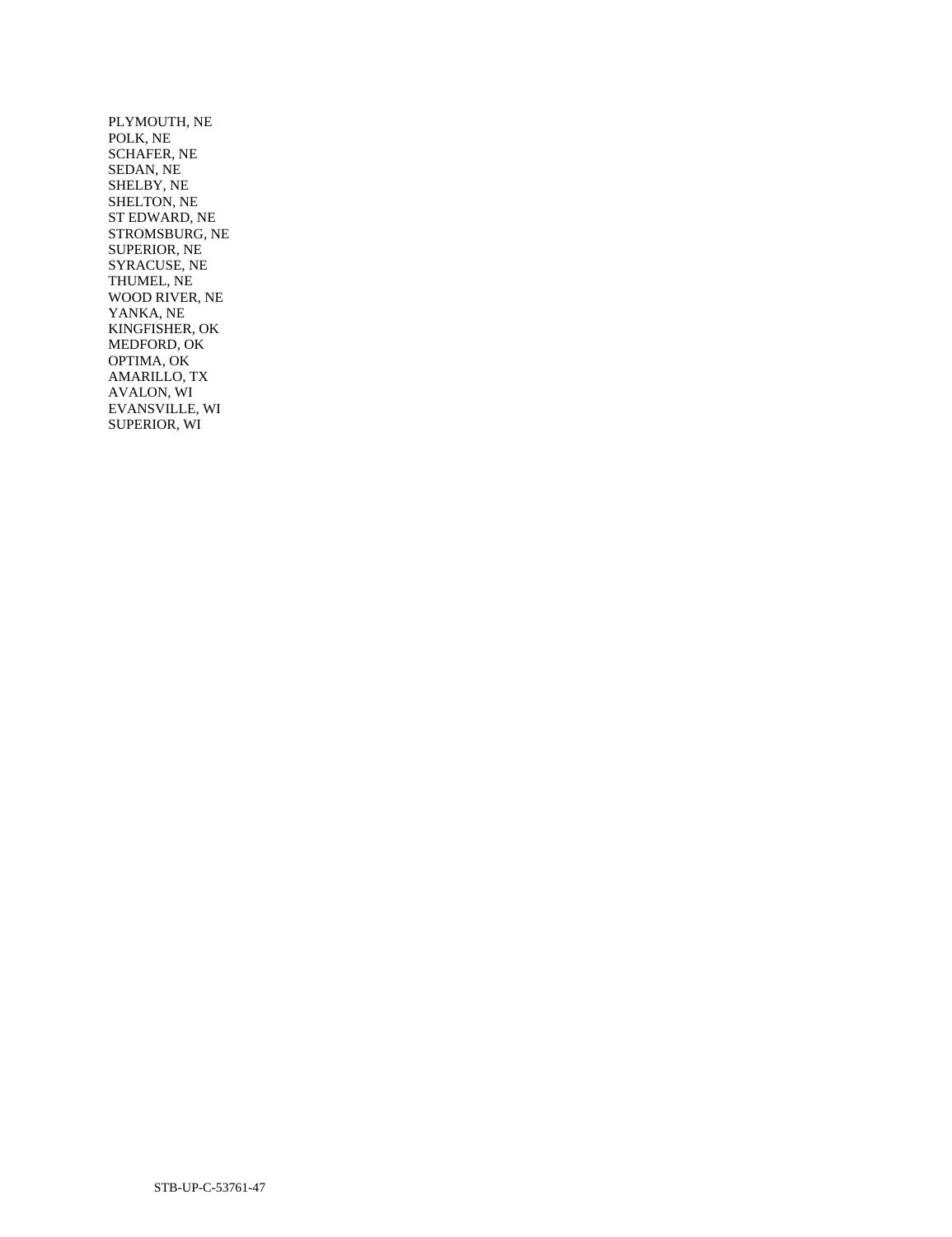PLYMOUTH, NE
POLK, NE
SCHAFER, NE
SEDAN, NE
SHELBY, NE
SHELTON, NE
ST EDWARD, NE
STROMSBURG, NE
SUPERIOR, NE
SYRACUSE, NE
THUMEL, NE
WOOD RIVER, NE
YANKA, NE
KINGFISHER, OK
MEDFORD, OK
OPTIMA, OK
AMARILLO, TX
AVALON, WI
EVANSVILLE, WI
SUPERIOR, WI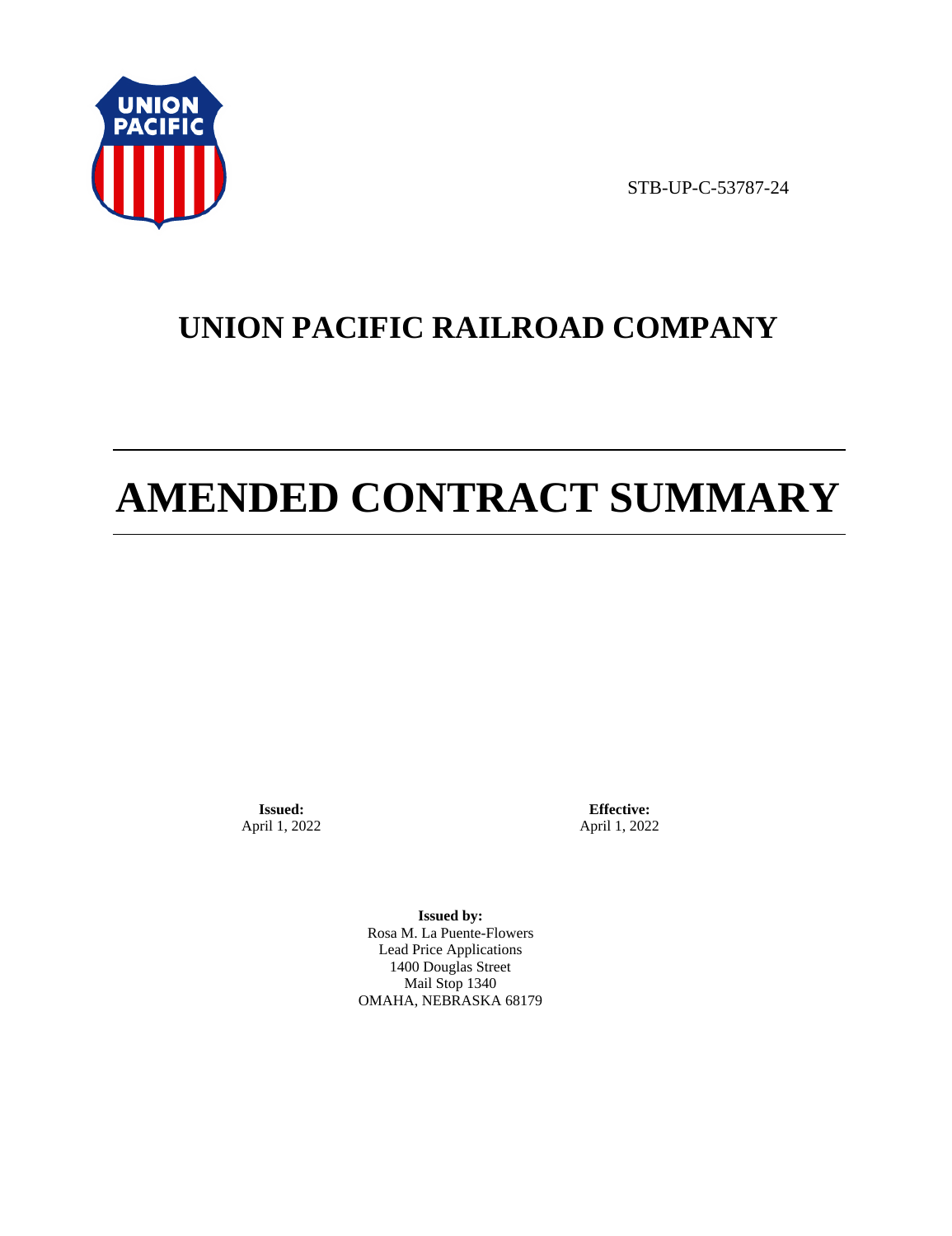STB-UP-C-53787-24

# UNION PACIFIC RAILROAD COMPANY

# AMENDED CONTRACT SUMMARY

**Issued:**
April 1, 2022

**Effective:**
April 1, 2022

**Issued by:**
Rosa M. La Puente-Flowers
Lead Price Applications
1400 Douglas Street
Mail Stop 1340
OMAHA, NEBRASKA 68179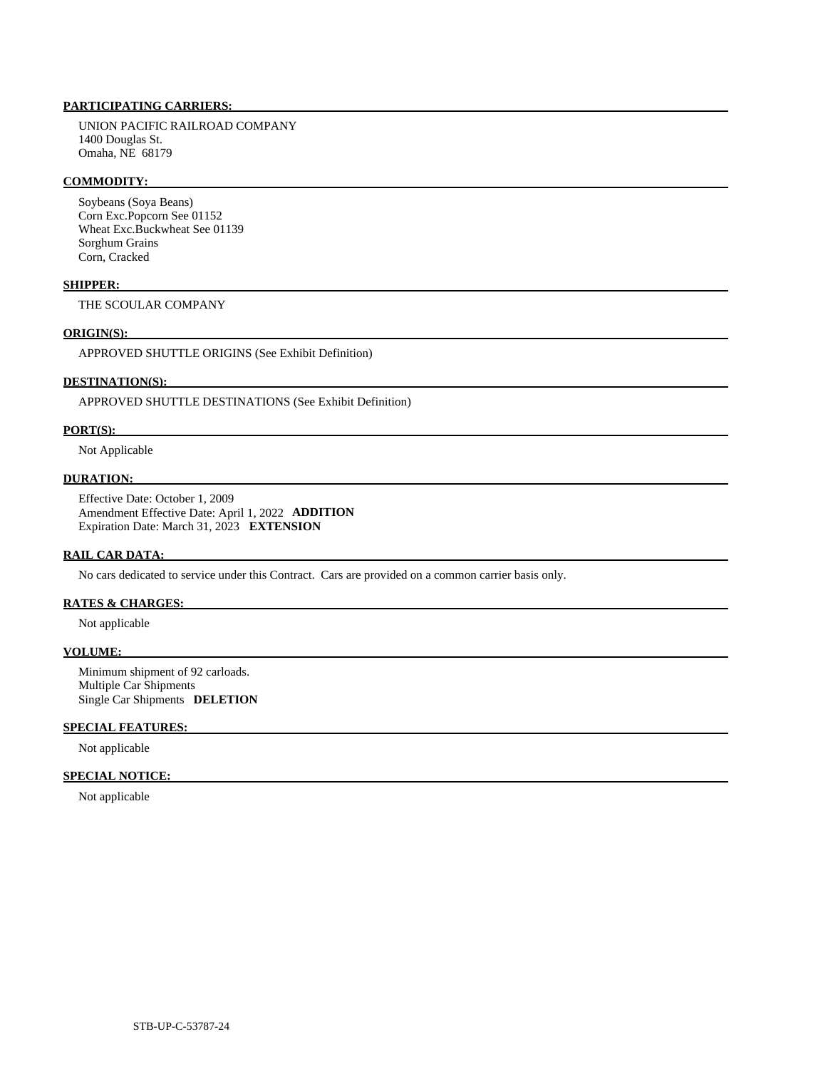**PARTICIPATING CARRIERS:**

UNION PACIFIC RAILROAD COMPANY
1400 Douglas St.
Omaha, NE 68179

**COMMODITY:**

Soybeans (Soya Beans)
Corn Exc.Popcorn See 01152
Wheat Exc.Buckwheat See 01139
Sorghum Grains
Corn, Cracked

**SHIPPER:**

THE SCOULAR COMPANY

**ORIGIN(S):**

APPROVED SHUTTLE ORIGINS (See Exhibit Definition)

**DESTINATION(S):**

APPROVED SHUTTLE DESTINATIONS (See Exhibit Definition)

**PORT(S):**

Not Applicable

**DURATION:**

Effective Date: October 1, 2009
Amendment Effective Date: April 1, 2022 **ADDITION**
Expiration Date: March 31, 2023 **EXTENSION**

**RAIL CAR DATA:**

No cars dedicated to service under this Contract. Cars are provided on a common carrier basis only.

**RATES & CHARGES:**

Not applicable

**VOLUME:**

Minimum shipment of 92 carloads.
Multiple Car Shipments
Single Car Shipments **DELETION**

**SPECIAL FEATURES:**

Not applicable

**SPECIAL NOTICE:**

Not applicable

STB-UP-C-53787-24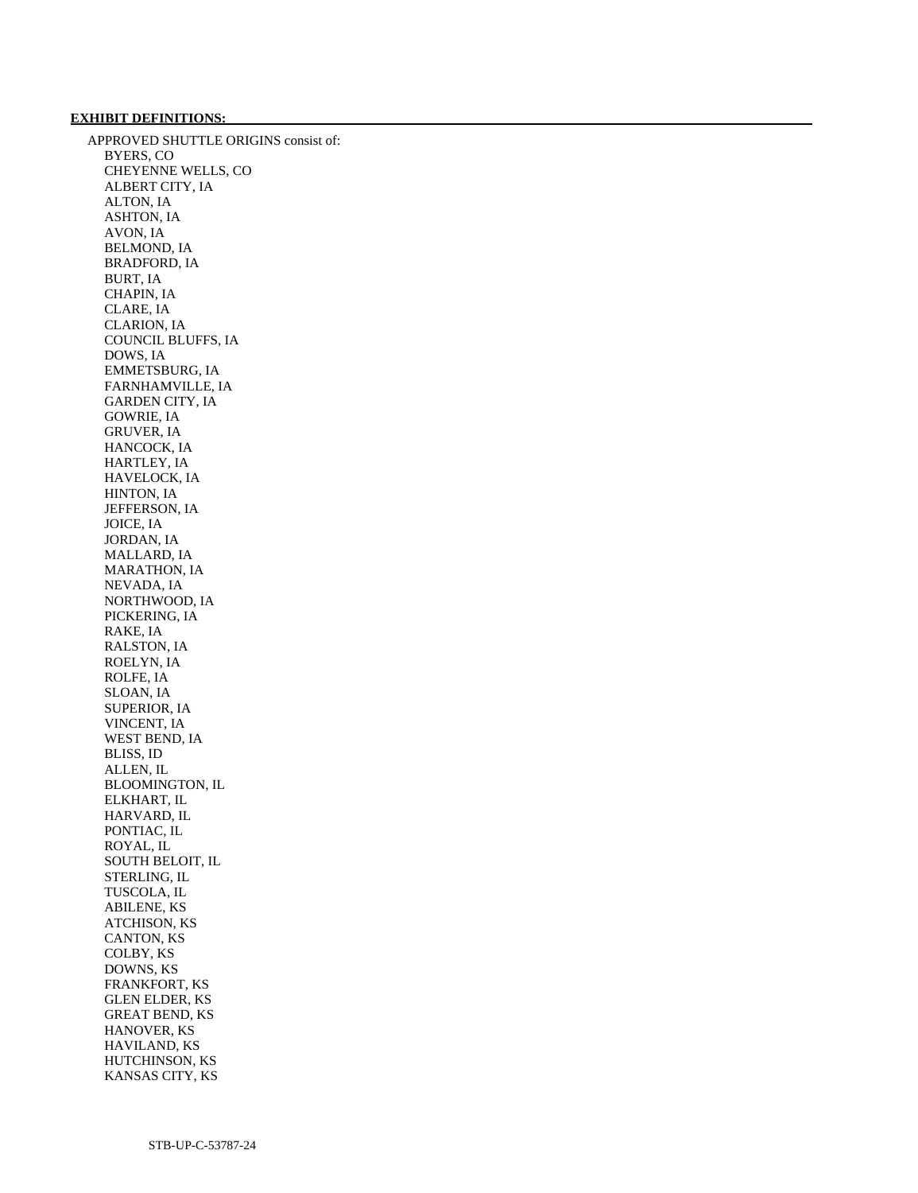**EXHIBIT DEFINITIONS:**

APPROVED SHUTTLE ORIGINS consist of:

- BYERS, CO
- CHEYENNE WELLS, CO
- ALBERT CITY, IA
- ALTON, IA
- ASHTON, IA
- AVON, IA
- BELMOND, IA
- BRADFORD, IA
- BURT, IA
- CHAPIN, IA
- CLARE, IA
- CLARION, IA
- COUNCIL BLUFFS, IA
- DOWS, IA
- EMMETSBURG, IA
- FARNHAMVILLE, IA
- GARDEN CITY, IA
- GOWRIE, IA
- GRUVER, IA
- HANCOCK, IA
- HARTLEY, IA
- HAVELOCK, IA
- HINTON, IA
- JEFFERSON, IA
- JOICE, IA
- JORDAN, IA
- MALLARD, IA
- MARATHON, IA
- NEVADA, IA
- NORTHWOOD, IA
- PICKERING, IA
- RAKE, IA
- RALSTON, IA
- ROELYN, IA
- ROLFE, IA
- SLOAN, IA
- SUPERIOR, IA
- VINCENT, IA
- WEST BEND, IA
- BLISS, ID
- ALLEN, IL
- BLOOMINGTON, IL
- ELKHART, IL
- HARVARD, IL
- PONTIAC, IL
- ROYAL, IL
- SOUTH BELOIT, IL
- STERLING, IL
- TUSCOLA, IL
- ABILENE, KS
- ATCHISON, KS
- CANTON, KS
- COLBY, KS
- DOWNS, KS
- FRANKFORT, KS
- GLEN ELDER, KS
- GREAT BEND, KS
- HANOVER, KS
- HAVILAND, KS
- HUTCHINSON, KS
- KANSAS CITY, KS

STB-UP-C-53787-24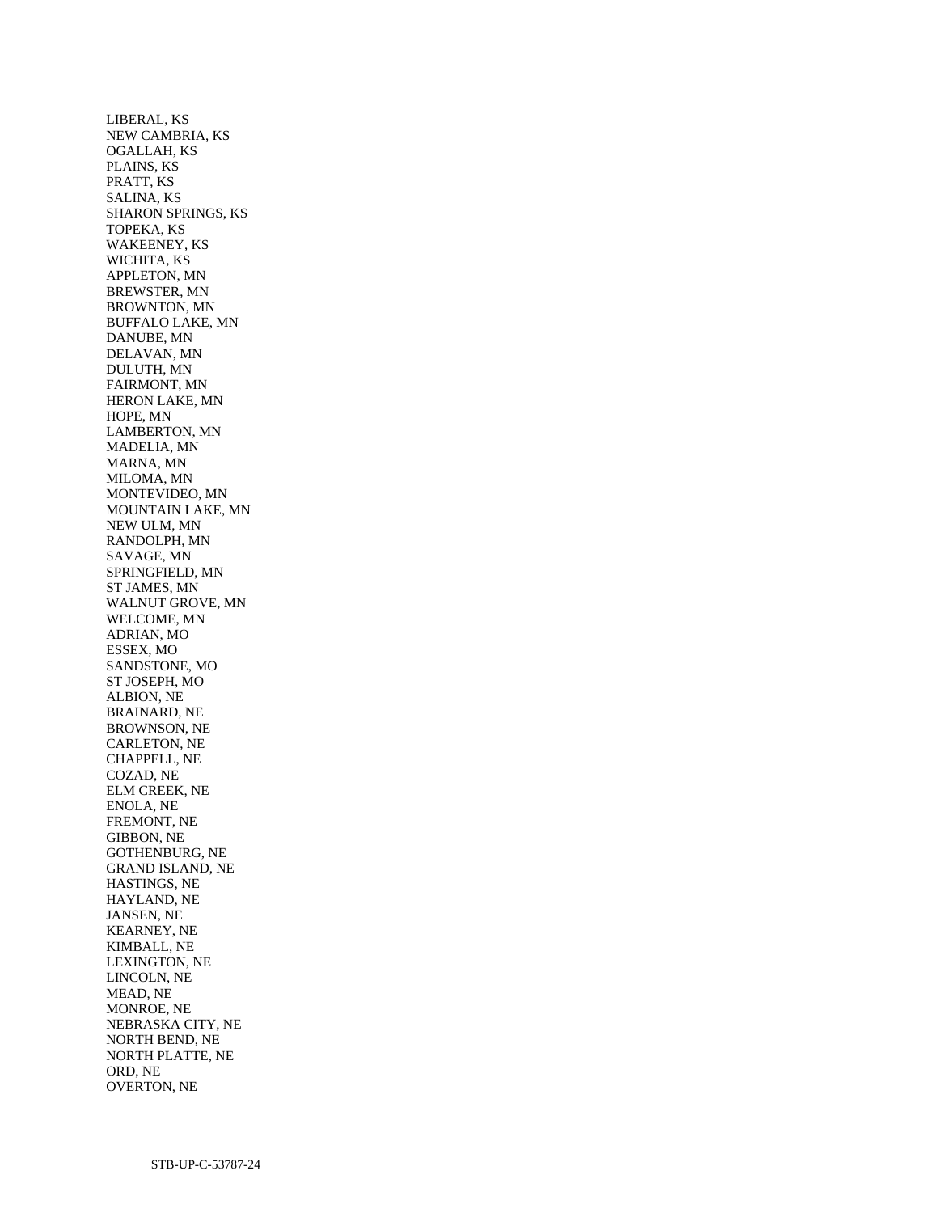LIBERAL, KS
NEW CAMBRIA, KS
OGALLAH, KS
PLAINS, KS
PRATT, KS
SALINA, KS
SHARON SPRINGS, KS
TOPEKA, KS
WAKEENEY, KS
WICHITA, KS
APPLETON, MN
BREWSTER, MN
BROWNTON, MN
BUFFALO LAKE, MN
DANUBE, MN
DELAVAN, MN
DULUTH, MN
FAIRMONT, MN
HERON LAKE, MN
HOPE, MN
LAMBERTON, MN
MADELIA, MN
MARNA, MN
MILOMA, MN
MONTEVIDEO, MN
MOUNTAIN LAKE, MN
NEW ULM, MN
RANDOLPH, MN
SAVAGE, MN
SPRINGFIELD, MN
ST JAMES, MN
WALNUT GROVE, MN
WELCOME, MN
ADRIAN, MO
ESSEX, MO
SANDSTONE, MO
ST JOSEPH, MO
ALBION, NE
BRAINARD, NE
BROWNSON, NE
CARLETON, NE
CHAPPELL, NE
COZAD, NE
ELM CREEK, NE
ENOLA, NE
FREMONT, NE
GIBBON, NE
GOTHENBURG, NE
GRAND ISLAND, NE
HASTINGS, NE
HAYLAND, NE
JANSEN, NE
KEARNEY, NE
KIMBALL, NE
LEXINGTON, NE
LINCOLN, NE
MEAD, NE
MONROE, NE
NEBRASKA CITY, NE
NORTH BEND, NE
NORTH PLATTE, NE
ORD, NE
OVERTON, NE

STB-UP-C-53787-24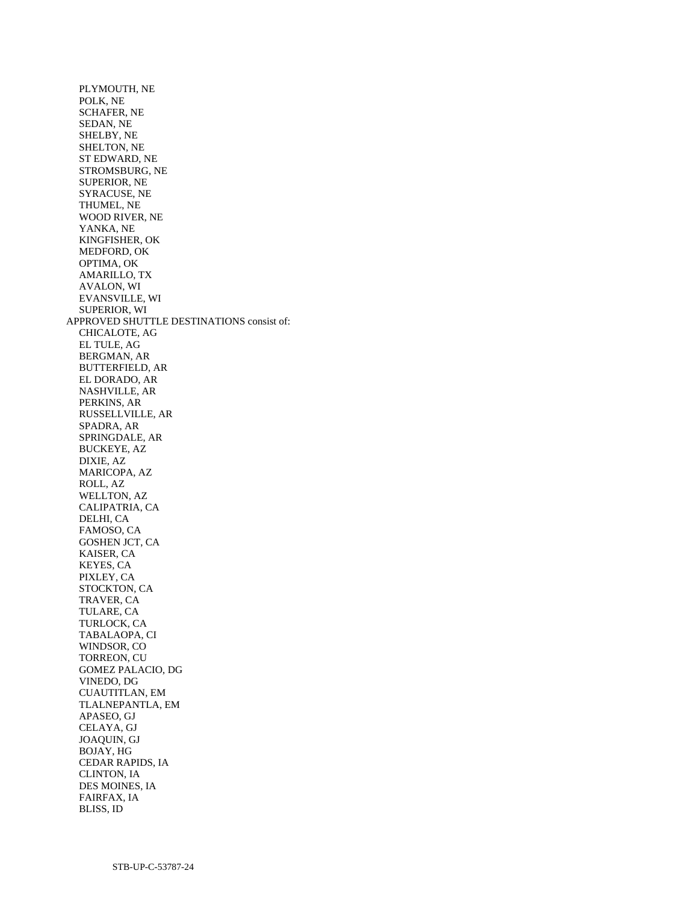PLYMOUTH, NE
POLK, NE
SCHAFER, NE
SEDAN, NE
SHELBY, NE
SHELTON, NE
ST EDWARD, NE
STROMSBURG, NE
SUPERIOR, NE
SYRACUSE, NE
THUMEL, NE
WOOD RIVER, NE
YANKA, NE
KINGFISHER, OK
MEDFORD, OK
OPTIMA, OK
AMARILLO, TX
AVALON, WI
EVANSVILLE, WI
SUPERIOR, WI

APPROVED SHUTTLE DESTINATIONS consist of:

CHICALOTE, AG
EL TULE, AG
BERGMAN, AR
BUTTERFIELD, AR
EL DORADO, AR
NASHVILLE, AR
PERKINS, AR
RUSSELLVILLE, AR
SPADRA, AR
SPRINGDALE, AR
BUCKEYE, AZ
DIXIE, AZ
MARICOPA, AZ
ROLL, AZ
WELLTON, AZ
CALIPATRIA, CA
DELHI, CA
FAMOSO, CA
GOSHEN JCT, CA
KAISER, CA
KEYES, CA
PIXLEY, CA
STOCKTON, CA
TRAVER, CA
TULARE, CA
TURLOCK, CA
TABALAOPA, CI
WINDSOR, CO
TORREON, CU
GOMEZ PALACIO, DG
VINEDO, DG
CUAUTITLAN, EM
TLALNEPANTLA, EM
APASEO, GJ
CELAYA, GJ
JOAQUIN, GJ
BOJAY, HG
CEDAR RAPIDS, IA
CLINTON, IA
DES MOINES, IA
FAIRFAX, IA
BLISS, ID

STB-UP-C-53787-24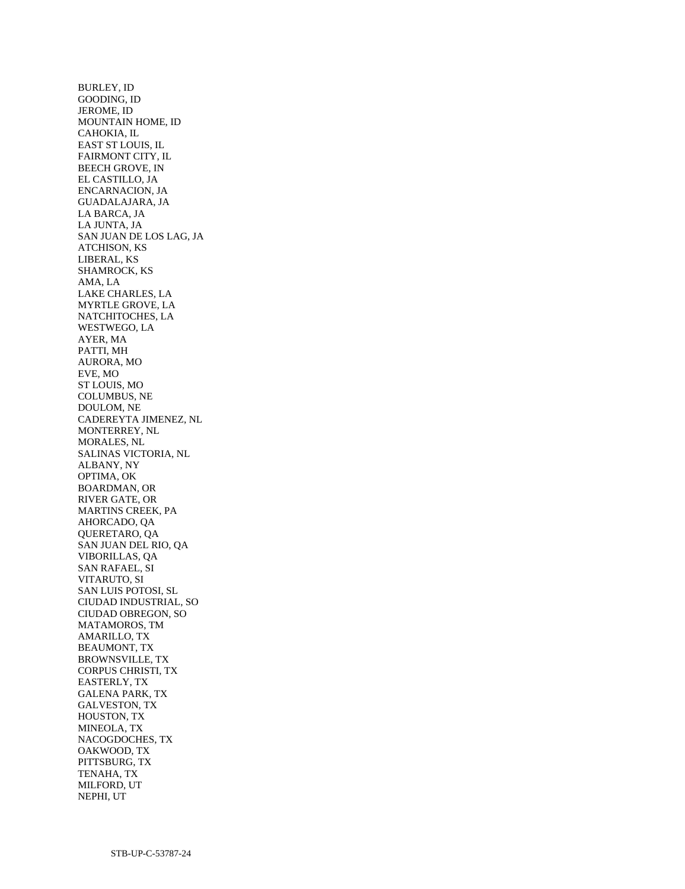BURLEY, ID
GOODING, ID
JEROME, ID
MOUNTAIN HOME, ID
CAHOKIA, IL
EAST ST LOUIS, IL
FAIRMONT CITY, IL
BEECH GROVE, IN
EL CASTILLO, JA
ENCARNACION, JA
GUADALAJARA, JA
LA BARCA, JA
LA JUNTA, JA
SAN JUAN DE LOS LAG, JA
ATCHISON, KS
LIBERAL, KS
SHAMROCK, KS
AMA, LA
LAKE CHARLES, LA
MYRTLE GROVE, LA
NATCHITOCHES, LA
WESTWEGO, LA
AYER, MA
PATTI, MH
AURORA, MO
EVE, MO
ST LOUIS, MO
COLUMBUS, NE
DOULOM, NE
CADEREYTA JIMENEZ, NL
MONTERREY, NL
MORALES, NL
SALINAS VICTORIA, NL
ALBANY, NY
OPTIMA, OK
BOARDMAN, OR
RIVER GATE, OR
MARTINS CREEK, PA
AHORCADO, QA
QUERETARO, QA
SAN JUAN DEL RIO, QA
VIBORILLAS, QA
SAN RAFAEL, SI
VITARUTO, SI
SAN LUIS POTOSI, SL
CIUDAD INDUSTRIAL, SO
CIUDAD OBREGON, SO
MATAMOROS, TM
AMARILLO, TX
BEAUMONT, TX
BROWNSVILLE, TX
CORPUS CHRISTI, TX
EASTERLY, TX
GALENA PARK, TX
GALVESTON, TX
HOUSTON, TX
MINEOLA, TX
NACOGDOCHES, TX
OAKWOOD, TX
PITTSBURG, TX
TENAHA, TX
MILFORD, UT
NEPHI, UT

STB-UP-C-53787-24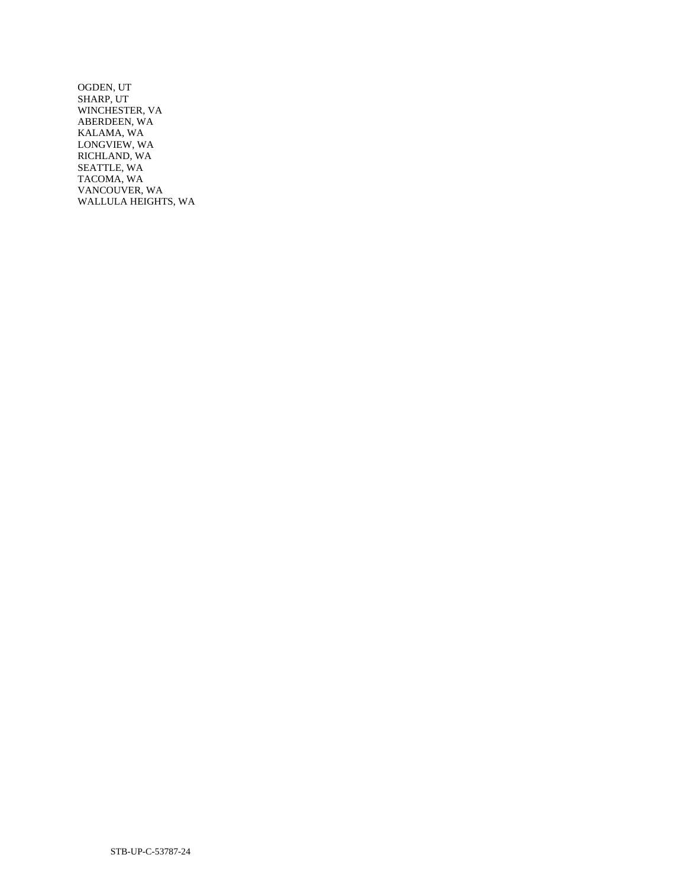OGDEN, UT
SHARP, UT
WINCHESTER, VA
ABERDEEN, WA
KALAMA, WA
LONGVIEW, WA
RICHLAND, WA
SEATTLE, WA
TACOMA, WA
VANCOUVER, WA
WALLULA HEIGHTS, WA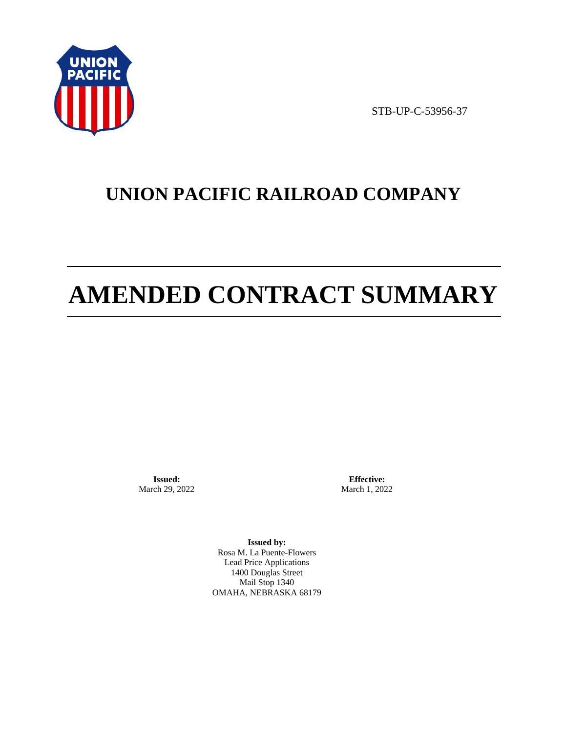STB-UP-C-53956-37

# UNION PACIFIC RAILROAD COMPANY

# AMENDED CONTRACT SUMMARY

**Issued:**
March 29, 2022

**Effective:**
March 1, 2022

**Issued by:**
Rosa M. La Puente-Flowers
Lead Price Applications
1400 Douglas Street
Mail Stop 1340
OMAHA, NEBRASKA 68179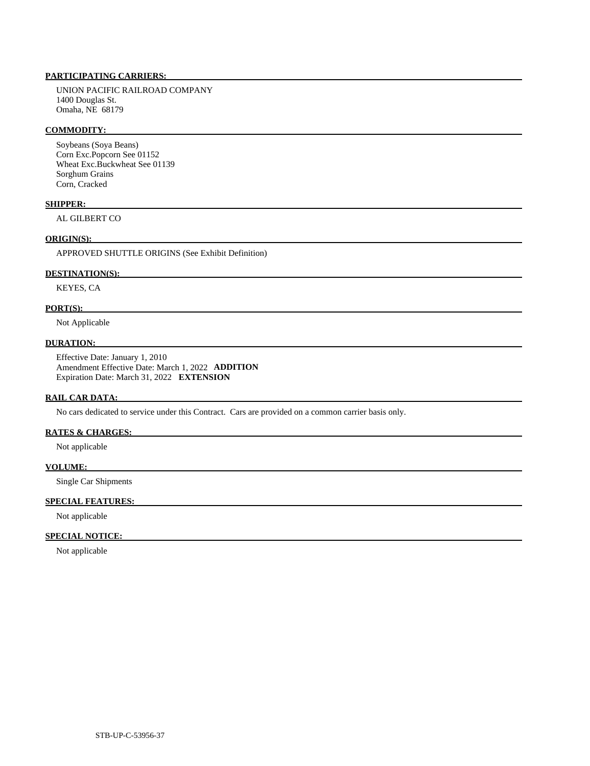**PARTICIPATING CARRIERS:**

UNION PACIFIC RAILROAD COMPANY
1400 Douglas St.
Omaha, NE 68179

**COMMODITY:**

Soybeans (Soya Beans)
Corn Exc.Popcorn See 01152
Wheat Exc.Buckwheat See 01139
Sorghum Grains
Corn, Cracked

**SHIPPER:**

AL GILBERT CO

**ORIGIN(S):**

APPROVED SHUTTLE ORIGINS (See Exhibit Definition)

**DESTINATION(S):**

KEYES, CA

**PORT(S):**

Not Applicable

**DURATION:**

Effective Date: January 1, 2010
Amendment Effective Date: March 1, 2022 **ADDITION**
Expiration Date: March 31, 2022 **EXTENSION**

**RAIL CAR DATA:**

No cars dedicated to service under this Contract. Cars are provided on a common carrier basis only.

**RATES & CHARGES:**

Not applicable

**VOLUME:**

Single Car Shipments

**SPECIAL FEATURES:**

Not applicable

**SPECIAL NOTICE:**

Not applicable

STB-UP-C-53956-37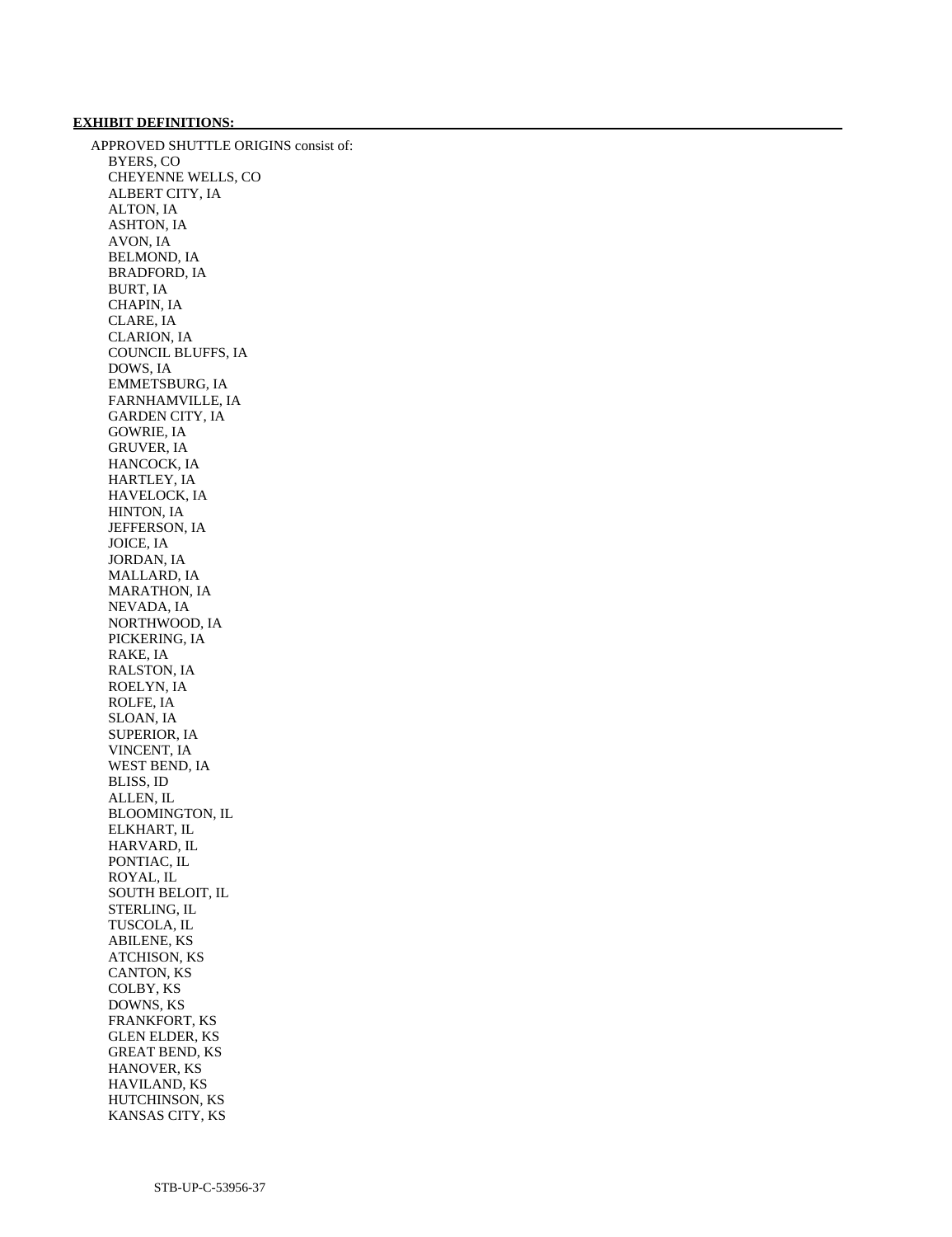**EXHIBIT DEFINITIONS:**

APPROVED SHUTTLE ORIGINS consist of:

- BYERS, CO
- CHEYENNE WELLS, CO
- ALBERT CITY, IA
- ALTON, IA
- ASHTON, IA
- AVON, IA
- BELMOND, IA
- BRADFORD, IA
- BURT, IA
- CHAPIN, IA
- CLARE, IA
- CLARION, IA
- COUNCIL BLUFFS, IA
- DOWS, IA
- EMMETSBURG, IA
- FARNHAMVILLE, IA
- GARDEN CITY, IA
- GOWRIE, IA
- GRUVER, IA
- HANCOCK, IA
- HARTLEY, IA
- HAVELOCK, IA
- HINTON, IA
- JEFFERSON, IA
- JOICE, IA
- JORDAN, IA
- MALLARD, IA
- MARATHON, IA
- NEVADA, IA
- NORTHWOOD, IA
- PICKERING, IA
- RAKE, IA
- RALSTON, IA
- ROELYN, IA
- ROLFE, IA
- SLOAN, IA
- SUPERIOR, IA
- VINCENT, IA
- WEST BEND, IA
- BLISS, ID
- ALLEN, IL
- BLOOMINGTON, IL
- ELKHART, IL
- HARVARD, IL
- PONTIAC, IL
- ROYAL, IL
- SOUTH BELOIT, IL
- STERLING, IL
- TUSCOLA, IL
- ABILENE, KS
- ATCHISON, KS
- CANTON, KS
- COLBY, KS
- DOWNS, KS
- FRANKFORT, KS
- GLEN ELDER, KS
- GREAT BEND, KS
- HANOVER, KS
- HAVILAND, KS
- HUTCHINSON, KS
- KANSAS CITY, KS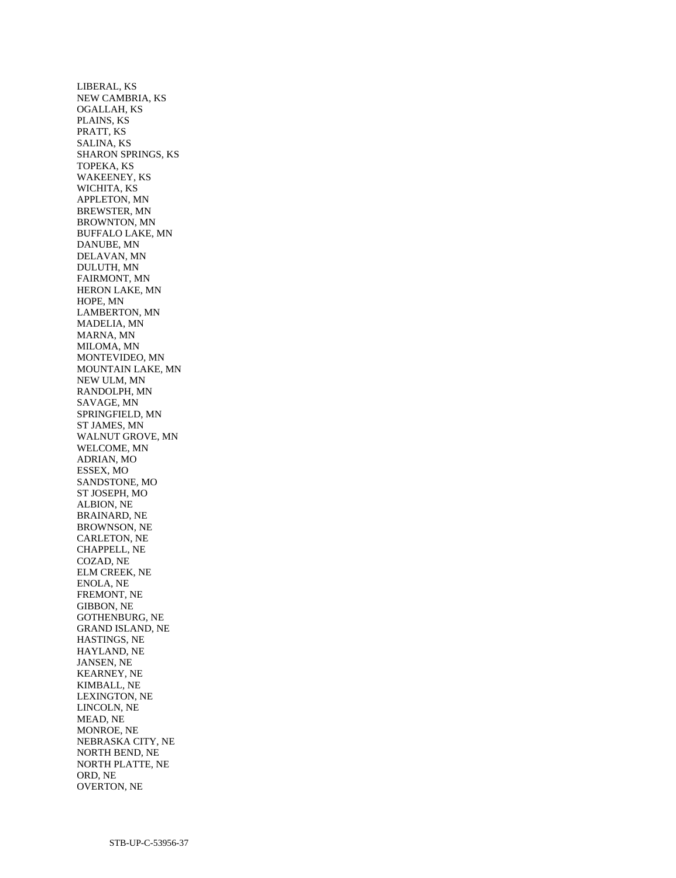LIBERAL, KS
NEW CAMBRIA, KS
OGALLAH, KS
PLAINS, KS
PRATT, KS
SALINA, KS
SHARON SPRINGS, KS
TOPEKA, KS
WAKEENEY, KS
WICHITA, KS
APPLETON, MN
BREWSTER, MN
BROWNTON, MN
BUFFALO LAKE, MN
DANUBE, MN
DELAVAN, MN
DULUTH, MN
FAIRMONT, MN
HERON LAKE, MN
HOPE, MN
LAMBERTON, MN
MADELIA, MN
MARNA, MN
MILOMA, MN
MONTEVIDEO, MN
MOUNTAIN LAKE, MN
NEW ULM, MN
RANDOLPH, MN
SAVAGE, MN
SPRINGFIELD, MN
ST JAMES, MN
WALNUT GROVE, MN
WELCOME, MN
ADRIAN, MO
ESSEX, MO
SANDSTONE, MO
ST JOSEPH, MO
ALBION, NE
BRAINARD, NE
BROWNSON, NE
CARLETON, NE
CHAPPELL, NE
COZAD, NE
ELM CREEK, NE
ENOLA, NE
FREMONT, NE
GIBBON, NE
GOTHENBURG, NE
GRAND ISLAND, NE
HASTINGS, NE
HAYLAND, NE
JANSEN, NE
KEARNEY, NE
KIMBALL, NE
LEXINGTON, NE
LINCOLN, NE
MEAD, NE
MONROE, NE
NEBRASKA CITY, NE
NORTH BEND, NE
NORTH PLATTE, NE
ORD, NE
OVERTON, NE

STB-UP-C-53956-37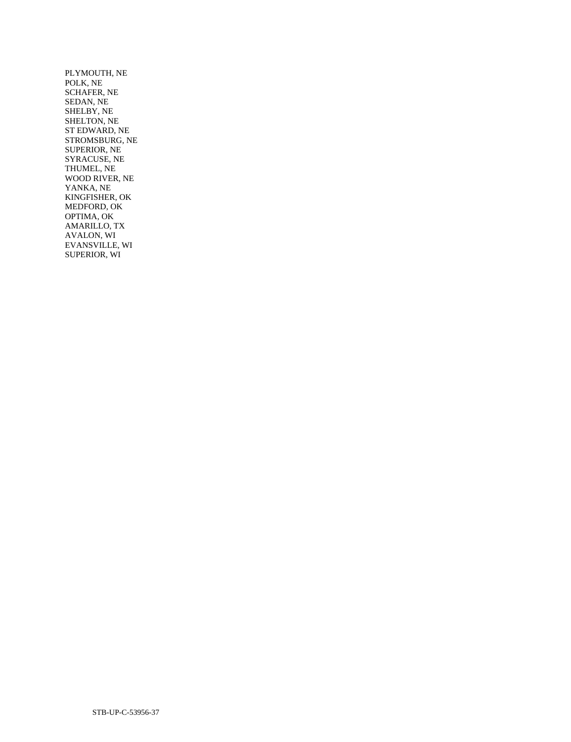PLYMOUTH, NE
POLK, NE
SCHAFER, NE
SEDAN, NE
SHELBY, NE
SHELTON, NE
ST EDWARD, NE
STROMSBURG, NE
SUPERIOR, NE
SYRACUSE, NE
THUMEL, NE
WOOD RIVER, NE
YANKA, NE
KINGFISHER, OK
MEDFORD, OK
OPTIMA, OK
AMARILLO, TX
AVALON, WI
EVANSVILLE, WI
SUPERIOR, WI

STB-UP-C-53956-37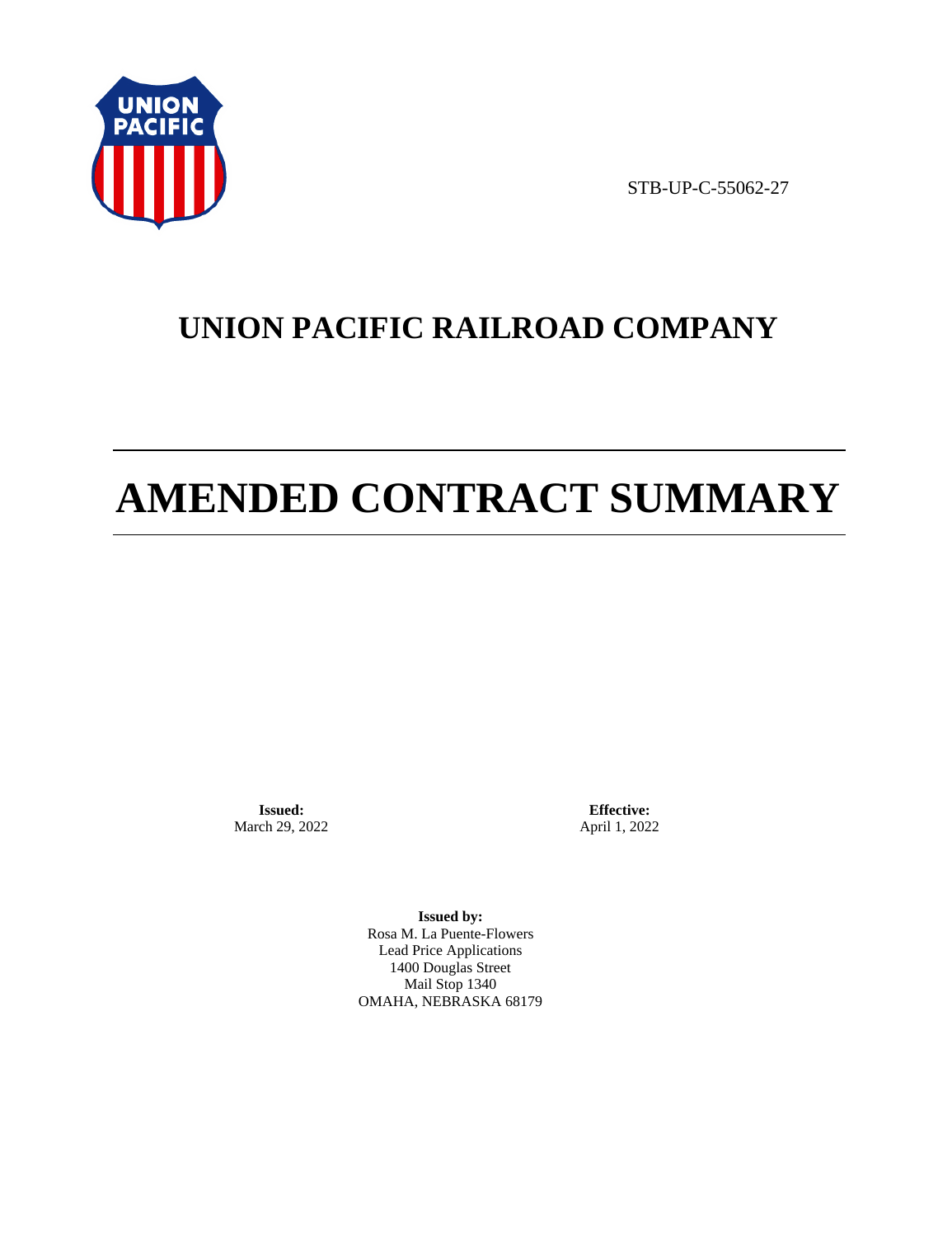STB-UP-C-55062-27

# UNION PACIFIC RAILROAD COMPANY

# AMENDED CONTRACT SUMMARY

**Issued:**
March 29, 2022

**Effective:**
April 1, 2022

**Issued by:**
Rosa M. La Puente-Flowers
Lead Price Applications
1400 Douglas Street
Mail Stop 1340
OMAHA, NEBRASKA 68179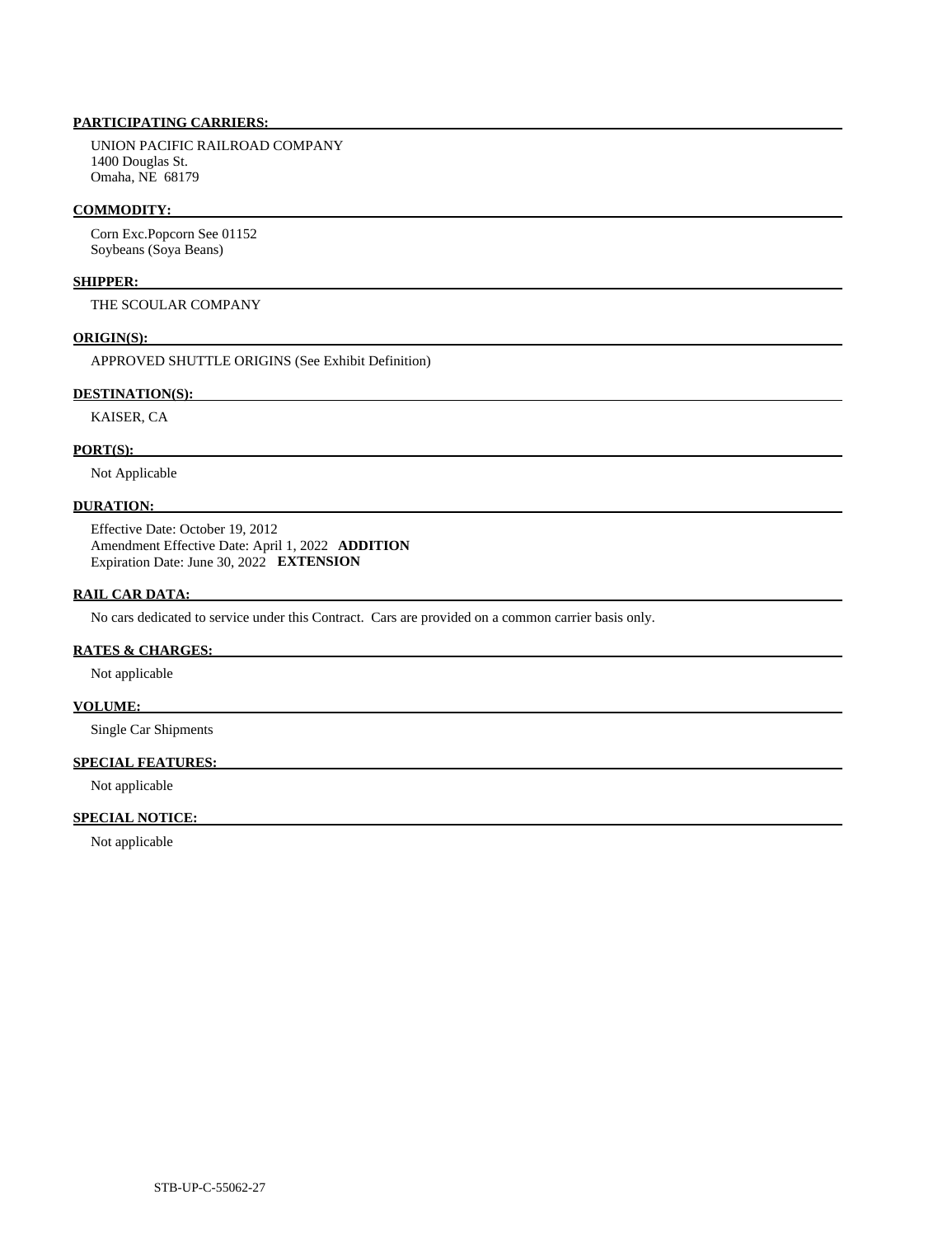**PARTICIPATING CARRIERS:**

UNION PACIFIC RAILROAD COMPANY
1400 Douglas St.
Omaha, NE 68179

**COMMODITY:**

Corn Exc.Popcorn See 01152
Soybeans (Soya Beans)

**SHIPPER:**

THE SCOULAR COMPANY

**ORIGIN(S):**

APPROVED SHUTTLE ORIGINS (See Exhibit Definition)

**DESTINATION(S):**

KAISER, CA

**PORT(S):**

Not Applicable

**DURATION:**

Effective Date: October 19, 2012
Amendment Effective Date: April 1, 2022 **ADDITION**
Expiration Date: June 30, 2022 **EXTENSION**

**RAIL CAR DATA:**

No cars dedicated to service under this Contract. Cars are provided on a common carrier basis only.

**RATES & CHARGES:**

Not applicable

**VOLUME:**

Single Car Shipments

**SPECIAL FEATURES:**

Not applicable

**SPECIAL NOTICE:**

Not applicable

STB-UP-C-55062-27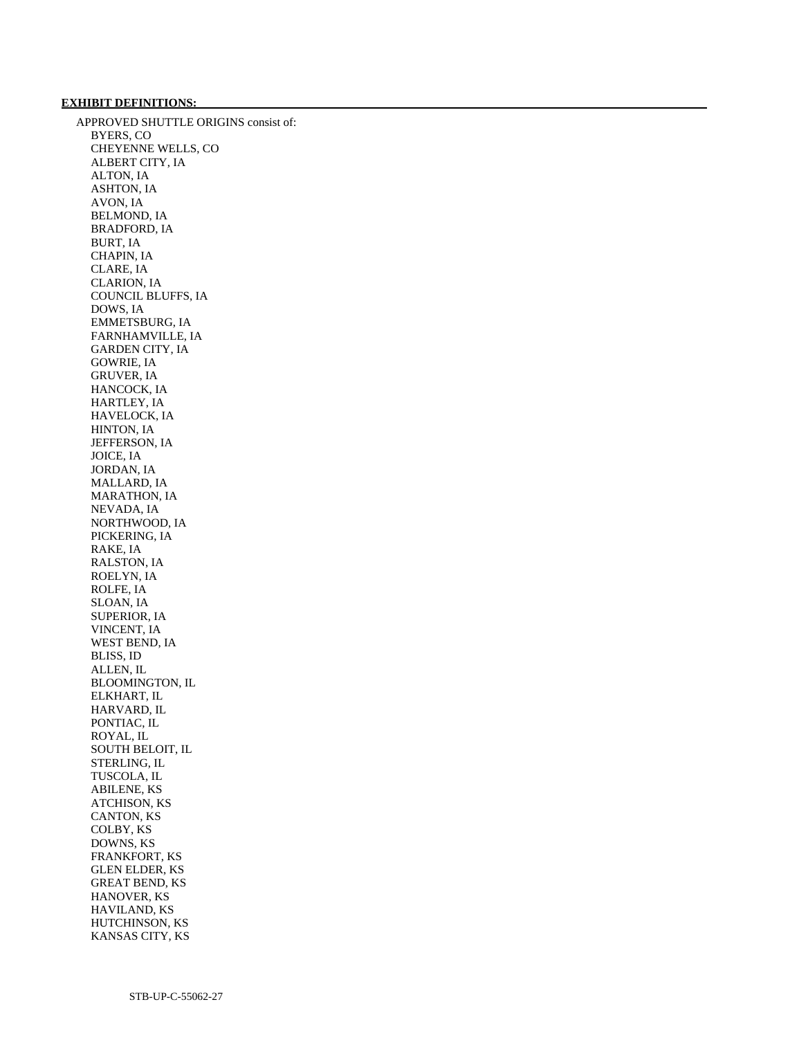**EXHIBIT DEFINITIONS:**

APPROVED SHUTTLE ORIGINS consist of:

- BYERS, CO
- CHEYENNE WELLS, CO
- ALBERT CITY, IA
- ALTON, IA
- ASHTON, IA
- AVON, IA
- BELMOND, IA
- BRADFORD, IA
- BURT, IA
- CHAPIN, IA
- CLARE, IA
- CLARION, IA
- COUNCIL BLUFFS, IA
- DOWS, IA
- EMMETSBURG, IA
- FARNHAMVILLE, IA
- GARDEN CITY, IA
- GOWRIE, IA
- GRUVER, IA
- HANCOCK, IA
- HARTLEY, IA
- HAVELOCK, IA
- HINTON, IA
- JEFFERSON, IA
- JOICE, IA
- JORDAN, IA
- MALLARD, IA
- MARATHON, IA
- NEVADA, IA
- NORTHWOOD, IA
- PICKERING, IA
- RAKE, IA
- RALSTON, IA
- ROELYN, IA
- ROLFE, IA
- SLOAN, IA
- SUPERIOR, IA
- VINCENT, IA
- WEST BEND, IA
- BLISS, ID
- ALLEN, IL
- BLOOMINGTON, IL
- ELKHART, IL
- HARVARD, IL
- PONTIAC, IL
- ROYAL, IL
- SOUTH BELOIT, IL
- STERLING, IL
- TUSCOLA, IL
- ABILENE, KS
- ATCHISON, KS
- CANTON, KS
- COLBY, KS
- DOWNS, KS
- FRANKFORT, KS
- GLEN ELDER, KS
- GREAT BEND, KS
- HANOVER, KS
- HAVILAND, KS
- HUTCHINSON, KS
- KANSAS CITY, KS

STB-UP-C-55062-27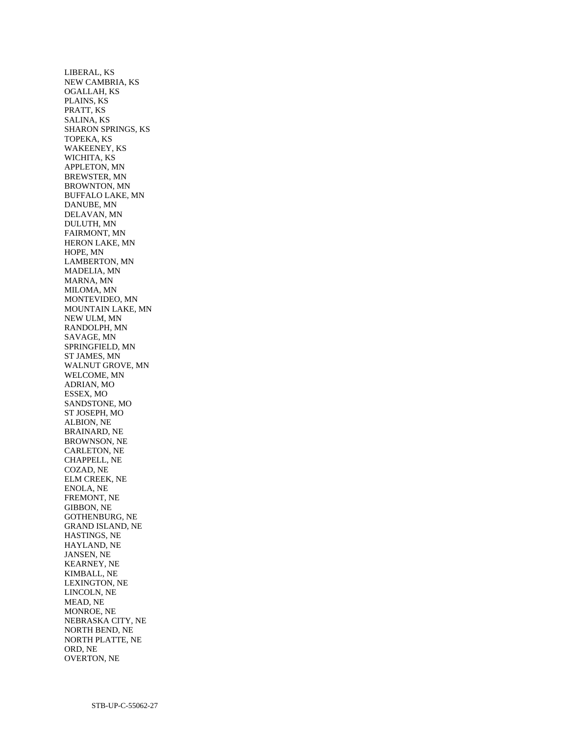LIBERAL, KS
NEW CAMBRIA, KS
OGALLAH, KS
PLAINS, KS
PRATT, KS
SALINA, KS
SHARON SPRINGS, KS
TOPEKA, KS
WAKEENEY, KS
WICHITA, KS
APPLETON, MN
BREWSTER, MN
BROWNTON, MN
BUFFALO LAKE, MN
DANUBE, MN
DELAVAN, MN
DULUTH, MN
FAIRMONT, MN
HERON LAKE, MN
HOPE, MN
LAMBERTON, MN
MADELIA, MN
MARNA, MN
MILOMA, MN
MONTEVIDEO, MN
MOUNTAIN LAKE, MN
NEW ULM, MN
RANDOLPH, MN
SAVAGE, MN
SPRINGFIELD, MN
ST JAMES, MN
WALNUT GROVE, MN
WELCOME, MN
ADRIAN, MO
ESSEX, MO
SANDSTONE, MO
ST JOSEPH, MO
ALBION, NE
BRAINARD, NE
BROWNSON, NE
CARLETON, NE
CHAPPELL, NE
COZAD, NE
ELM CREEK, NE
ENOLA, NE
FREMONT, NE
GIBBON, NE
GOTHENBURG, NE
GRAND ISLAND, NE
HASTINGS, NE
HAYLAND, NE
JANSEN, NE
KEARNEY, NE
KIMBALL, NE
LEXINGTON, NE
LINCOLN, NE
MEAD, NE
MONROE, NE
NEBRASKA CITY, NE
NORTH BEND, NE
NORTH PLATTE, NE
ORD, NE
OVERTON, NE

STB-UP-C-55062-27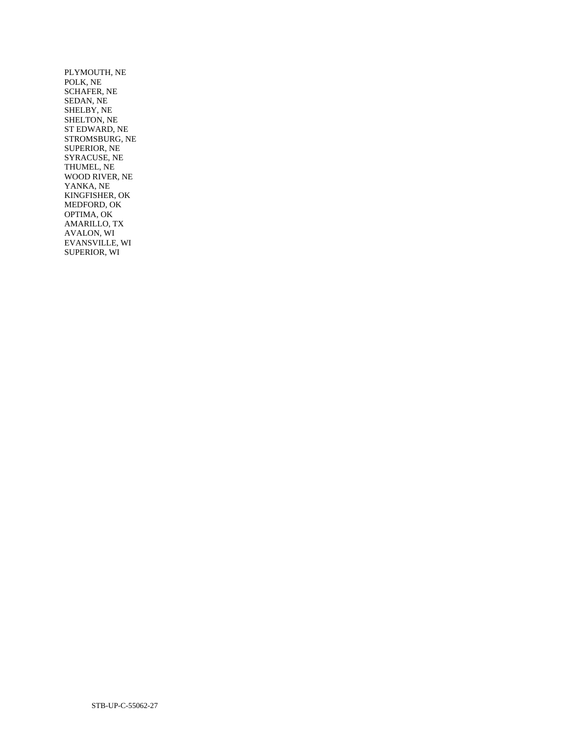PLYMOUTH, NE
POLK, NE
SCHAFER, NE
SEDAN, NE
SHELBY, NE
SHELTON, NE
ST EDWARD, NE
STROMSBURG, NE
SUPERIOR, NE
SYRACUSE, NE
THUMEL, NE
WOOD RIVER, NE
YANKA, NE
KINGFISHER, OK
MEDFORD, OK
OPTIMA, OK
AMARILLO, TX
AVALON, WI
EVANSVILLE, WI
SUPERIOR, WI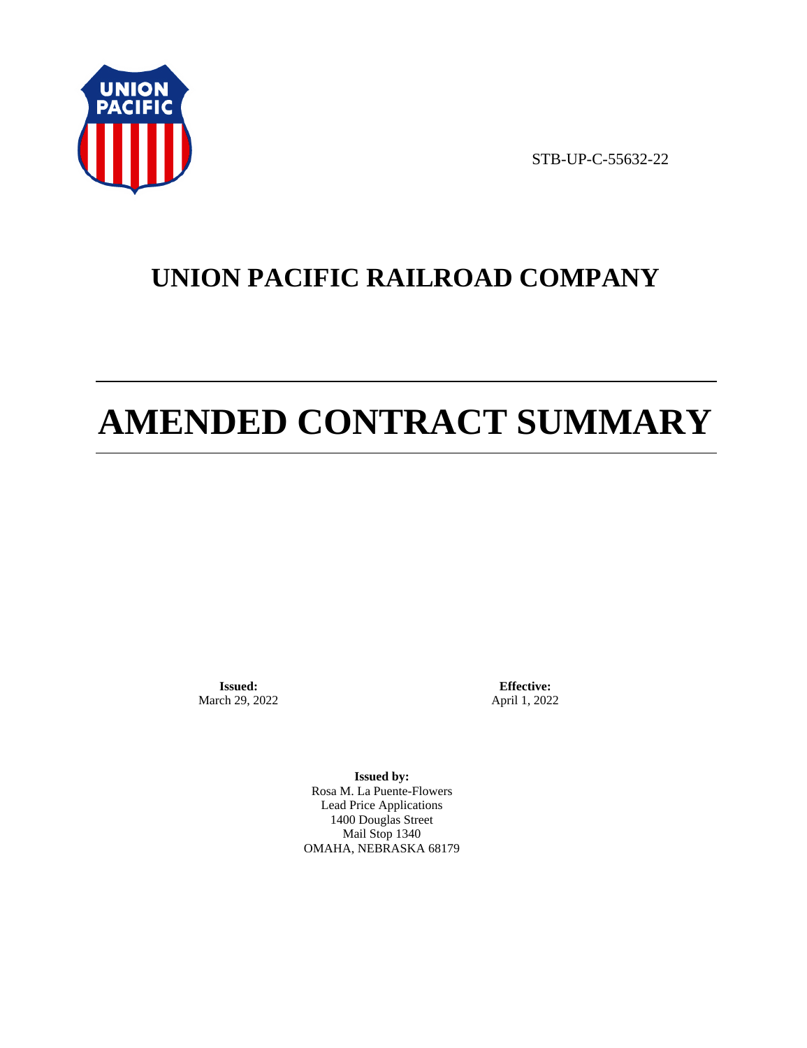STB-UP-C-55632-22

# UNION PACIFIC RAILROAD COMPANY

# AMENDED CONTRACT SUMMARY

**Issued:**
March 29, 2022

**Effective:**
April 1, 2022

**Issued by:**
Rosa M. La Puente-Flowers
Lead Price Applications
1400 Douglas Street
Mail Stop 1340
OMAHA, NEBRASKA 68179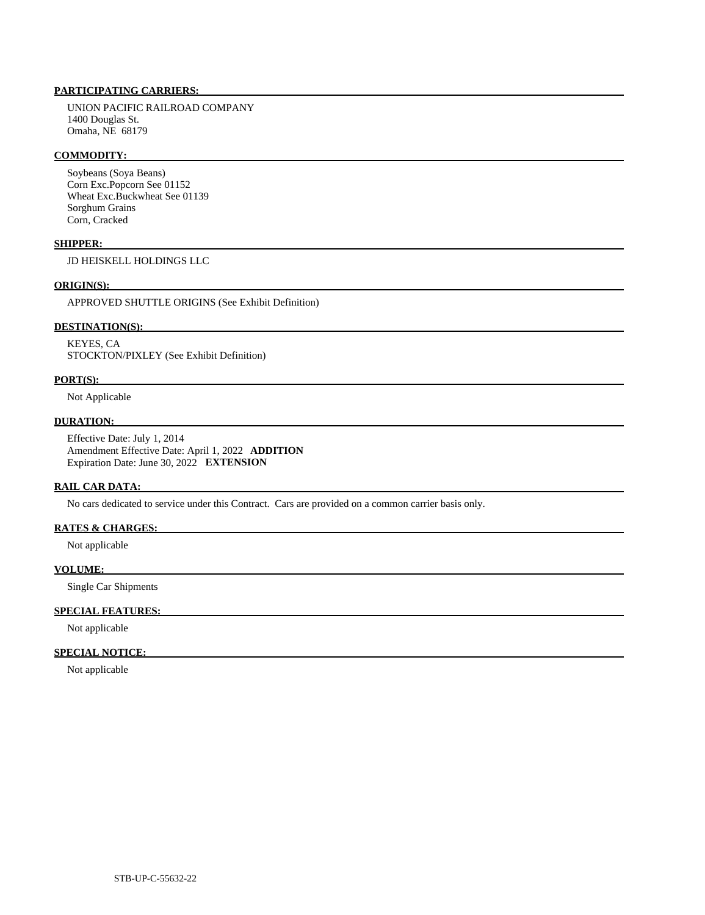**PARTICIPATING CARRIERS:**

UNION PACIFIC RAILROAD COMPANY
1400 Douglas St.
Omaha, NE 68179

**COMMODITY:**

Soybeans (Soya Beans)
Corn Exc.Popcorn See 01152
Wheat Exc.Buckwheat See 01139
Sorghum Grains
Corn, Cracked

**SHIPPER:**

JD HEISKELL HOLDINGS LLC

**ORIGIN(S):**

APPROVED SHUTTLE ORIGINS (See Exhibit Definition)

**DESTINATION(S):**

KEYES, CA
STOCKTON/PIXLEY (See Exhibit Definition)

**PORT(S):**

Not Applicable

**DURATION:**

Effective Date: July 1, 2014
Amendment Effective Date: April 1, 2022 **ADDITION**
Expiration Date: June 30, 2022 **EXTENSION**

**RAIL CAR DATA:**

No cars dedicated to service under this Contract. Cars are provided on a common carrier basis only.

**RATES & CHARGES:**

Not applicable

**VOLUME:**

Single Car Shipments

**SPECIAL FEATURES:**

Not applicable

**SPECIAL NOTICE:**

Not applicable

STB-UP-C-55632-22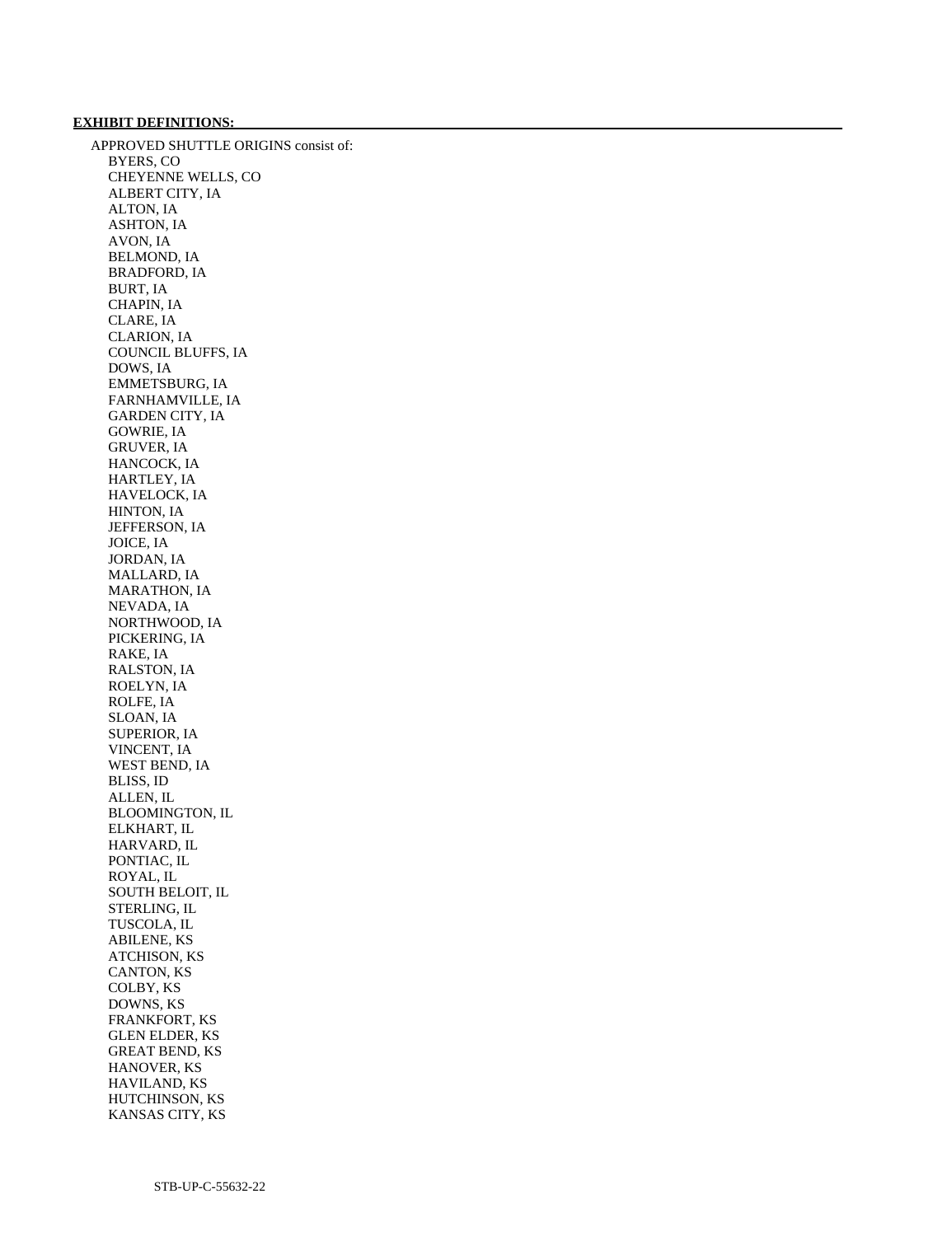**EXHIBIT DEFINITIONS:**

APPROVED SHUTTLE ORIGINS consist of:

- BYERS, CO
- CHEYENNE WELLS, CO
- ALBERT CITY, IA
- ALTON, IA
- ASHTON, IA
- AVON, IA
- BELMOND, IA
- BRADFORD, IA
- BURT, IA
- CHAPIN, IA
- CLARE, IA
- CLARION, IA
- COUNCIL BLUFFS, IA
- DOWS, IA
- EMMETSBURG, IA
- FARNHAMVILLE, IA
- GARDEN CITY, IA
- GOWRIE, IA
- GRUVER, IA
- HANCOCK, IA
- HARTLEY, IA
- HAVELOCK, IA
- HINTON, IA
- JEFFERSON, IA
- JOICE, IA
- JORDAN, IA
- MALLARD, IA
- MARATHON, IA
- NEVADA, IA
- NORTHWOOD, IA
- PICKERING, IA
- RAKE, IA
- RALSTON, IA
- ROELYN, IA
- ROLFE, IA
- SLOAN, IA
- SUPERIOR, IA
- VINCENT, IA
- WEST BEND, IA
- BLISS, ID
- ALLEN, IL
- BLOOMINGTON, IL
- ELKHART, IL
- HARVARD, IL
- PONTIAC, IL
- ROYAL, IL
- SOUTH BELOIT, IL
- STERLING, IL
- TUSCOLA, IL
- ABILENE, KS
- ATCHISON, KS
- CANTON, KS
- COLBY, KS
- DOWNS, KS
- FRANKFORT, KS
- GLEN ELDER, KS
- GREAT BEND, KS
- HANOVER, KS
- HAVILAND, KS
- HUTCHINSON, KS
- KANSAS CITY, KS

STB-UP-C-55632-22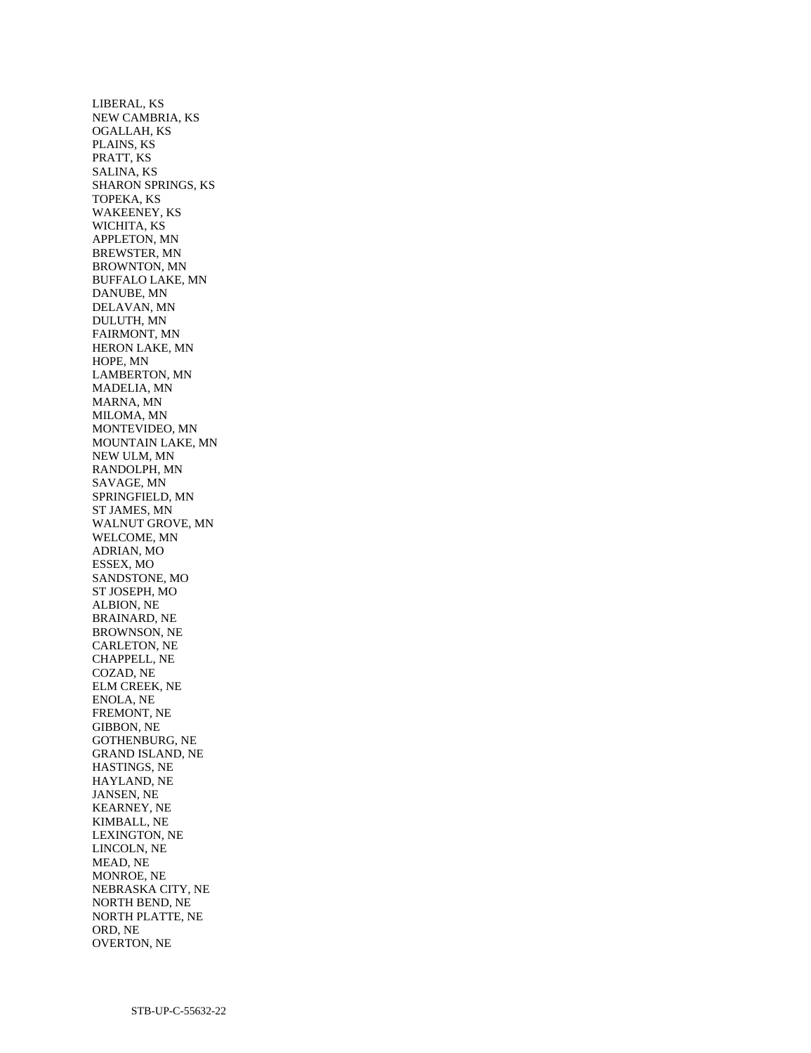LIBERAL, KS
NEW CAMBRIA, KS
OGALLAH, KS
PLAINS, KS
PRATT, KS
SALINA, KS
SHARON SPRINGS, KS
TOPEKA, KS
WAKEENEY, KS
WICHITA, KS
APPLETON, MN
BREWSTER, MN
BROWNTON, MN
BUFFALO LAKE, MN
DANUBE, MN
DELAVAN, MN
DULUTH, MN
FAIRMONT, MN
HERON LAKE, MN
HOPE, MN
LAMBERTON, MN
MADELIA, MN
MARNA, MN
MILOMA, MN
MONTEVIDEO, MN
MOUNTAIN LAKE, MN
NEW ULM, MN
RANDOLPH, MN
SAVAGE, MN
SPRINGFIELD, MN
ST JAMES, MN
WALNUT GROVE, MN
WELCOME, MN
ADRIAN, MO
ESSEX, MO
SANDSTONE, MO
ST JOSEPH, MO
ALBION, NE
BRAINARD, NE
BROWNSON, NE
CARLETON, NE
CHAPPELL, NE
COZAD, NE
ELM CREEK, NE
ENOLA, NE
FREMONT, NE
GIBBON, NE
GOTHENBURG, NE
GRAND ISLAND, NE
HASTINGS, NE
HAYLAND, NE
JANSEN, NE
KEARNEY, NE
KIMBALL, NE
LEXINGTON, NE
LINCOLN, NE
MEAD, NE
MONROE, NE
NEBRASKA CITY, NE
NORTH BEND, NE
NORTH PLATTE, NE
ORD, NE
OVERTON, NE

STB-UP-C-55632-22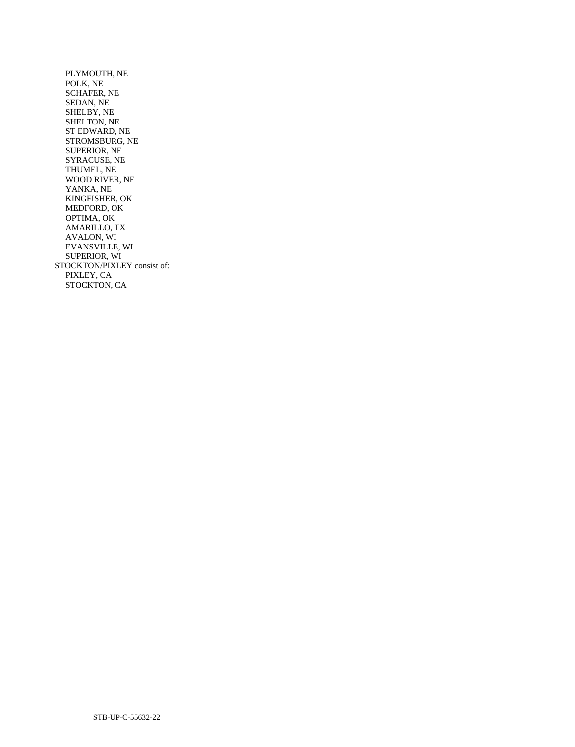- PLYMOUTH, NE
- POLK, NE
- SCHAFER, NE
- SEDAN, NE
- SHELBY, NE
- SHELTON, NE
- ST EDWARD, NE
- STROMSBURG, NE
- SUPERIOR, NE
- SYRACUSE, NE
- THUMEL, NE
- WOOD RIVER, NE
- YANKA, NE
- KINGFISHER, OK
- MEDFORD, OK
- OPTIMA, OK
- AMARILLO, TX
- AVALON, WI
- EVANSVILLE, WI
- SUPERIOR, WI

STOCKTON/PIXLEY consist of:

- PIXLEY, CA
- STOCKTON, CA

STB-UP-C-55632-22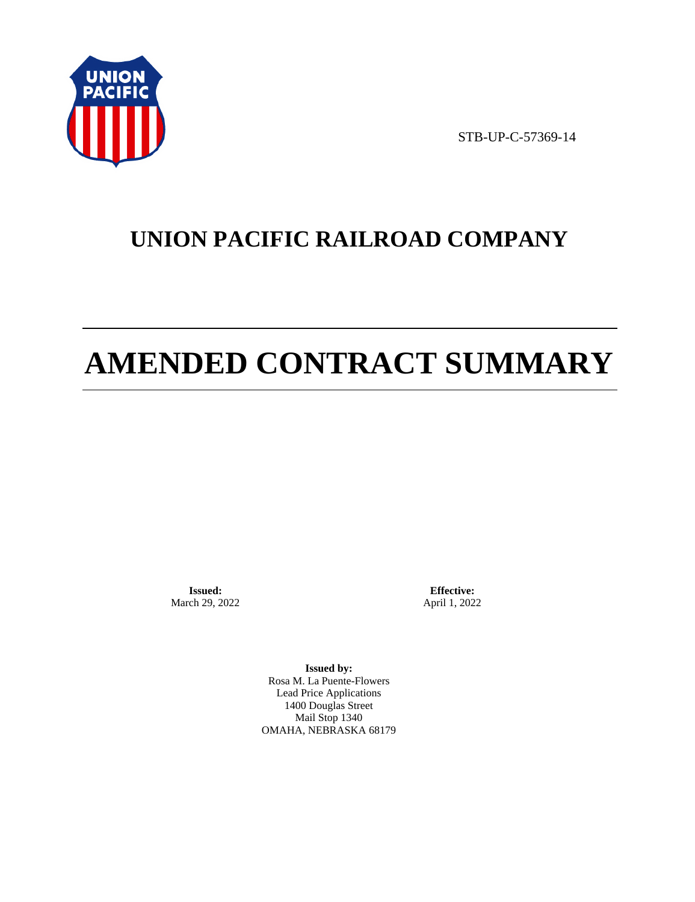STB-UP-C-57369-14

# UNION PACIFIC RAILROAD COMPANY

# AMENDED CONTRACT SUMMARY

**Issued:**
March 29, 2022

**Effective:**
April 1, 2022

**Issued by:**
Rosa M. La Puente-Flowers
Lead Price Applications
1400 Douglas Street
Mail Stop 1340
OMAHA, NEBRASKA 68179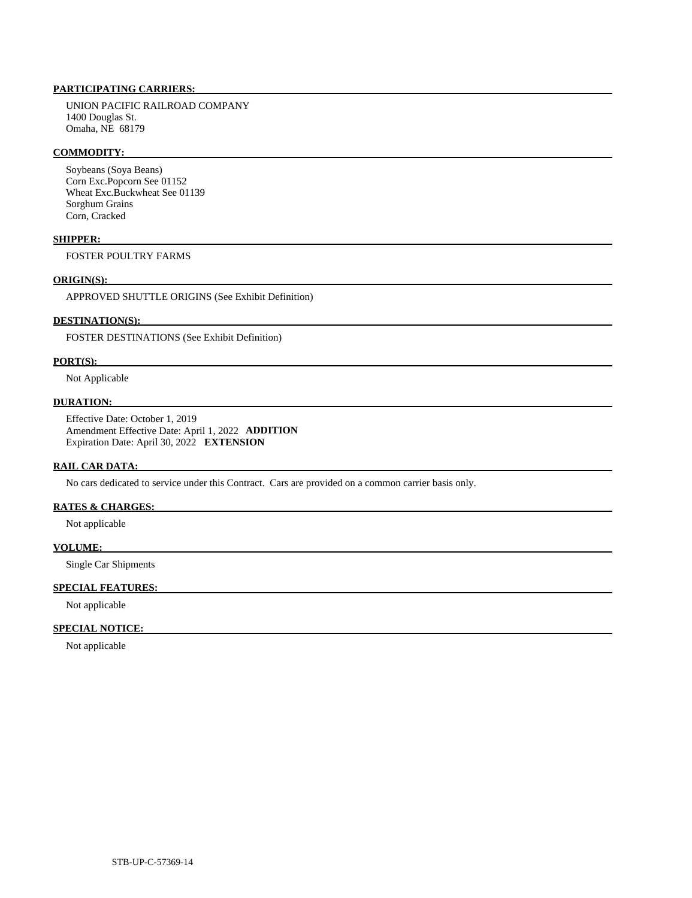**PARTICIPATING CARRIERS:**

UNION PACIFIC RAILROAD COMPANY
1400 Douglas St.
Omaha, NE 68179

**COMMODITY:**

Soybeans (Soya Beans)
Corn Exc.Popcorn See 01152
Wheat Exc.Buckwheat See 01139
Sorghum Grains
Corn, Cracked

**SHIPPER:**

FOSTER POULTRY FARMS

**ORIGIN(S):**

APPROVED SHUTTLE ORIGINS (See Exhibit Definition)

**DESTINATION(S):**

FOSTER DESTINATIONS (See Exhibit Definition)

**PORT(S):**

Not Applicable

**DURATION:**

Effective Date: October 1, 2019
Amendment Effective Date: April 1, 2022 **ADDITION**
Expiration Date: April 30, 2022 **EXTENSION**

**RAIL CAR DATA:**

No cars dedicated to service under this Contract. Cars are provided on a common carrier basis only.

**RATES & CHARGES:**

Not applicable

**VOLUME:**

Single Car Shipments

**SPECIAL FEATURES:**

Not applicable

**SPECIAL NOTICE:**

Not applicable

STB-UP-C-57369-14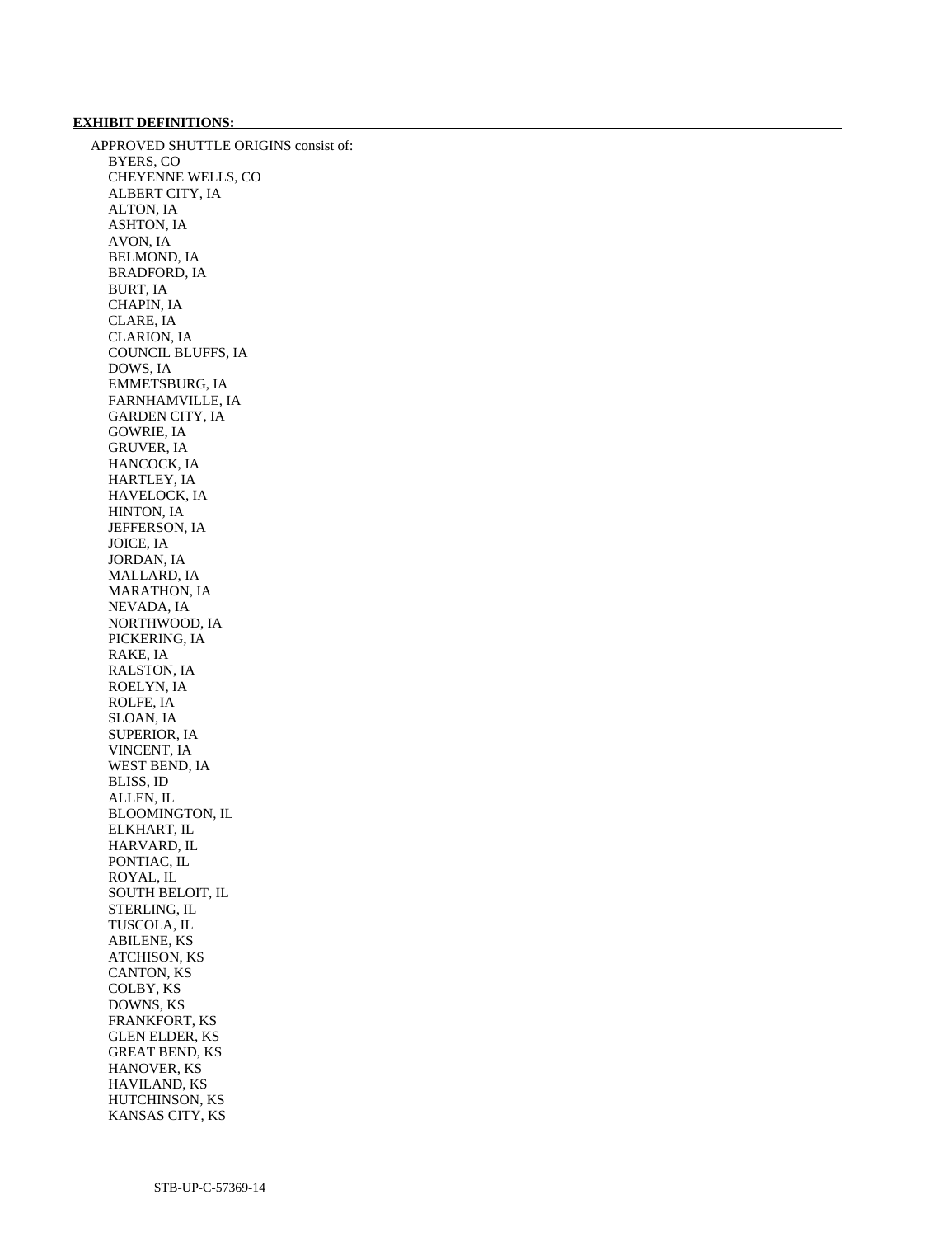**EXHIBIT DEFINITIONS:**

APPROVED SHUTTLE ORIGINS consist of:

BYERS, CO
CHEYENNE WELLS, CO
ALBERT CITY, IA
ALTON, IA
ASHTON, IA
AVON, IA
BELMOND, IA
BRADFORD, IA
BURT, IA
CHAPIN, IA
CLARE, IA
CLARION, IA
COUNCIL BLUFFS, IA
DOWS, IA
EMMETSBURG, IA
FARNHAMVILLE, IA
GARDEN CITY, IA
GOWRIE, IA
GRUVER, IA
HANCOCK, IA
HARTLEY, IA
HAVELOCK, IA
HINTON, IA
JEFFERSON, IA
JOICE, IA
JORDAN, IA
MALLARD, IA
MARATHON, IA
NEVADA, IA
NORTHWOOD, IA
PICKERING, IA
RAKE, IA
RALSTON, IA
ROELYN, IA
ROLFE, IA
SLOAN, IA
SUPERIOR, IA
VINCENT, IA
WEST BEND, IA
BLISS, ID
ALLEN, IL
BLOOMINGTON, IL
ELKHART, IL
HARVARD, IL
PONTIAC, IL
ROYAL, IL
SOUTH BELOIT, IL
STERLING, IL
TUSCOLA, IL
ABILENE, KS
ATCHISON, KS
CANTON, KS
COLBY, KS
DOWNS, KS
FRANKFORT, KS
GLEN ELDER, KS
GREAT BEND, KS
HANOVER, KS
HAVILAND, KS
HUTCHINSON, KS
KANSAS CITY, KS

STB-UP-C-57369-14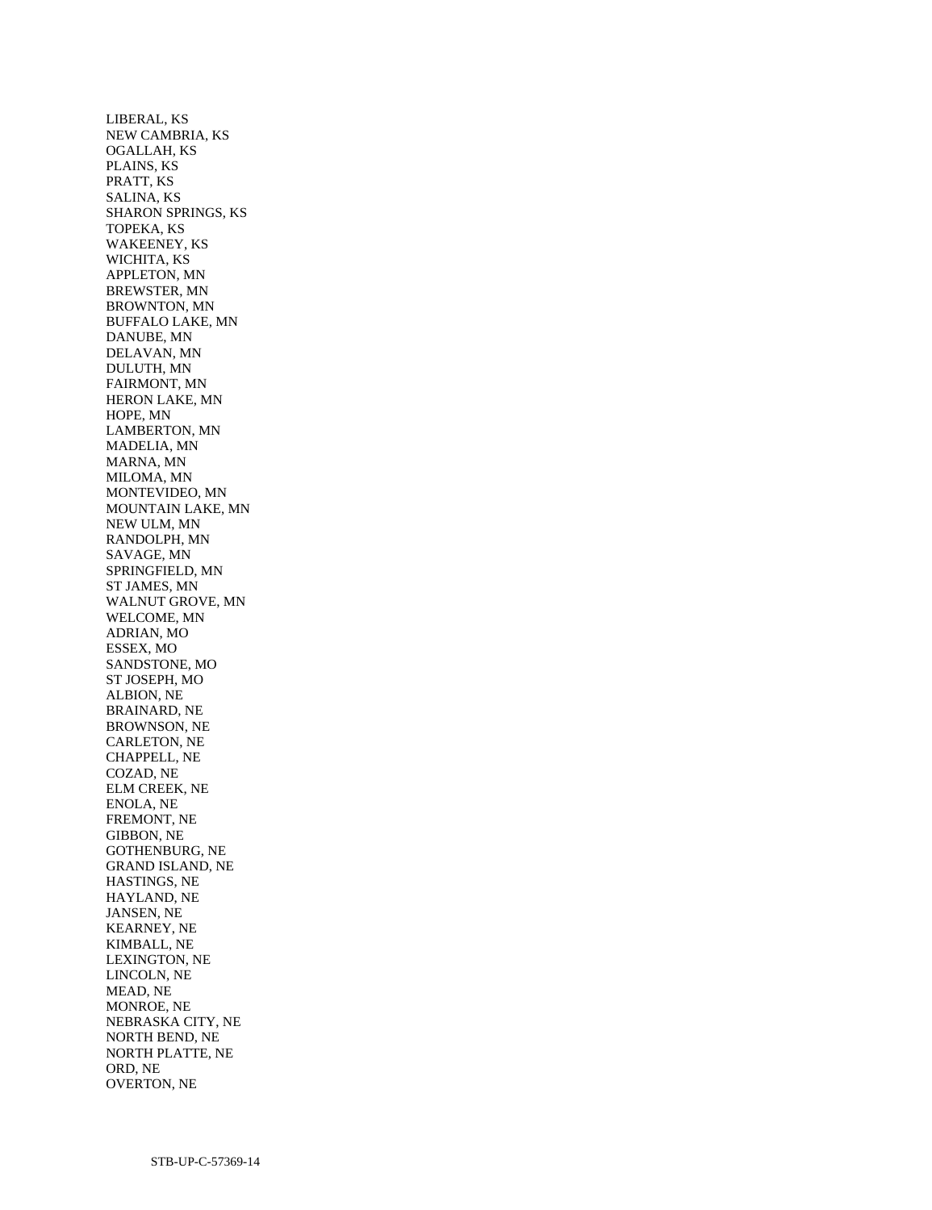LIBERAL, KS
NEW CAMBRIA, KS
OGALLAH, KS
PLAINS, KS
PRATT, KS
SALINA, KS
SHARON SPRINGS, KS
TOPEKA, KS
WAKEENEY, KS
WICHITA, KS
APPLETON, MN
BREWSTER, MN
BROWNTON, MN
BUFFALO LAKE, MN
DANUBE, MN
DELAVAN, MN
DULUTH, MN
FAIRMONT, MN
HERON LAKE, MN
HOPE, MN
LAMBERTON, MN
MADELIA, MN
MARNA, MN
MILOMA, MN
MONTEVIDEO, MN
MOUNTAIN LAKE, MN
NEW ULM, MN
RANDOLPH, MN
SAVAGE, MN
SPRINGFIELD, MN
ST JAMES, MN
WALNUT GROVE, MN
WELCOME, MN
ADRIAN, MO
ESSEX, MO
SANDSTONE, MO
ST JOSEPH, MO
ALBION, NE
BRAINARD, NE
BROWNSON, NE
CARLETON, NE
CHAPPELL, NE
COZAD, NE
ELM CREEK, NE
ENOLA, NE
FREMONT, NE
GIBBON, NE
GOTHENBURG, NE
GRAND ISLAND, NE
HASTINGS, NE
HAYLAND, NE
JANSEN, NE
KEARNEY, NE
KIMBALL, NE
LEXINGTON, NE
LINCOLN, NE
MEAD, NE
MONROE, NE
NEBRASKA CITY, NE
NORTH BEND, NE
NORTH PLATTE, NE
ORD, NE
OVERTON, NE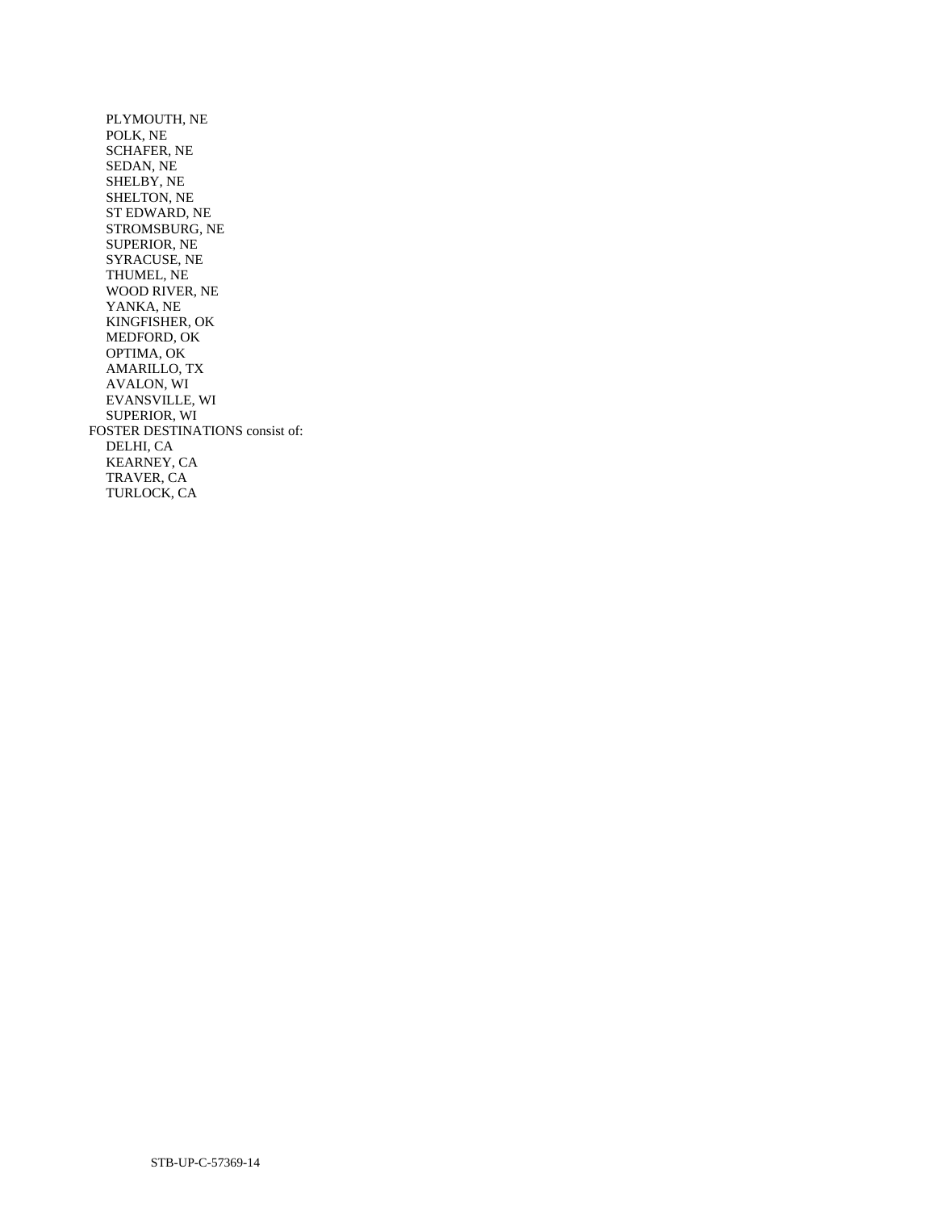PLYMOUTH, NE
POLK, NE
SCHAFER, NE
SEDAN, NE
SHELBY, NE
SHELTON, NE
ST EDWARD, NE
STROMSBURG, NE
SUPERIOR, NE
SYRACUSE, NE
THUMEL, NE
WOOD RIVER, NE
YANKA, NE
KINGFISHER, OK
MEDFORD, OK
OPTIMA, OK
AMARILLO, TX
AVALON, WI
EVANSVILLE, WI
SUPERIOR, WI

FOSTER DESTINATIONS consist of:

DELHI, CA
KEARNEY, CA
TRAVER, CA
TURLOCK, CA

STB-UP-C-57369-14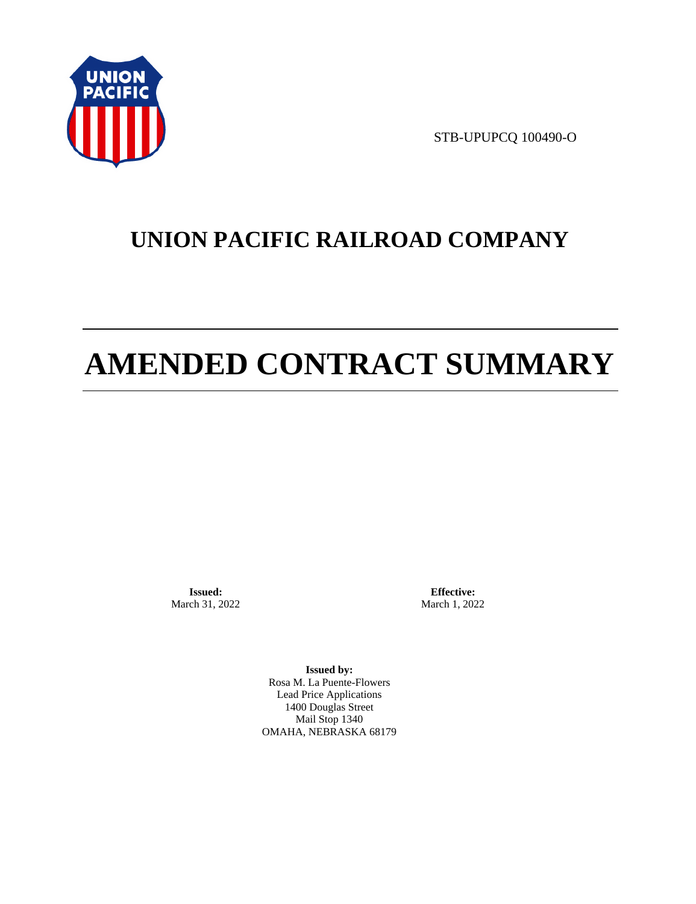STB-UPUPCQ 100490-O

# UNION PACIFIC RAILROAD COMPANY

# AMENDED CONTRACT SUMMARY

**Issued:**
March 31, 2022

**Effective:**
March 1, 2022

**Issued by:**
Rosa M. La Puente-Flowers
Lead Price Applications
1400 Douglas Street
Mail Stop 1340
OMAHA, NEBRASKA 68179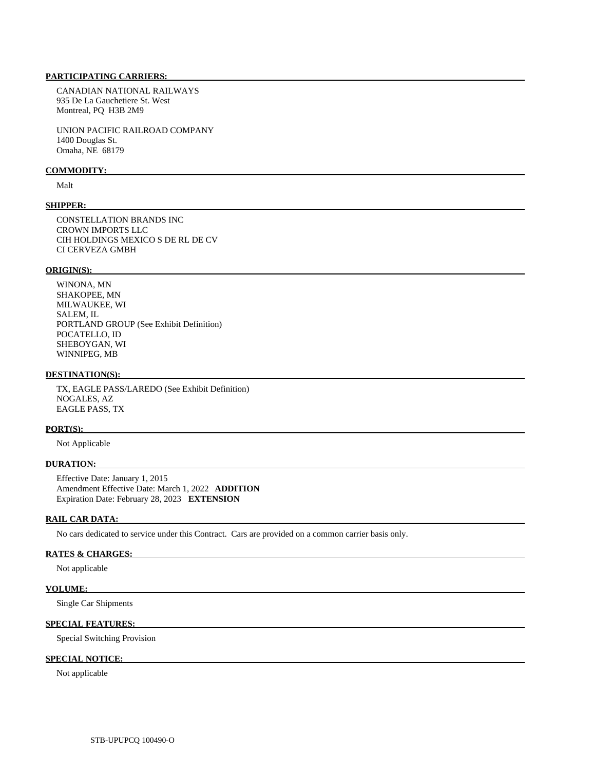**PARTICIPATING CARRIERS:**

CANADIAN NATIONAL RAILWAYS
935 De La Gauchetiere St. West
Montreal, PQ H3B 2M9

UNION PACIFIC RAILROAD COMPANY
1400 Douglas St.
Omaha, NE 68179

**COMMODITY:**

Malt

**SHIPPER:**

CONSTELLATION BRANDS INC
CROWN IMPORTS LLC
CIH HOLDINGS MEXICO S DE RL DE CV
CI CERVEZA GMBH

**ORIGIN(S):**

WINONA, MN
SHAKOPEE, MN
MILWAUKEE, WI
SALEM, IL
PORTLAND GROUP (See Exhibit Definition)
POCATELLO, ID
SHEBOYGAN, WI
WINNIPEG, MB

**DESTINATION(S):**

TX, EAGLE PASS/LAREDO (See Exhibit Definition)
NOGALES, AZ
EAGLE PASS, TX

**PORT(S):**

Not Applicable

**DURATION:**

Effective Date: January 1, 2015
Amendment Effective Date: March 1, 2022 **ADDITION**
Expiration Date: February 28, 2023 **EXTENSION**

**RAIL CAR DATA:**

No cars dedicated to service under this Contract. Cars are provided on a common carrier basis only.

**RATES & CHARGES:**

Not applicable

**VOLUME:**

Single Car Shipments

**SPECIAL FEATURES:**

Special Switching Provision

**SPECIAL NOTICE:**

Not applicable

STB-UPUPCQ 100490-O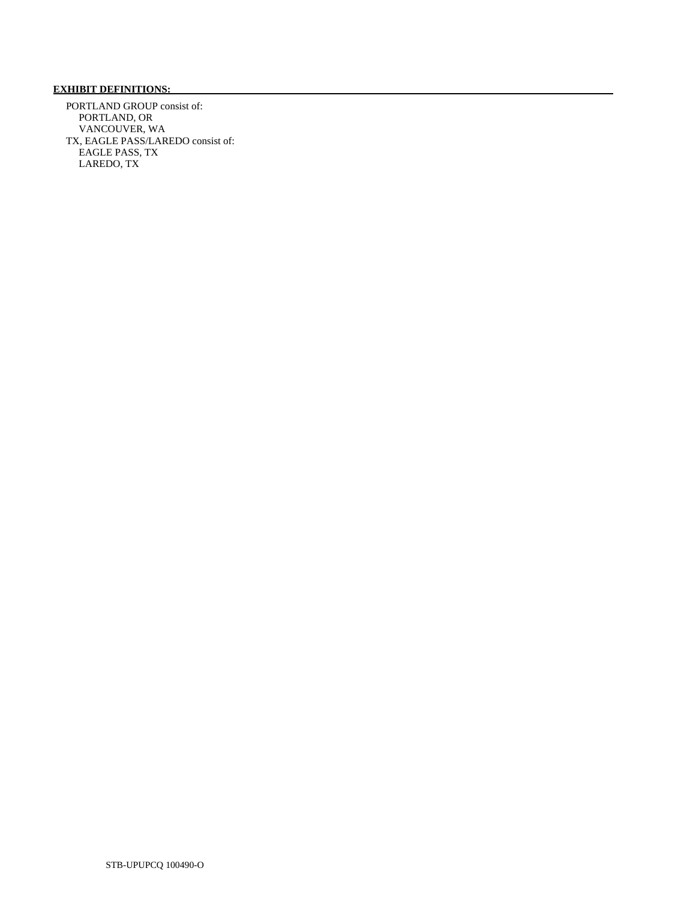**EXHIBIT DEFINITIONS:**

PORTLAND GROUP consist of:
- PORTLAND, OR
- VANCOUVER, WA

TX, EAGLE PASS/LAREDO consist of:
- EAGLE PASS, TX
- LAREDO, TX

STB-UPUPCQ 100490-O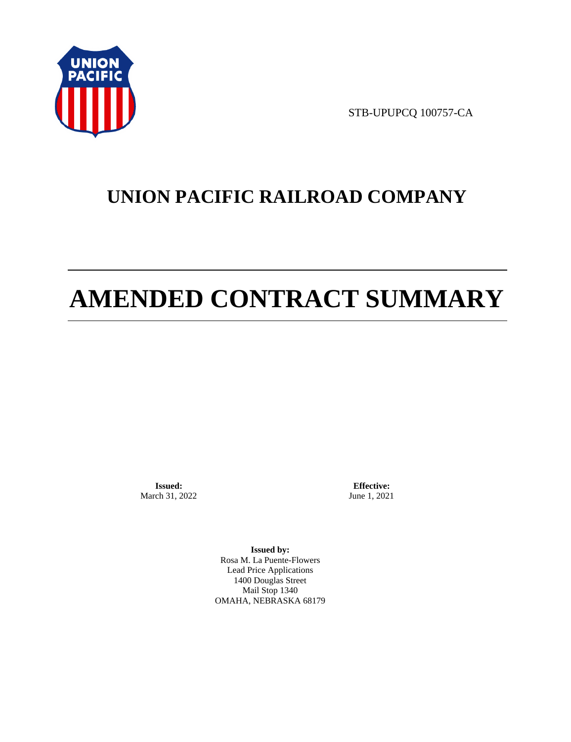STB-UPUPCQ 100757-CA

# UNION PACIFIC RAILROAD COMPANY

# AMENDED CONTRACT SUMMARY

**Issued:**
March 31, 2022

**Effective:**
June 1, 2021

**Issued by:**
Rosa M. La Puente-Flowers
Lead Price Applications
1400 Douglas Street
Mail Stop 1340
OMAHA, NEBRASKA 68179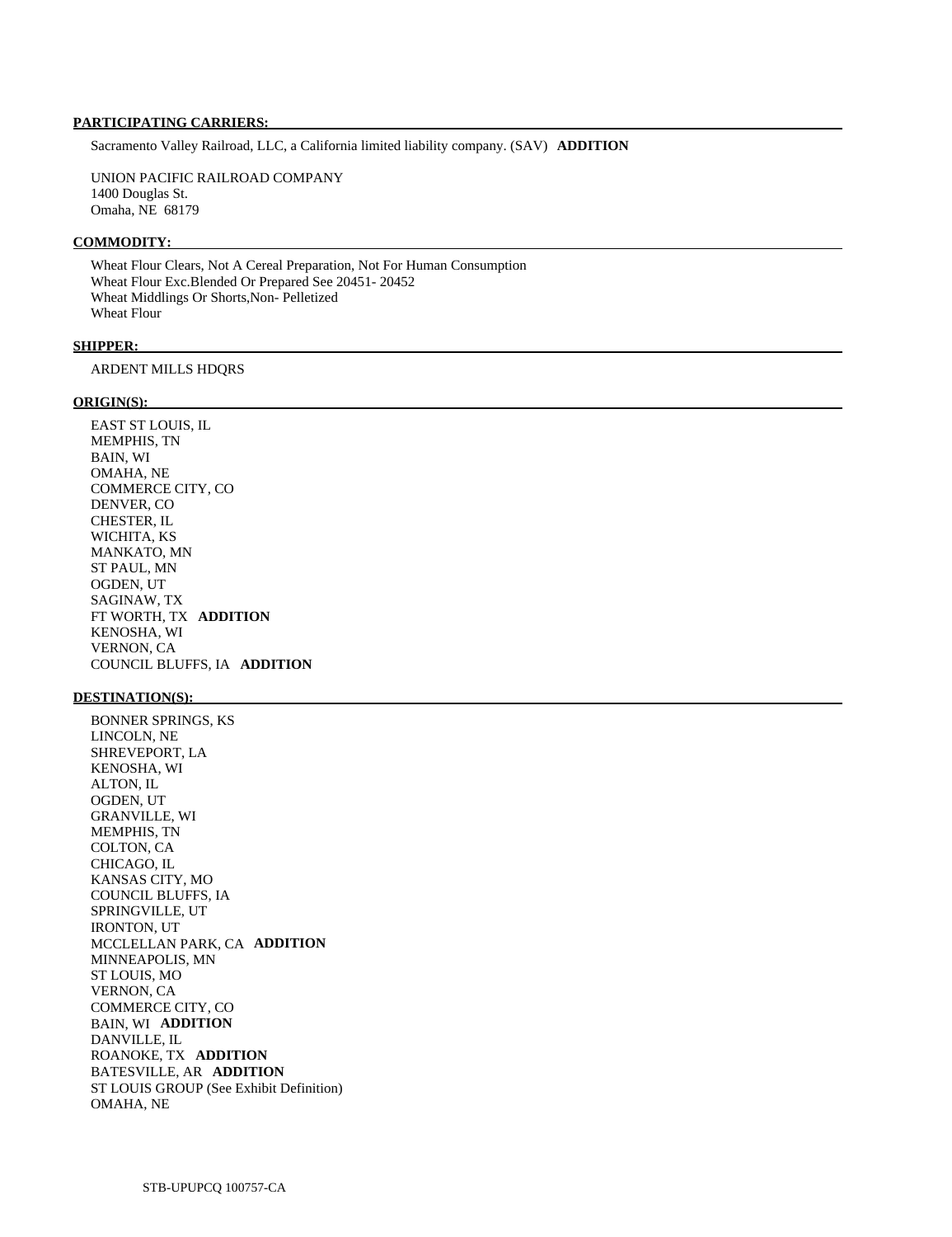**PARTICIPATING CARRIERS:**

Sacramento Valley Railroad, LLC, a California limited liability company. (SAV) **ADDITION**

UNION PACIFIC RAILROAD COMPANY
1400 Douglas St.
Omaha, NE 68179

**COMMODITY:**

Wheat Flour Clears, Not A Cereal Preparation, Not For Human Consumption
Wheat Flour Exc.Blended Or Prepared See 20451- 20452
Wheat Middlings Or Shorts,Non- Pelletized
Wheat Flour

**SHIPPER:**

ARDENT MILLS HDQRS

**ORIGIN(S):**

EAST ST LOUIS, IL
MEMPHIS, TN
BAIN, WI
OMAHA, NE
COMMERCE CITY, CO
DENVER, CO
CHESTER, IL
WICHITA, KS
MANKATO, MN
ST PAUL, MN
OGDEN, UT
SAGINAW, TX
FT WORTH, TX **ADDITION**
KENOSHA, WI
VERNON, CA
COUNCIL BLUFFS, IA **ADDITION**

**DESTINATION(S):**

BONNER SPRINGS, KS
LINCOLN, NE
SHREVEPORT, LA
KENOSHA, WI
ALTON, IL
OGDEN, UT
GRANVILLE, WI
MEMPHIS, TN
COLTON, CA
CHICAGO, IL
KANSAS CITY, MO
COUNCIL BLUFFS, IA
SPRINGVILLE, UT
IRONTON, UT
MCCLELLAN PARK, CA **ADDITION**
MINNEAPOLIS, MN
ST LOUIS, MO
VERNON, CA
COMMERCE CITY, CO
BAIN, WI **ADDITION**
DANVILLE, IL
ROANOKE, TX **ADDITION**
BATESVILLE, AR **ADDITION**
ST LOUIS GROUP (See Exhibit Definition)
OMAHA, NE

STB-UPUPCQ 100757-CA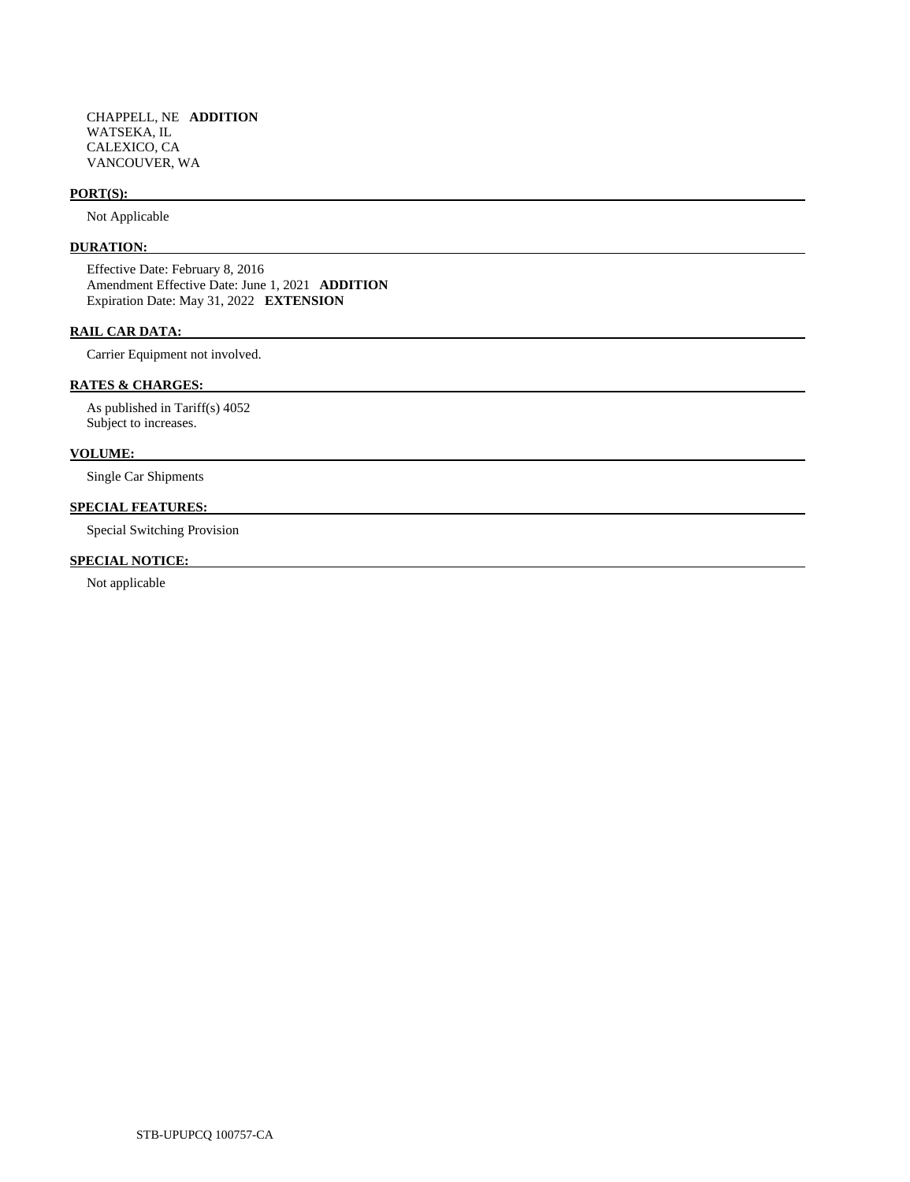CHAPPELL, NE **ADDITION**
WATSEKA, IL
CALEXICO, CA
VANCOUVER, WA

**PORT(S):**

Not Applicable

**DURATION:**

Effective Date: February 8, 2016
Amendment Effective Date: June 1, 2021 **ADDITION**
Expiration Date: May 31, 2022 **EXTENSION**

**RAIL CAR DATA:**

Carrier Equipment not involved.

**RATES & CHARGES:**

As published in Tariff(s) 4052
Subject to increases.

**VOLUME:**

Single Car Shipments

**SPECIAL FEATURES:**

Special Switching Provision

**SPECIAL NOTICE:**

Not applicable

STB-UPUPCQ 100757-CA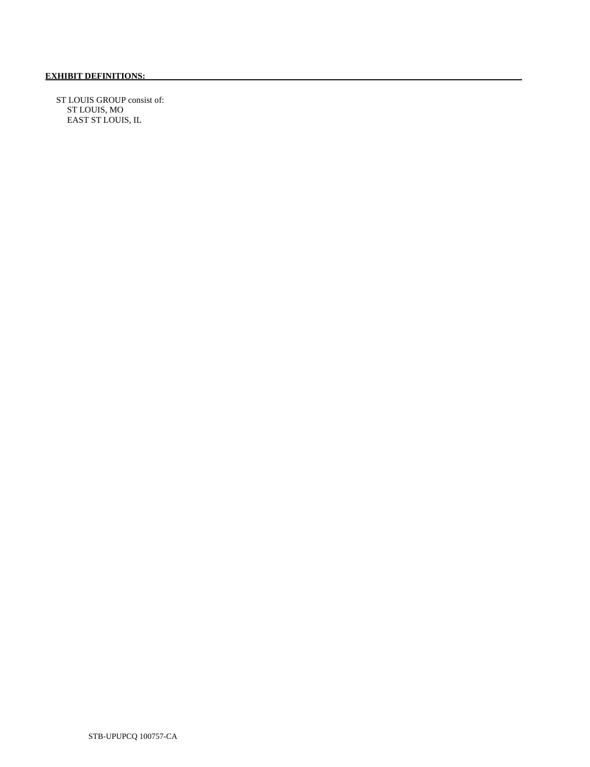**EXHIBIT DEFINITIONS:**

ST LOUIS GROUP consist of:
- ST LOUIS, MO
- EAST ST LOUIS, IL

STB-UPUPCQ 100757-CA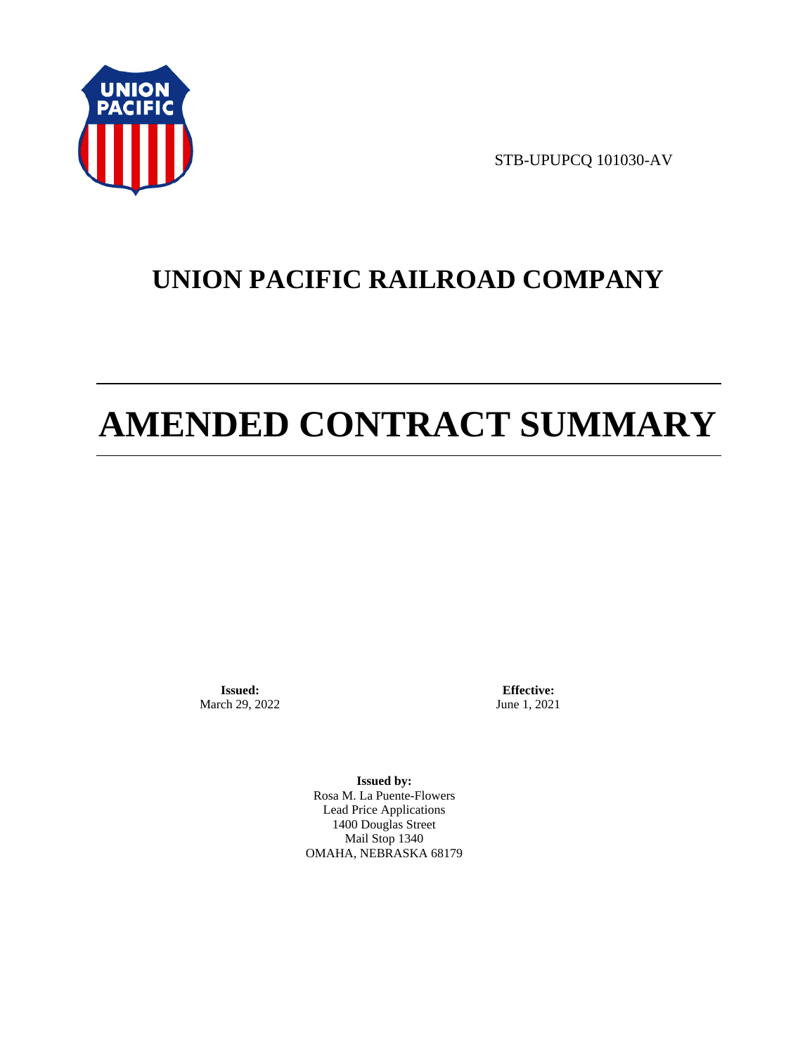STB-UPUPCQ 101030-AV

# UNION PACIFIC RAILROAD COMPANY

# AMENDED CONTRACT SUMMARY

**Issued:**
March 29, 2022

**Effective:**
June 1, 2021

**Issued by:**
Rosa M. La Puente-Flowers
Lead Price Applications
1400 Douglas Street
Mail Stop 1340
OMAHA, NEBRASKA 68179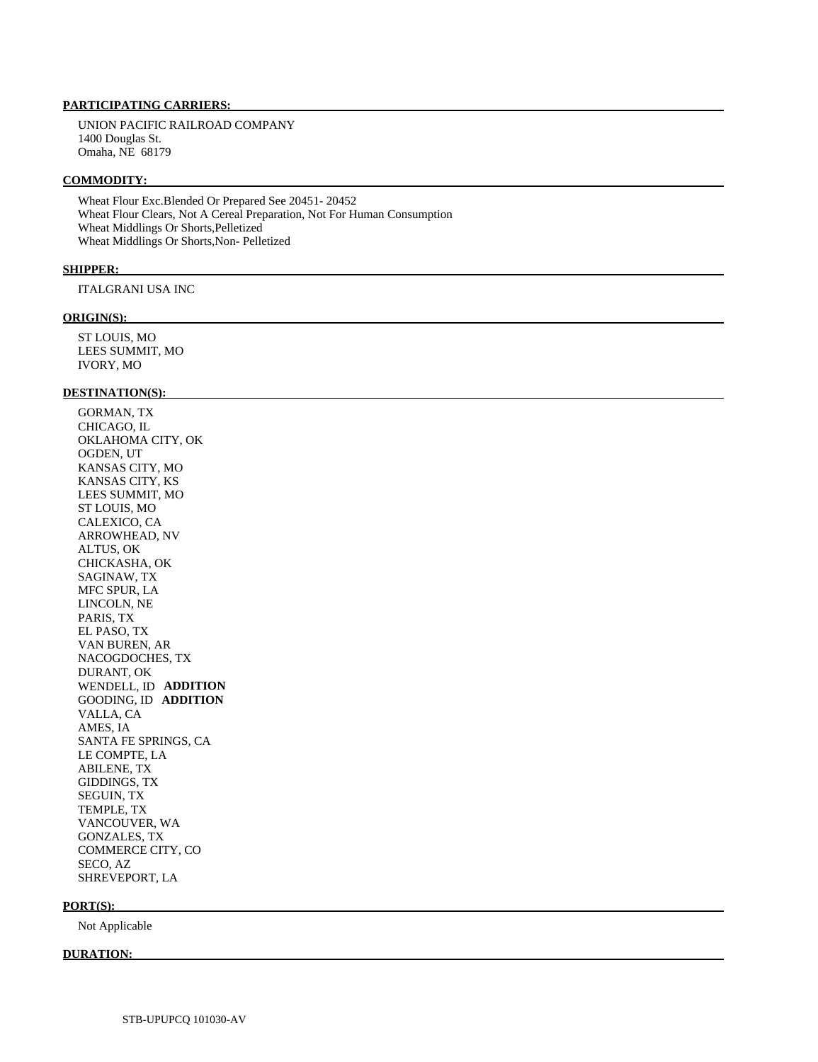**PARTICIPATING CARRIERS:**

UNION PACIFIC RAILROAD COMPANY
1400 Douglas St.
Omaha, NE 68179

**COMMODITY:**

Wheat Flour Exc.Blended Or Prepared See 20451- 20452
Wheat Flour Clears, Not A Cereal Preparation, Not For Human Consumption
Wheat Middlings Or Shorts,Pelletized
Wheat Middlings Or Shorts,Non- Pelletized

**SHIPPER:**

ITALGRANI USA INC

**ORIGIN(S):**

ST LOUIS, MO
LEES SUMMIT, MO
IVORY, MO

**DESTINATION(S):**

GORMAN, TX
CHICAGO, IL
OKLAHOMA CITY, OK
OGDEN, UT
KANSAS CITY, MO
KANSAS CITY, KS
LEES SUMMIT, MO
ST LOUIS, MO
CALEXICO, CA
ARROWHEAD, NV
ALTUS, OK
CHICKASHA, OK
SAGINAW, TX
MFC SPUR, LA
LINCOLN, NE
PARIS, TX
EL PASO, TX
VAN BUREN, AR
NACOGDOCHES, TX
DURANT, OK
WENDELL, ID **ADDITION**
GOODING, ID **ADDITION**
VALLA, CA
AMES, IA
SANTA FE SPRINGS, CA
LE COMPTE, LA
ABILENE, TX
GIDDINGS, TX
SEGUIN, TX
TEMPLE, TX
VANCOUVER, WA
GONZALES, TX
COMMERCE CITY, CO
SECO, AZ
SHREVEPORT, LA

**PORT(S):**

Not Applicable

**DURATION:**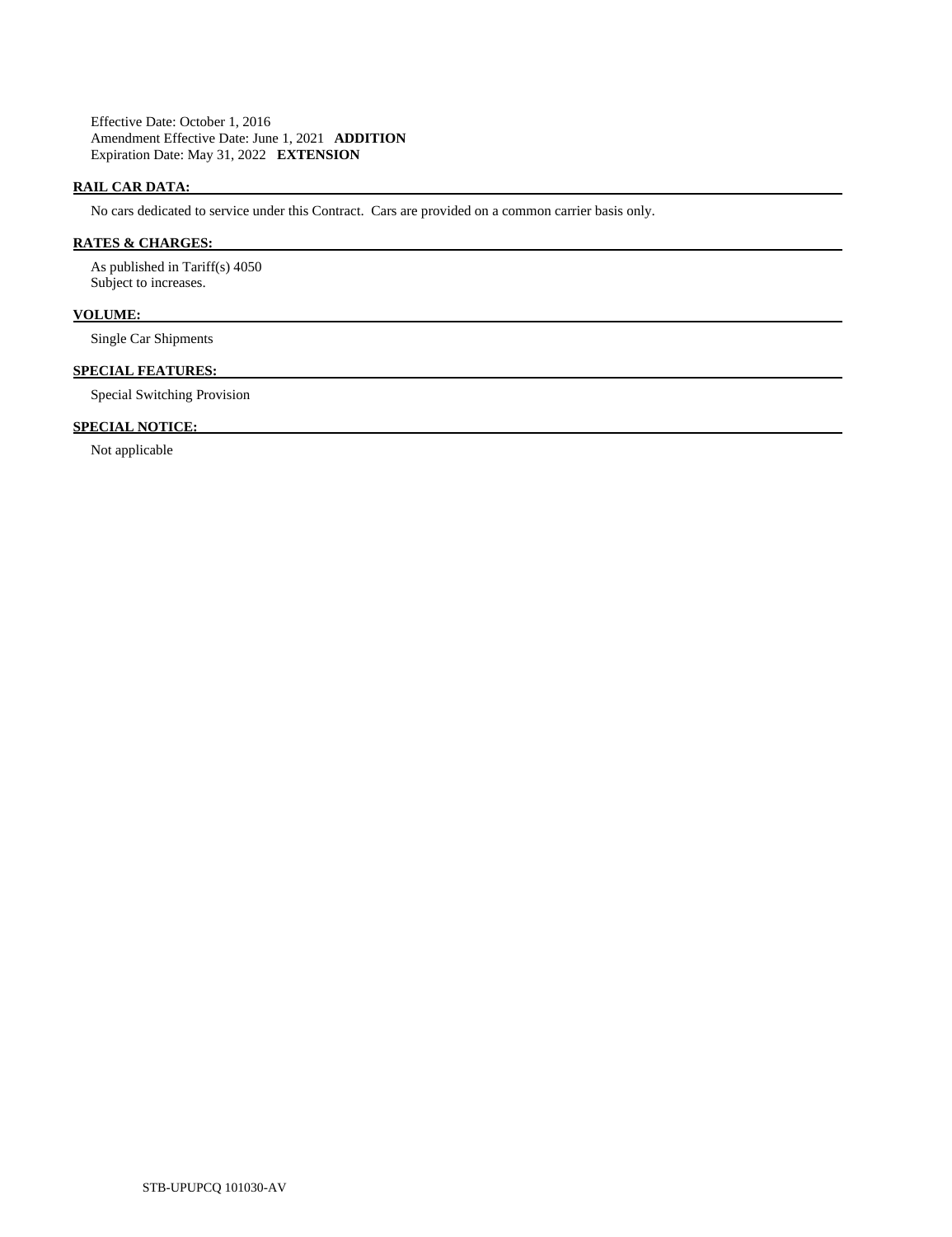Effective Date: October 1, 2016
Amendment Effective Date: June 1, 2021 **ADDITION**
Expiration Date: May 31, 2022 **EXTENSION**

**RAIL CAR DATA:**

No cars dedicated to service under this Contract. Cars are provided on a common carrier basis only.

**RATES & CHARGES:**

As published in Tariff(s) 4050
Subject to increases.

**VOLUME:**

Single Car Shipments

**SPECIAL FEATURES:**

Special Switching Provision

**SPECIAL NOTICE:**

Not applicable

STB-UPUPCQ 101030-AV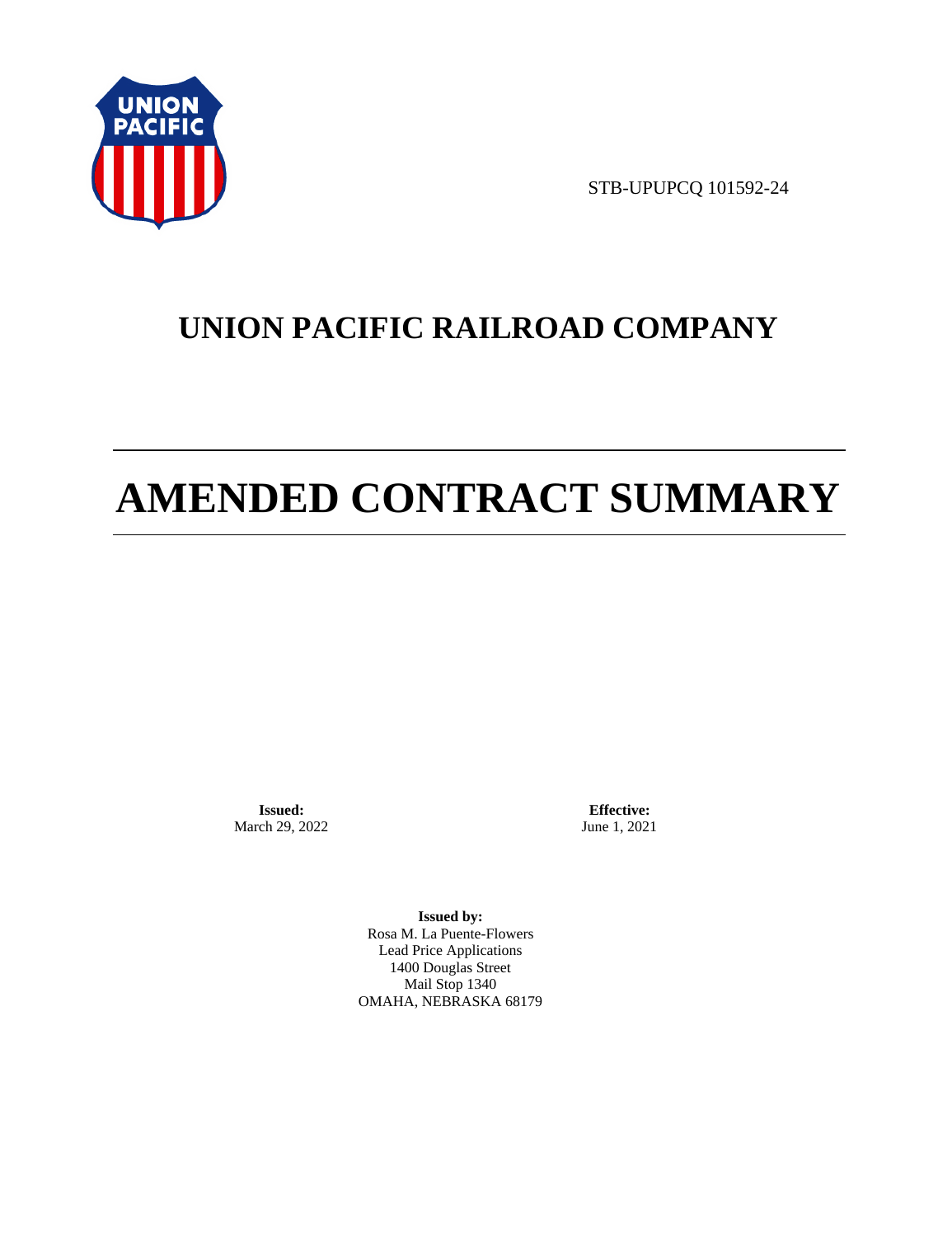STB-UPUPCQ 101592-24

# UNION PACIFIC RAILROAD COMPANY

# AMENDED CONTRACT SUMMARY

**Issued:**
March 29, 2022

**Effective:**
June 1, 2021

**Issued by:**
Rosa M. La Puente-Flowers
Lead Price Applications
1400 Douglas Street
Mail Stop 1340
OMAHA, NEBRASKA 68179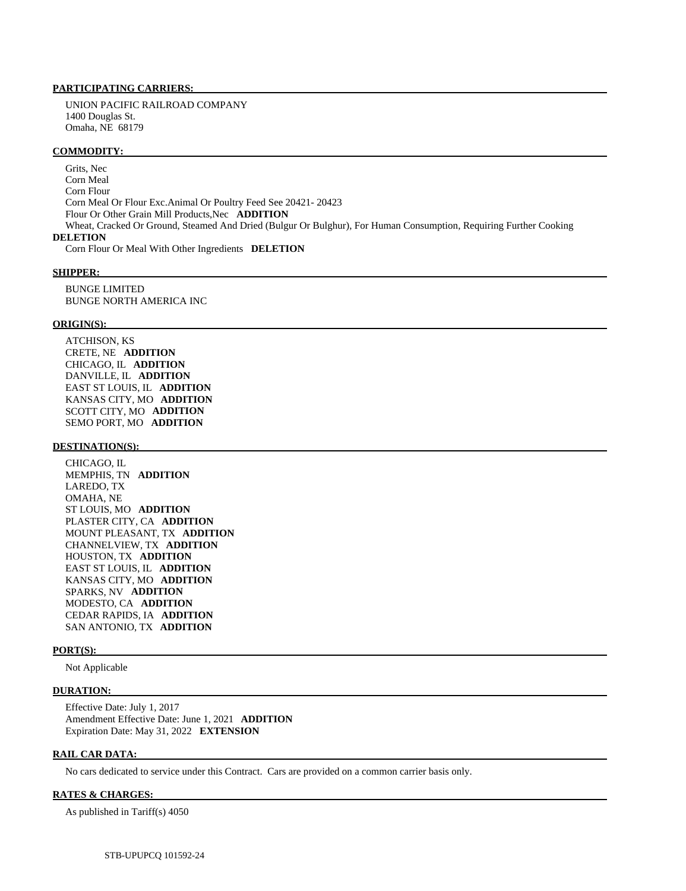**PARTICIPATING CARRIERS:**

UNION PACIFIC RAILROAD COMPANY
1400 Douglas St.
Omaha, NE 68179

**COMMODITY:**

Grits, Nec
Corn Meal
Corn Flour
Corn Meal Or Flour Exc.Animal Or Poultry Feed See 20421- 20423
Flour Or Other Grain Mill Products,Nec **ADDITION**
Wheat, Cracked Or Ground, Steamed And Dried (Bulgur Or Bulghur), For Human Consumption, Requiring Further Cooking **DELETION**
Corn Flour Or Meal With Other Ingredients **DELETION**

**SHIPPER:**

BUNGE LIMITED
BUNGE NORTH AMERICA INC

**ORIGIN(S):**

ATCHISON, KS
CRETE, NE **ADDITION**
CHICAGO, IL **ADDITION**
DANVILLE, IL **ADDITION**
EAST ST LOUIS, IL **ADDITION**
KANSAS CITY, MO **ADDITION**
SCOTT CITY, MO **ADDITION**
SEMO PORT, MO **ADDITION**

**DESTINATION(S):**

CHICAGO, IL
MEMPHIS, TN **ADDITION**
LAREDO, TX
OMAHA, NE
ST LOUIS, MO **ADDITION**
PLASTER CITY, CA **ADDITION**
MOUNT PLEASANT, TX **ADDITION**
CHANNELVIEW, TX **ADDITION**
HOUSTON, TX **ADDITION**
EAST ST LOUIS, IL **ADDITION**
KANSAS CITY, MO **ADDITION**
SPARKS, NV **ADDITION**
MODESTO, CA **ADDITION**
CEDAR RAPIDS, IA **ADDITION**
SAN ANTONIO, TX **ADDITION**

**PORT(S):**

Not Applicable

**DURATION:**

Effective Date: July 1, 2017
Amendment Effective Date: June 1, 2021 **ADDITION**
Expiration Date: May 31, 2022 **EXTENSION**

**RAIL CAR DATA:**

No cars dedicated to service under this Contract. Cars are provided on a common carrier basis only.

**RATES & CHARGES:**

As published in Tariff(s) 4050

STB-UPUPCQ 101592-24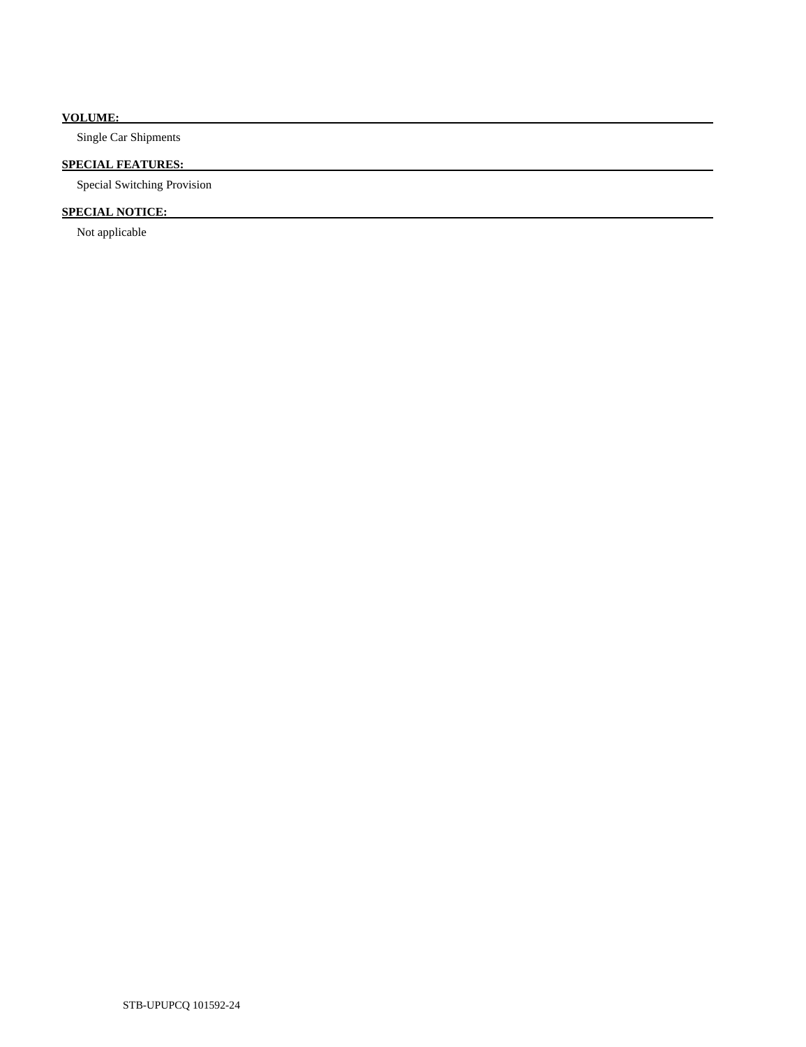**VOLUME:**

Single Car Shipments

**SPECIAL FEATURES:**

Special Switching Provision

**SPECIAL NOTICE:**

Not applicable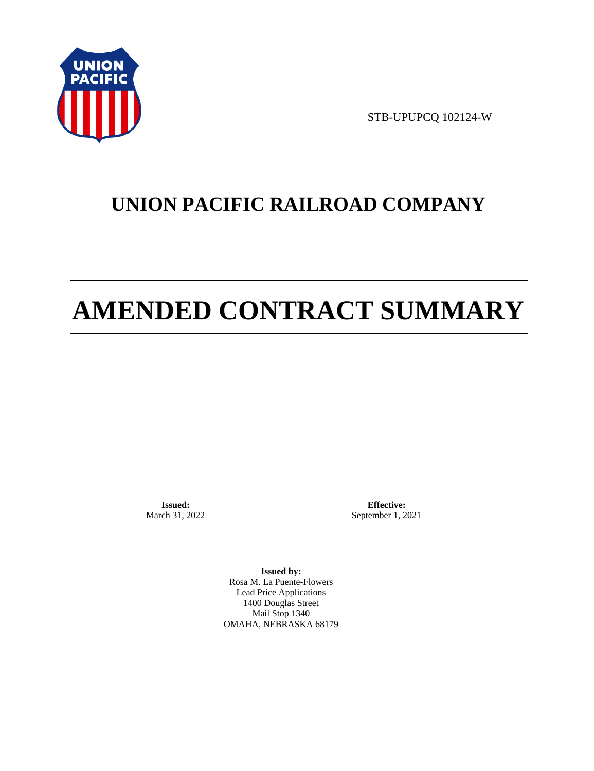STB-UPUPCQ 102124-W

# UNION PACIFIC RAILROAD COMPANY

# AMENDED CONTRACT SUMMARY

**Issued:**
March 31, 2022

**Effective:**
September 1, 2021

**Issued by:**
Rosa M. La Puente-Flowers
Lead Price Applications
1400 Douglas Street
Mail Stop 1340
OMAHA, NEBRASKA 68179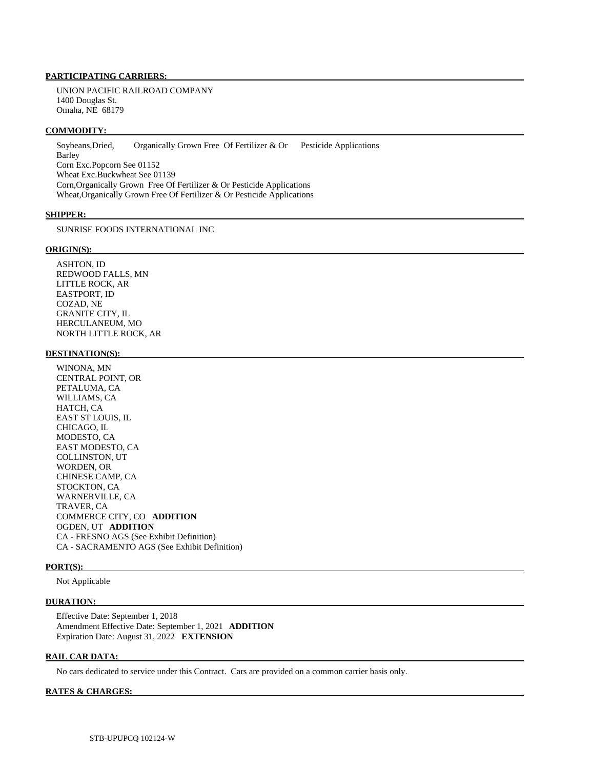**PARTICIPATING CARRIERS:**

UNION PACIFIC RAILROAD COMPANY
1400 Douglas St.
Omaha, NE 68179

**COMMODITY:**

Soybeans,Dried, Organically Grown Free Of Fertilizer & Or Pesticide Applications
Barley
Corn Exc.Popcorn See 01152
Wheat Exc.Buckwheat See 01139
Corn,Organically Grown Free Of Fertilizer & Or Pesticide Applications
Wheat,Organically Grown Free Of Fertilizer & Or Pesticide Applications

**SHIPPER:**

SUNRISE FOODS INTERNATIONAL INC

**ORIGIN(S):**

ASHTON, ID
REDWOOD FALLS, MN
LITTLE ROCK, AR
EASTPORT, ID
COZAD, NE
GRANITE CITY, IL
HERCULANEUM, MO
NORTH LITTLE ROCK, AR

**DESTINATION(S):**

WINONA, MN
CENTRAL POINT, OR
PETALUMA, CA
WILLIAMS, CA
HATCH, CA
EAST ST LOUIS, IL
CHICAGO, IL
MODESTO, CA
EAST MODESTO, CA
COLLINSTON, UT
WORDEN, OR
CHINESE CAMP, CA
STOCKTON, CA
WARNERVILLE, CA
TRAVER, CA
COMMERCE CITY, CO **ADDITION**
OGDEN, UT **ADDITION**
CA - FRESNO AGS (See Exhibit Definition)
CA - SACRAMENTO AGS (See Exhibit Definition)

**PORT(S):**

Not Applicable

**DURATION:**

Effective Date: September 1, 2018
Amendment Effective Date: September 1, 2021 **ADDITION**
Expiration Date: August 31, 2022 **EXTENSION**

**RAIL CAR DATA:**

No cars dedicated to service under this Contract. Cars are provided on a common carrier basis only.

**RATES & CHARGES:**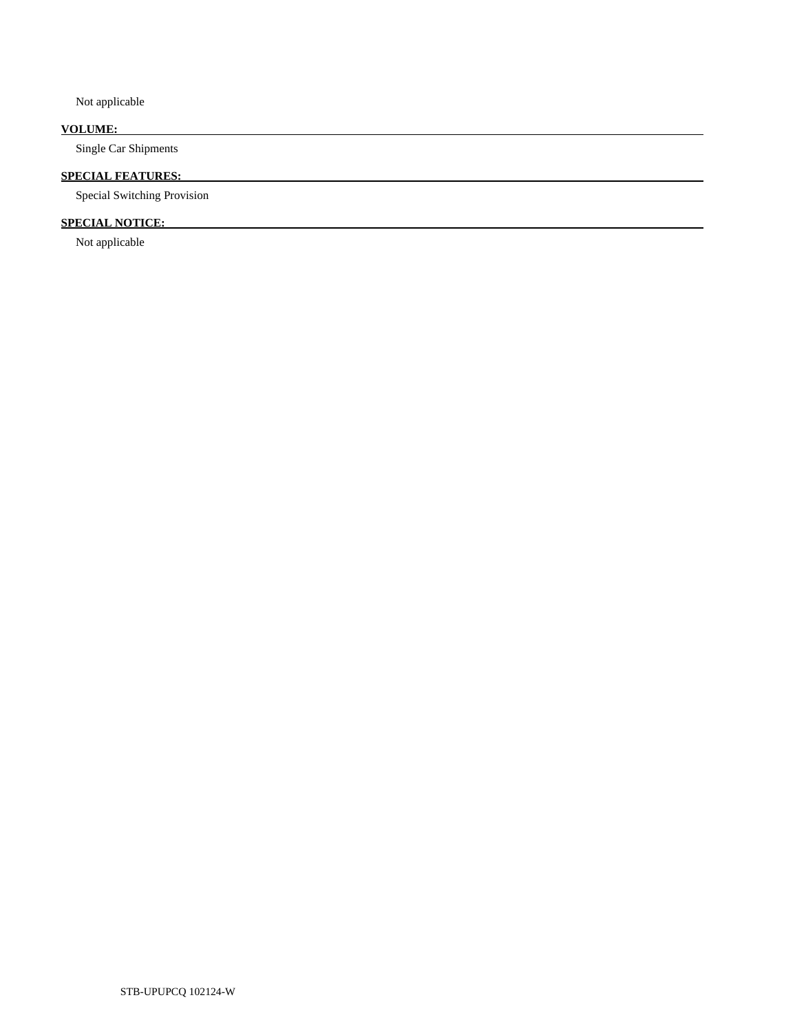Not applicable

**VOLUME:**

Single Car Shipments

**SPECIAL FEATURES:**

Special Switching Provision

**SPECIAL NOTICE:**

Not applicable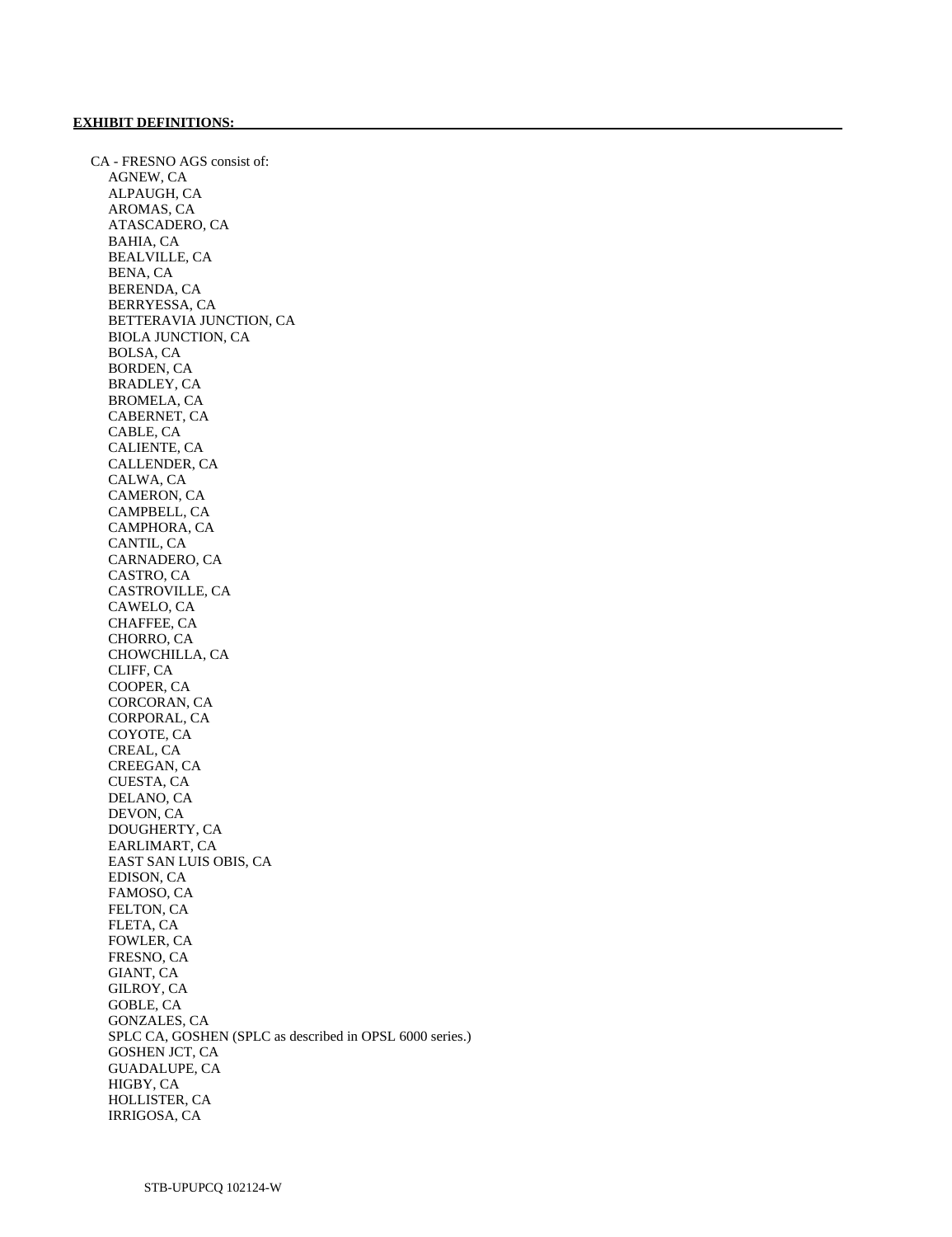**EXHIBIT DEFINITIONS:**

CA - FRESNO AGS consist of:

- AGNEW, CA
- ALPAUGH, CA
- AROMAS, CA
- ATASCADERO, CA
- BAHIA, CA
- BEALVILLE, CA
- BENA, CA
- BERENDA, CA
- BERRYESSA, CA
- BETTERAVIA JUNCTION, CA
- BIOLA JUNCTION, CA
- BOLSA, CA
- BORDEN, CA
- BRADLEY, CA
- BROMELA, CA
- CABERNET, CA
- CABLE, CA
- CALIENTE, CA
- CALLENDER, CA
- CALWA, CA
- CAMERON, CA
- CAMPBELL, CA
- CAMPHORA, CA
- CANTIL, CA
- CARNADERO, CA
- CASTRO, CA
- CASTROVILLE, CA
- CAWELO, CA
- CHAFFEE, CA
- CHORRO, CA
- CHOWCHILLA, CA
- CLIFF, CA
- COOPER, CA
- CORCORAN, CA
- CORPORAL, CA
- COYOTE, CA
- CREAL, CA
- CREEGAN, CA
- CUESTA, CA
- DELANO, CA
- DEVON, CA
- DOUGHERTY, CA
- EARLIMART, CA
- EAST SAN LUIS OBIS, CA
- EDISON, CA
- FAMOSO, CA
- FELTON, CA
- FLETA, CA
- FOWLER, CA
- FRESNO, CA
- GIANT, CA
- GILROY, CA
- GOBLE, CA
- GONZALES, CA
- SPLC CA, GOSHEN (SPLC as described in OPSL 6000 series.)
- GOSHEN JCT, CA
- GUADALUPE, CA
- HIGBY, CA
- HOLLISTER, CA
- IRRIGOSA, CA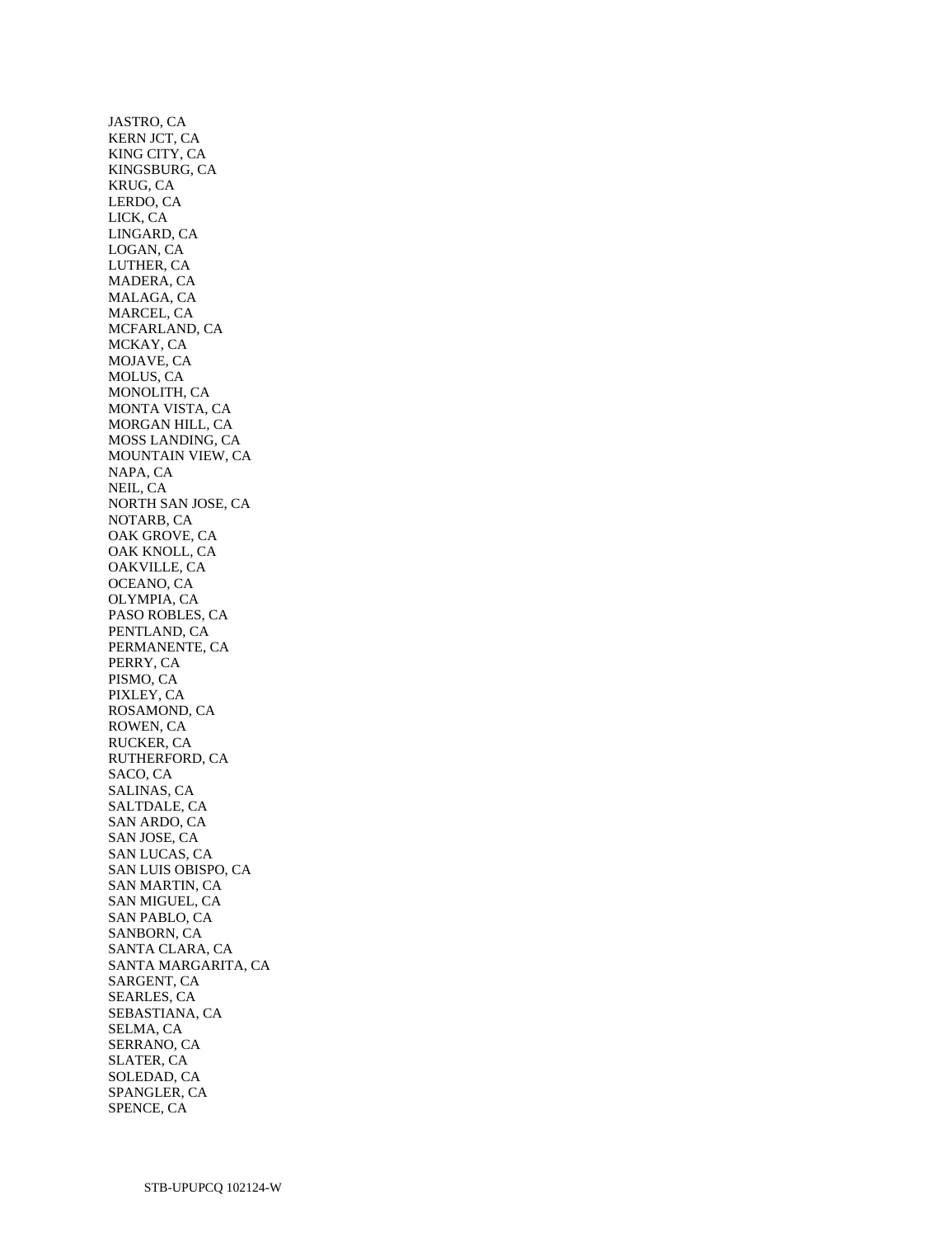JASTRO, CA
KERN JCT, CA
KING CITY, CA
KINGSBURG, CA
KRUG, CA
LERDO, CA
LICK, CA
LINGARD, CA
LOGAN, CA
LUTHER, CA
MADERA, CA
MALAGA, CA
MARCEL, CA
MCFARLAND, CA
MCKAY, CA
MOJAVE, CA
MOLUS, CA
MONOLITH, CA
MONTA VISTA, CA
MORGAN HILL, CA
MOSS LANDING, CA
MOUNTAIN VIEW, CA
NAPA, CA
NEIL, CA
NORTH SAN JOSE, CA
NOTARB, CA
OAK GROVE, CA
OAK KNOLL, CA
OAKVILLE, CA
OCEANO, CA
OLYMPIA, CA
PASO ROBLES, CA
PENTLAND, CA
PERMANENTE, CA
PERRY, CA
PISMO, CA
PIXLEY, CA
ROSAMOND, CA
ROWEN, CA
RUCKER, CA
RUTHERFORD, CA
SACO, CA
SALINAS, CA
SALTDALE, CA
SAN ARDO, CA
SAN JOSE, CA
SAN LUCAS, CA
SAN LUIS OBISPO, CA
SAN MARTIN, CA
SAN MIGUEL, CA
SAN PABLO, CA
SANBORN, CA
SANTA CLARA, CA
SANTA MARGARITA, CA
SARGENT, CA
SEARLES, CA
SEBASTIANA, CA
SELMA, CA
SERRANO, CA
SLATER, CA
SOLEDAD, CA
SPANGLER, CA
SPENCE, CA

STB-UPUPCQ 102124-W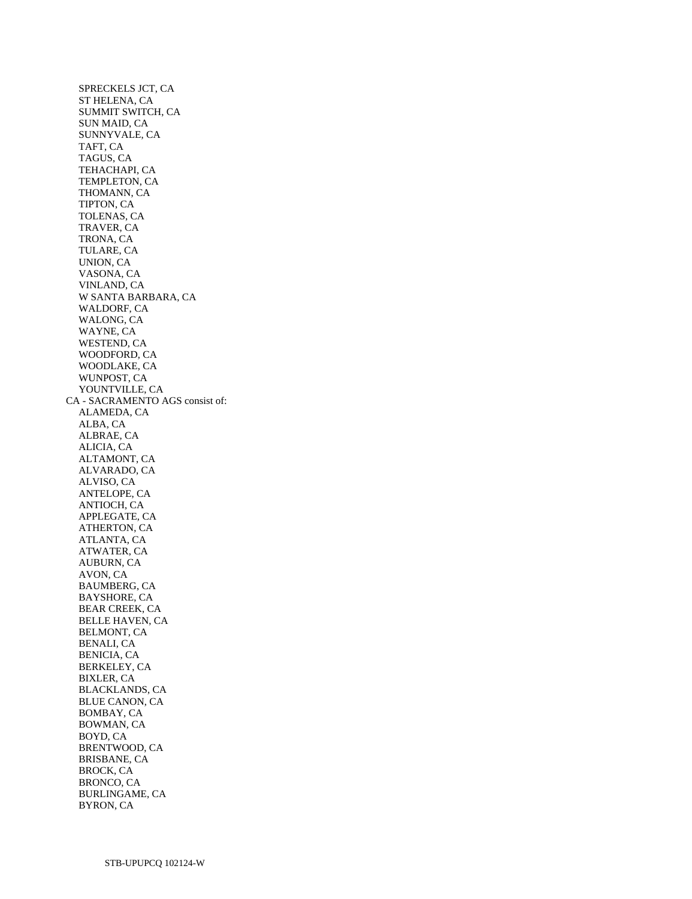SPRECKELS JCT, CA
 ST HELENA, CA
 SUMMIT SWITCH, CA
 SUN MAID, CA
 SUNNYVALE, CA
 TAFT, CA
 TAGUS, CA
 TEHACHAPI, CA
 TEMPLETON, CA
 THOMANN, CA
 TIPTON, CA
 TOLENAS, CA
 TRAVER, CA
 TRONA, CA
 TULARE, CA
 UNION, CA
 VASONA, CA
 VINLAND, CA
 W SANTA BARBARA, CA
 WALDORF, CA
 WALONG, CA
 WAYNE, CA
 WESTEND, CA
 WOODFORD, CA
 WOODLAKE, CA
 WUNPOST, CA
 YOUNTVILLE, CA

CA - SACRAMENTO AGS consist of:

 ALAMEDA, CA
 ALBA, CA
 ALBRAE, CA
 ALICIA, CA
 ALTAMONT, CA
 ALVARADO, CA
 ALVISO, CA
 ANTELOPE, CA
 ANTIOCH, CA
 APPLEGATE, CA
 ATHERTON, CA
 ATLANTA, CA
 ATWATER, CA
 AUBURN, CA
 AVON, CA
 BAUMBERG, CA
 BAYSHORE, CA
 BEAR CREEK, CA
 BELLE HAVEN, CA
 BELMONT, CA
 BENALI, CA
 BENICIA, CA
 BERKELEY, CA
 BIXLER, CA
 BLACKLANDS, CA
 BLUE CANON, CA
 BOMBAY, CA
 BOWMAN, CA
 BOYD, CA
 BRENTWOOD, CA
 BRISBANE, CA
 BROCK, CA
 BRONCO, CA
 BURLINGAME, CA
 BYRON, CA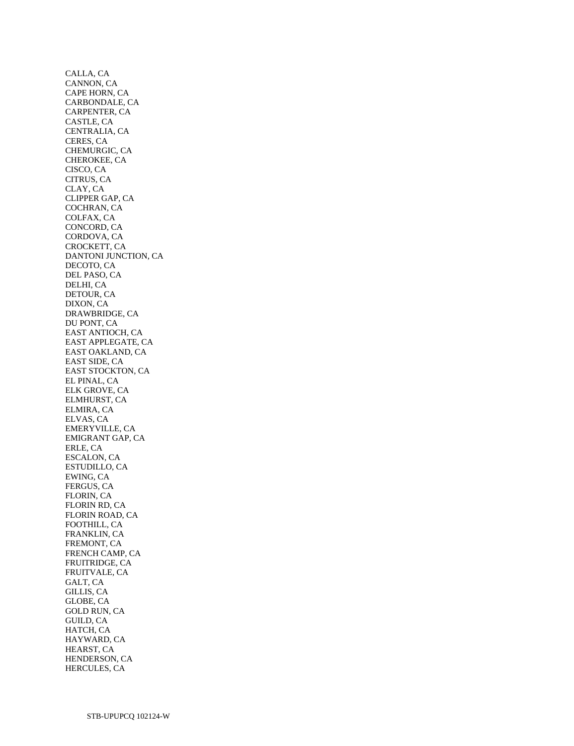CALLA, CA
CANNON, CA
CAPE HORN, CA
CARBONDALE, CA
CARPENTER, CA
CASTLE, CA
CENTRALIA, CA
CERES, CA
CHEMURGIC, CA
CHEROKEE, CA
CISCO, CA
CITRUS, CA
CLAY, CA
CLIPPER GAP, CA
COCHRAN, CA
COLFAX, CA
CONCORD, CA
CORDOVA, CA
CROCKETT, CA
DANTONI JUNCTION, CA
DECOTO, CA
DEL PASO, CA
DELHI, CA
DETOUR, CA
DIXON, CA
DRAWBRIDGE, CA
DU PONT, CA
EAST ANTIOCH, CA
EAST APPLEGATE, CA
EAST OAKLAND, CA
EAST SIDE, CA
EAST STOCKTON, CA
EL PINAL, CA
ELK GROVE, CA
ELMHURST, CA
ELMIRA, CA
ELVAS, CA
EMERYVILLE, CA
EMIGRANT GAP, CA
ERLE, CA
ESCALON, CA
ESTUDILLO, CA
EWING, CA
FERGUS, CA
FLORIN, CA
FLORIN RD, CA
FLORIN ROAD, CA
FOOTHILL, CA
FRANKLIN, CA
FREMONT, CA
FRENCH CAMP, CA
FRUITRIDGE, CA
FRUITVALE, CA
GALT, CA
GILLIS, CA
GLOBE, CA
GOLD RUN, CA
GUILD, CA
HATCH, CA
HAYWARD, CA
HEARST, CA
HENDERSON, CA
HERCULES, CA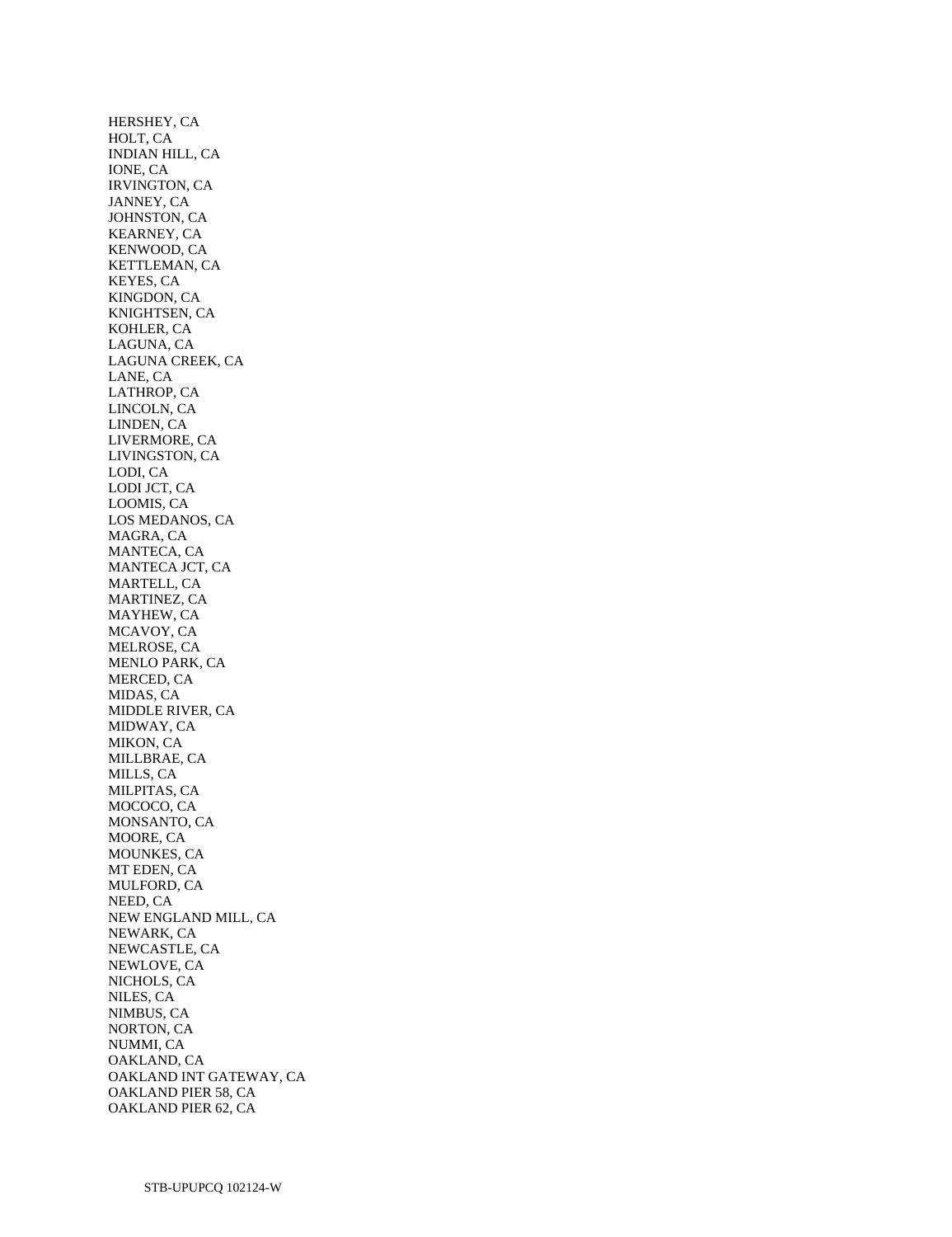HERSHEY, CA
HOLT, CA
INDIAN HILL, CA
IONE, CA
IRVINGTON, CA
JANNEY, CA
JOHNSTON, CA
KEARNEY, CA
KENWOOD, CA
KETTLEMAN, CA
KEYES, CA
KINGDON, CA
KNIGHTSEN, CA
KOHLER, CA
LAGUNA, CA
LAGUNA CREEK, CA
LANE, CA
LATHROP, CA
LINCOLN, CA
LINDEN, CA
LIVERMORE, CA
LIVINGSTON, CA
LODI, CA
LODI JCT, CA
LOOMIS, CA
LOS MEDANOS, CA
MAGRA, CA
MANTECA, CA
MANTECA JCT, CA
MARTELL, CA
MARTINEZ, CA
MAYHEW, CA
MCAVOY, CA
MELROSE, CA
MENLO PARK, CA
MERCED, CA
MIDAS, CA
MIDDLE RIVER, CA
MIDWAY, CA
MIKON, CA
MILLBRAE, CA
MILLS, CA
MILPITAS, CA
MOCOCO, CA
MONSANTO, CA
MOORE, CA
MOUNKES, CA
MT EDEN, CA
MULFORD, CA
NEED, CA
NEW ENGLAND MILL, CA
NEWARK, CA
NEWCASTLE, CA
NEWLOVE, CA
NICHOLS, CA
NILES, CA
NIMBUS, CA
NORTON, CA
NUMMI, CA
OAKLAND, CA
OAKLAND INT GATEWAY, CA
OAKLAND PIER 58, CA
OAKLAND PIER 62, CA

STB-UPUPCQ 102124-W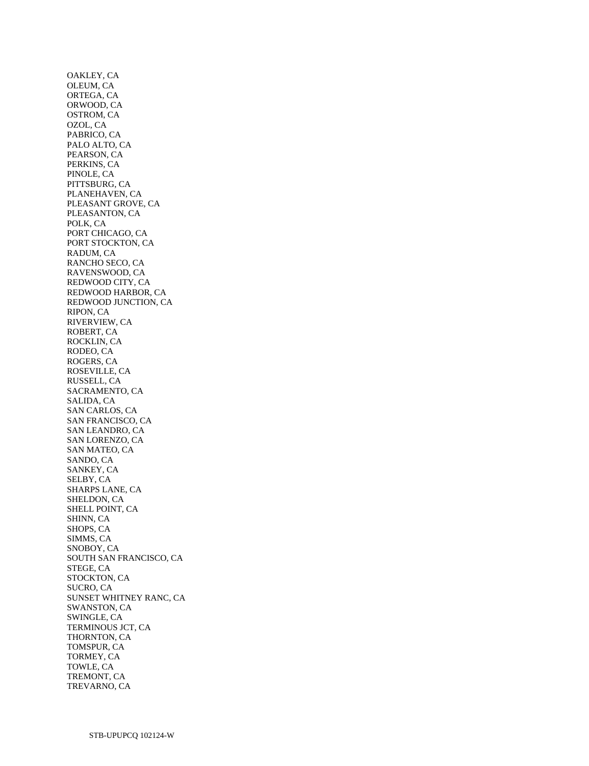OAKLEY, CA
OLEUM, CA
ORTEGA, CA
ORWOOD, CA
OSTROM, CA
OZOL, CA
PABRICO, CA
PALO ALTO, CA
PEARSON, CA
PERKINS, CA
PINOLE, CA
PITTSBURG, CA
PLANEHAVEN, CA
PLEASANT GROVE, CA
PLEASANTON, CA
POLK, CA
PORT CHICAGO, CA
PORT STOCKTON, CA
RADUM, CA
RANCHO SECO, CA
RAVENSWOOD, CA
REDWOOD CITY, CA
REDWOOD HARBOR, CA
REDWOOD JUNCTION, CA
RIPON, CA
RIVERVIEW, CA
ROBERT, CA
ROCKLIN, CA
RODEO, CA
ROGERS, CA
ROSEVILLE, CA
RUSSELL, CA
SACRAMENTO, CA
SALIDA, CA
SAN CARLOS, CA
SAN FRANCISCO, CA
SAN LEANDRO, CA
SAN LORENZO, CA
SAN MATEO, CA
SANDO, CA
SANKEY, CA
SELBY, CA
SHARPS LANE, CA
SHELDON, CA
SHELL POINT, CA
SHINN, CA
SHOPS, CA
SIMMS, CA
SNOBOY, CA
SOUTH SAN FRANCISCO, CA
STEGE, CA
STOCKTON, CA
SUCRO, CA
SUNSET WHITNEY RANC, CA
SWANSTON, CA
SWINGLE, CA
TERMINOUS JCT, CA
THORNTON, CA
TOMSPUR, CA
TORMEY, CA
TOWLE, CA
TREMONT, CA
TREVARNO, CA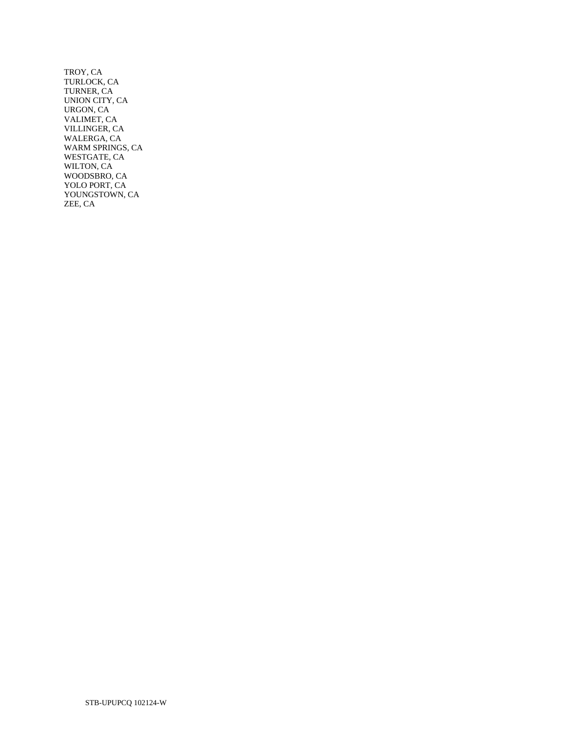TROY, CA
TURLOCK, CA
TURNER, CA
UNION CITY, CA
URGON, CA
VALIMET, CA
VILLINGER, CA
WALERGA, CA
WARM SPRINGS, CA
WESTGATE, CA
WILTON, CA
WOODSBRO, CA
YOLO PORT, CA
YOUNGSTOWN, CA
ZEE, CA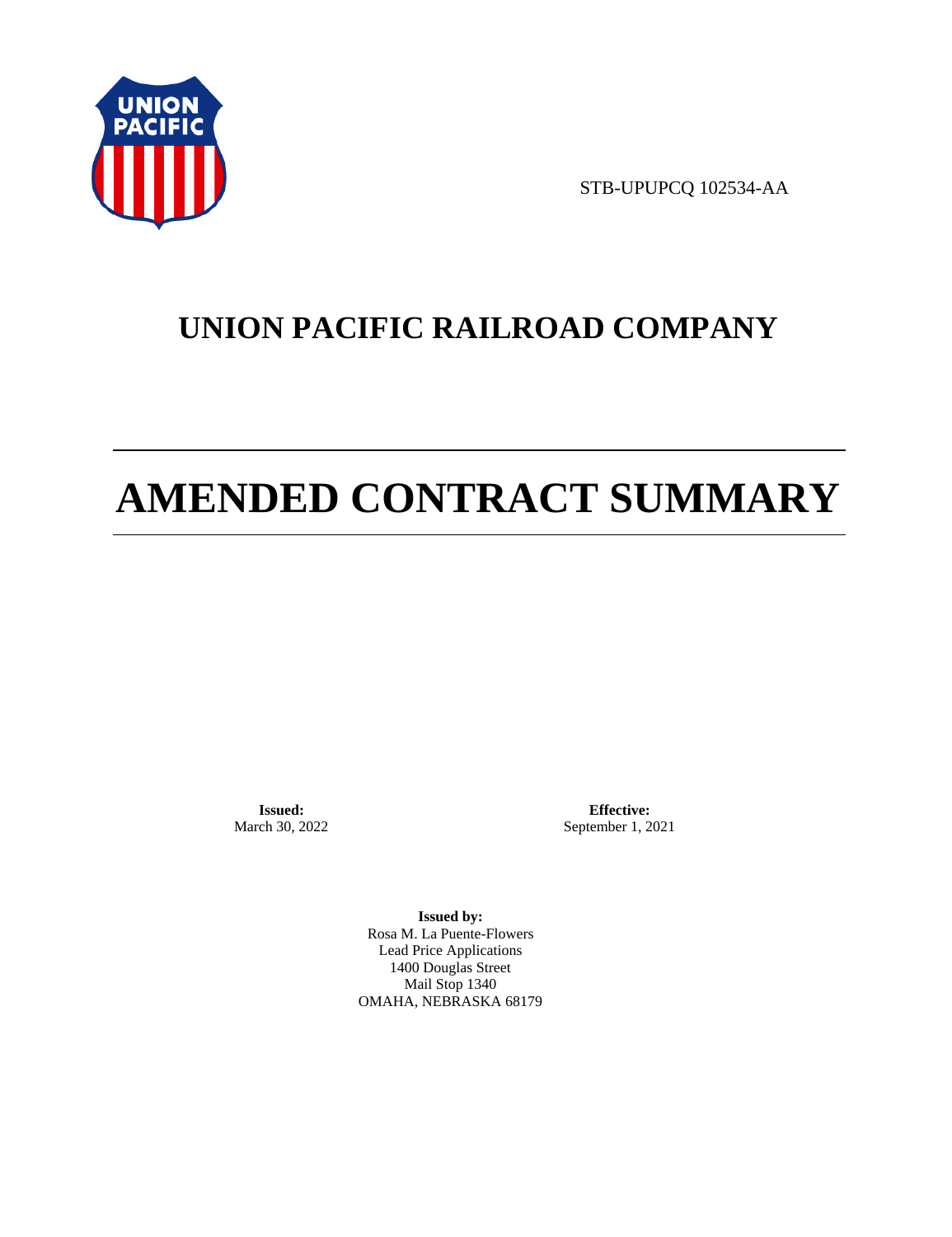STB-UPUPCQ 102534-AA

# UNION PACIFIC RAILROAD COMPANY

# AMENDED CONTRACT SUMMARY

**Issued:**
March 30, 2022

**Effective:**
September 1, 2021

**Issued by:**
Rosa M. La Puente-Flowers
Lead Price Applications
1400 Douglas Street
Mail Stop 1340
OMAHA, NEBRASKA 68179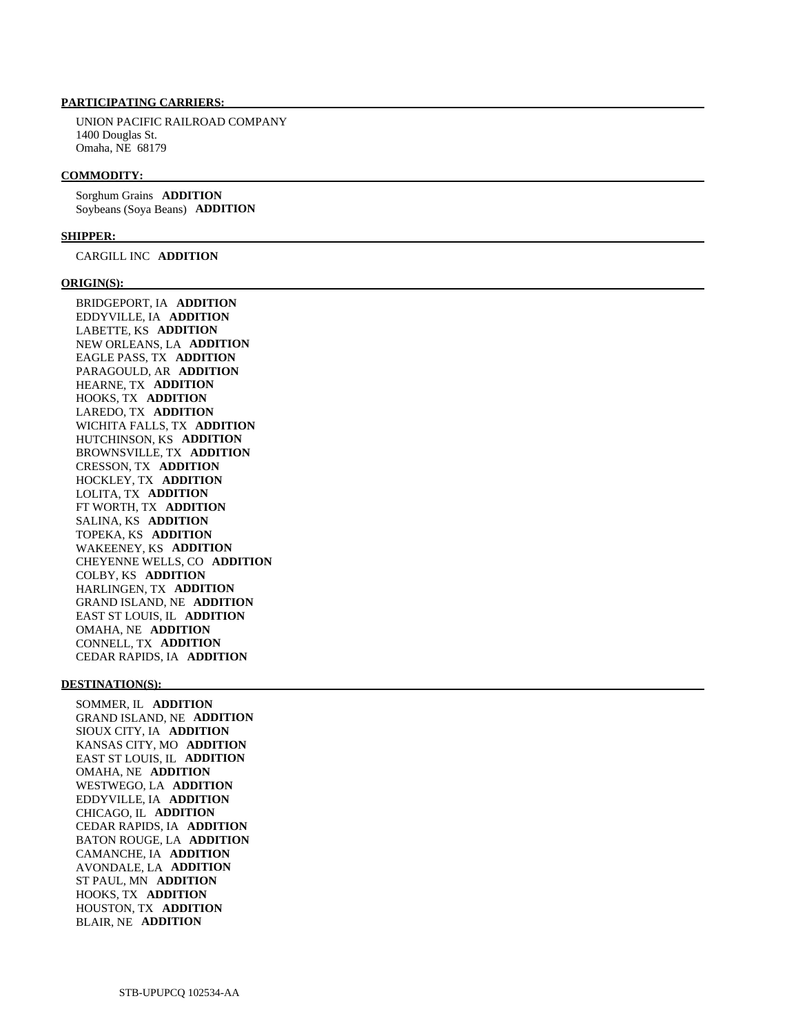**PARTICIPATING CARRIERS:**

UNION PACIFIC RAILROAD COMPANY
1400 Douglas St.
Omaha, NE 68179

**COMMODITY:**

Sorghum Grains **ADDITION**
Soybeans (Soya Beans) **ADDITION**

**SHIPPER:**

CARGILL INC **ADDITION**

**ORIGIN(S):**

BRIDGEPORT, IA **ADDITION**
EDDYVILLE, IA **ADDITION**
LABETTE, KS **ADDITION**
NEW ORLEANS, LA **ADDITION**
EAGLE PASS, TX **ADDITION**
PARAGOULD, AR **ADDITION**
HEARNE, TX **ADDITION**
HOOKS, TX **ADDITION**
LAREDO, TX **ADDITION**
WICHITA FALLS, TX **ADDITION**
HUTCHINSON, KS **ADDITION**
BROWNSVILLE, TX **ADDITION**
CRESSON, TX **ADDITION**
HOCKLEY, TX **ADDITION**
LOLITA, TX **ADDITION**
FT WORTH, TX **ADDITION**
SALINA, KS **ADDITION**
TOPEKA, KS **ADDITION**
WAKEENEY, KS **ADDITION**
CHEYENNE WELLS, CO **ADDITION**
COLBY, KS **ADDITION**
HARLINGEN, TX **ADDITION**
GRAND ISLAND, NE **ADDITION**
EAST ST LOUIS, IL **ADDITION**
OMAHA, NE **ADDITION**
CONNELL, TX **ADDITION**
CEDAR RAPIDS, IA **ADDITION**

**DESTINATION(S):**

SOMMER, IL **ADDITION**
GRAND ISLAND, NE **ADDITION**
SIOUX CITY, IA **ADDITION**
KANSAS CITY, MO **ADDITION**
EAST ST LOUIS, IL **ADDITION**
OMAHA, NE **ADDITION**
WESTWEGO, LA **ADDITION**
EDDYVILLE, IA **ADDITION**
CHICAGO, IL **ADDITION**
CEDAR RAPIDS, IA **ADDITION**
BATON ROUGE, LA **ADDITION**
CAMANCHE, IA **ADDITION**
AVONDALE, LA **ADDITION**
ST PAUL, MN **ADDITION**
HOOKS, TX **ADDITION**
HOUSTON, TX **ADDITION**
BLAIR, NE **ADDITION**

STB-UPUPCQ 102534-AA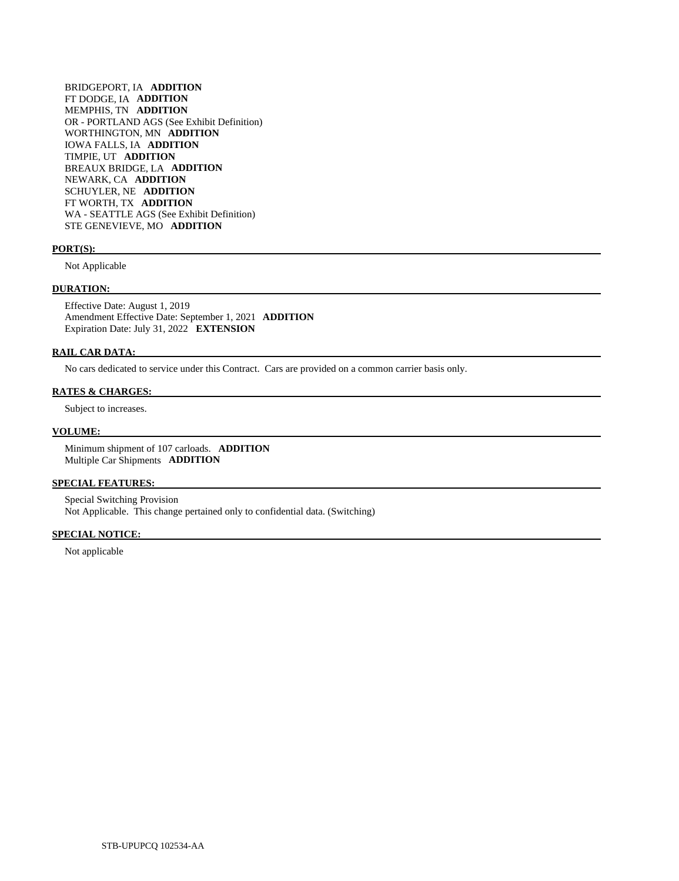BRIDGEPORT, IA **ADDITION**
FT DODGE, IA **ADDITION**
MEMPHIS, TN **ADDITION**
OR - PORTLAND AGS (See Exhibit Definition)
WORTHINGTON, MN **ADDITION**
IOWA FALLS, IA **ADDITION**
TIMPIE, UT **ADDITION**
BREAUX BRIDGE, LA **ADDITION**
NEWARK, CA **ADDITION**
SCHUYLER, NE **ADDITION**
FT WORTH, TX **ADDITION**
WA - SEATTLE AGS (See Exhibit Definition)
STE GENEVIEVE, MO **ADDITION**

**PORT(S):**

Not Applicable

**DURATION:**

Effective Date: August 1, 2019
Amendment Effective Date: September 1, 2021 **ADDITION**
Expiration Date: July 31, 2022 **EXTENSION**

**RAIL CAR DATA:**

No cars dedicated to service under this Contract. Cars are provided on a common carrier basis only.

**RATES & CHARGES:**

Subject to increases.

**VOLUME:**

Minimum shipment of 107 carloads. **ADDITION**
Multiple Car Shipments **ADDITION**

**SPECIAL FEATURES:**

Special Switching Provision
Not Applicable. This change pertained only to confidential data. (Switching)

**SPECIAL NOTICE:**

Not applicable

STB-UPUPCQ 102534-AA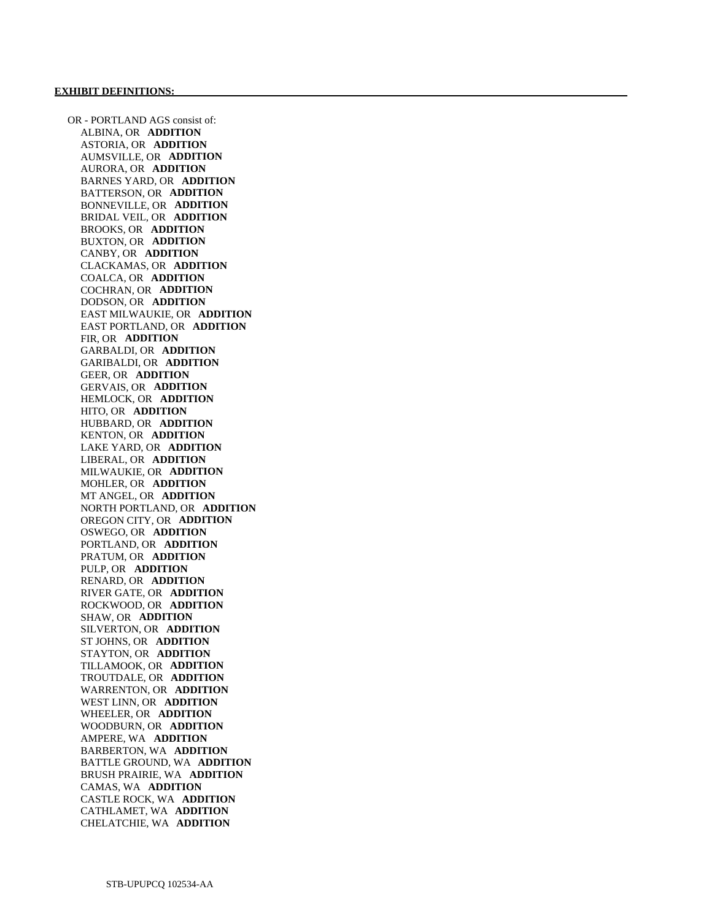**EXHIBIT DEFINITIONS:**

OR - PORTLAND AGS consist of:

- ALBINA, OR **ADDITION**
- ASTORIA, OR **ADDITION**
- AUMSVILLE, OR **ADDITION**
- AURORA, OR **ADDITION**
- BARNES YARD, OR **ADDITION**
- BATTERSON, OR **ADDITION**
- BONNEVILLE, OR **ADDITION**
- BRIDAL VEIL, OR **ADDITION**
- BROOKS, OR **ADDITION**
- BUXTON, OR **ADDITION**
- CANBY, OR **ADDITION**
- CLACKAMAS, OR **ADDITION**
- COALCA, OR **ADDITION**
- COCHRAN, OR **ADDITION**
- DODSON, OR **ADDITION**
- EAST MILWAUKIE, OR **ADDITION**
- EAST PORTLAND, OR **ADDITION**
- FIR, OR **ADDITION**
- GARBALDI, OR **ADDITION**
- GARIBALDI, OR **ADDITION**
- GEER, OR **ADDITION**
- GERVAIS, OR **ADDITION**
- HEMLOCK, OR **ADDITION**
- HITO, OR **ADDITION**
- HUBBARD, OR **ADDITION**
- KENTON, OR **ADDITION**
- LAKE YARD, OR **ADDITION**
- LIBERAL, OR **ADDITION**
- MILWAUKIE, OR **ADDITION**
- MOHLER, OR **ADDITION**
- MT ANGEL, OR **ADDITION**
- NORTH PORTLAND, OR **ADDITION**
- OREGON CITY, OR **ADDITION**
- OSWEGO, OR **ADDITION**
- PORTLAND, OR **ADDITION**
- PRATUM, OR **ADDITION**
- PULP, OR **ADDITION**
- RENARD, OR **ADDITION**
- RIVER GATE, OR **ADDITION**
- ROCKWOOD, OR **ADDITION**
- SHAW, OR **ADDITION**
- SILVERTON, OR **ADDITION**
- ST JOHNS, OR **ADDITION**
- STAYTON, OR **ADDITION**
- TILLAMOOK, OR **ADDITION**
- TROUTDALE, OR **ADDITION**
- WARRENTON, OR **ADDITION**
- WEST LINN, OR **ADDITION**
- WHEELER, OR **ADDITION**
- WOODBURN, OR **ADDITION**
- AMPERE, WA **ADDITION**
- BARBERTON, WA **ADDITION**
- BATTLE GROUND, WA **ADDITION**
- BRUSH PRAIRIE, WA **ADDITION**
- CAMAS, WA **ADDITION**
- CASTLE ROCK, WA **ADDITION**
- CATHLAMET, WA **ADDITION**
- CHELATCHIE, WA **ADDITION**

STB-UPUPCQ 102534-AA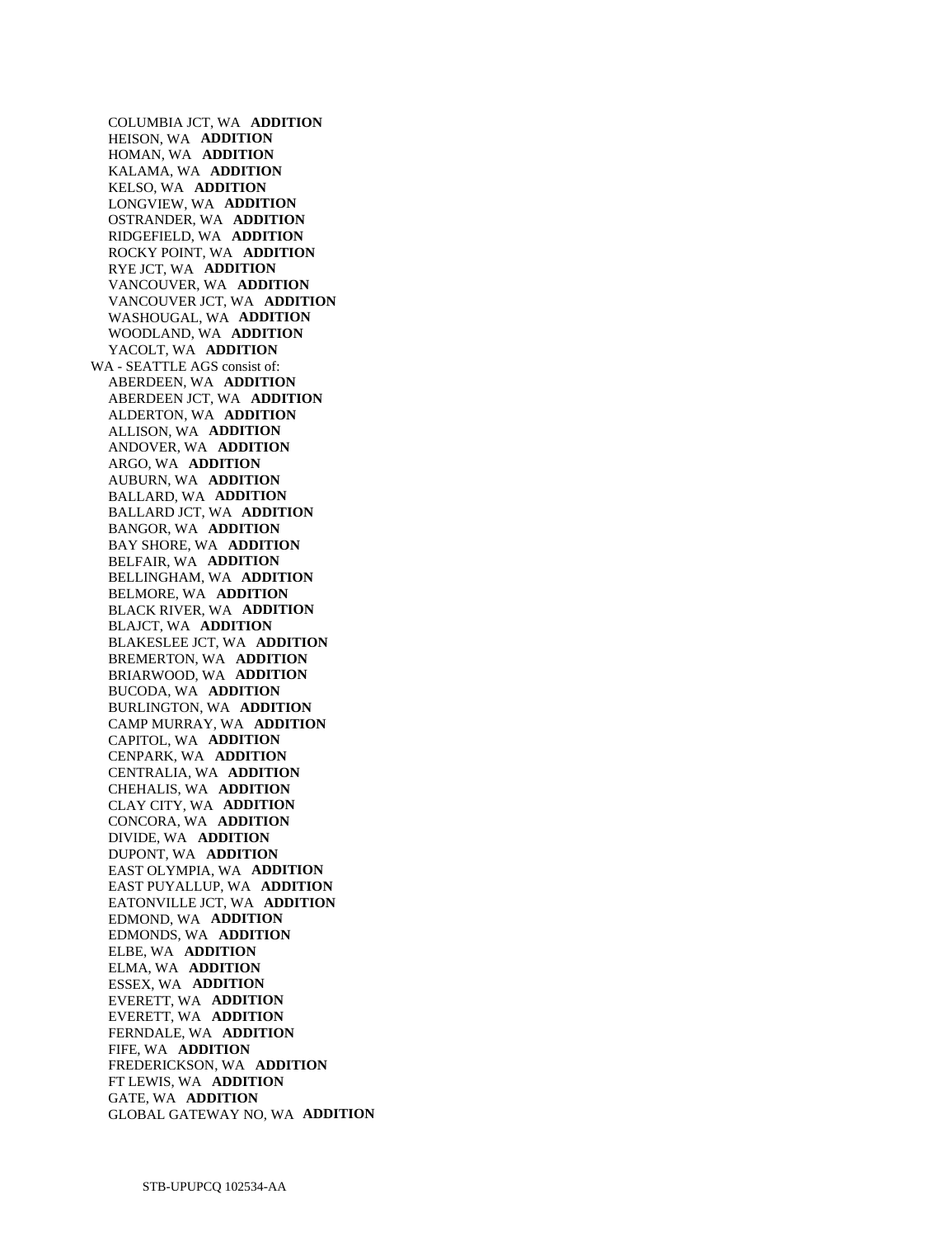COLUMBIA JCT, WA **ADDITION**
HEISON, WA **ADDITION**
HOMAN, WA **ADDITION**
KALAMA, WA **ADDITION**
KELSO, WA **ADDITION**
LONGVIEW, WA **ADDITION**
OSTRANDER, WA **ADDITION**
RIDGEFIELD, WA **ADDITION**
ROCKY POINT, WA **ADDITION**
RYE JCT, WA **ADDITION**
VANCOUVER, WA **ADDITION**
VANCOUVER JCT, WA **ADDITION**
WASHOUGAL, WA **ADDITION**
WOODLAND, WA **ADDITION**
YACOLT, WA **ADDITION**

WA - SEATTLE AGS consist of:

ABERDEEN, WA **ADDITION**
ABERDEEN JCT, WA **ADDITION**
ALDERTON, WA **ADDITION**
ALLISON, WA **ADDITION**
ANDOVER, WA **ADDITION**
ARGO, WA **ADDITION**
AUBURN, WA **ADDITION**
BALLARD, WA **ADDITION**
BALLARD JCT, WA **ADDITION**
BANGOR, WA **ADDITION**
BAY SHORE, WA **ADDITION**
BELFAIR, WA **ADDITION**
BELLINGHAM, WA **ADDITION**
BELMORE, WA **ADDITION**
BLACK RIVER, WA **ADDITION**
BLAJCT, WA **ADDITION**
BLAKESLEE JCT, WA **ADDITION**
BREMERTON, WA **ADDITION**
BRIARWOOD, WA **ADDITION**
BUCODA, WA **ADDITION**
BURLINGTON, WA **ADDITION**
CAMP MURRAY, WA **ADDITION**
CAPITOL, WA **ADDITION**
CENPARK, WA **ADDITION**
CENTRALIA, WA **ADDITION**
CHEHALIS, WA **ADDITION**
CLAY CITY, WA **ADDITION**
CONCORA, WA **ADDITION**
DIVIDE, WA **ADDITION**
DUPONT, WA **ADDITION**
EAST OLYMPIA, WA **ADDITION**
EAST PUYALLUP, WA **ADDITION**
EATONVILLE JCT, WA **ADDITION**
EDMOND, WA **ADDITION**
EDMONDS, WA **ADDITION**
ELBE, WA **ADDITION**
ELMA, WA **ADDITION**
ESSEX, WA **ADDITION**
EVERETT, WA **ADDITION**
EVERETT, WA **ADDITION**
FERNDALE, WA **ADDITION**
FIFE, WA **ADDITION**
FREDERICKSON, WA **ADDITION**
FT LEWIS, WA **ADDITION**
GATE, WA **ADDITION**
GLOBAL GATEWAY NO, WA **ADDITION**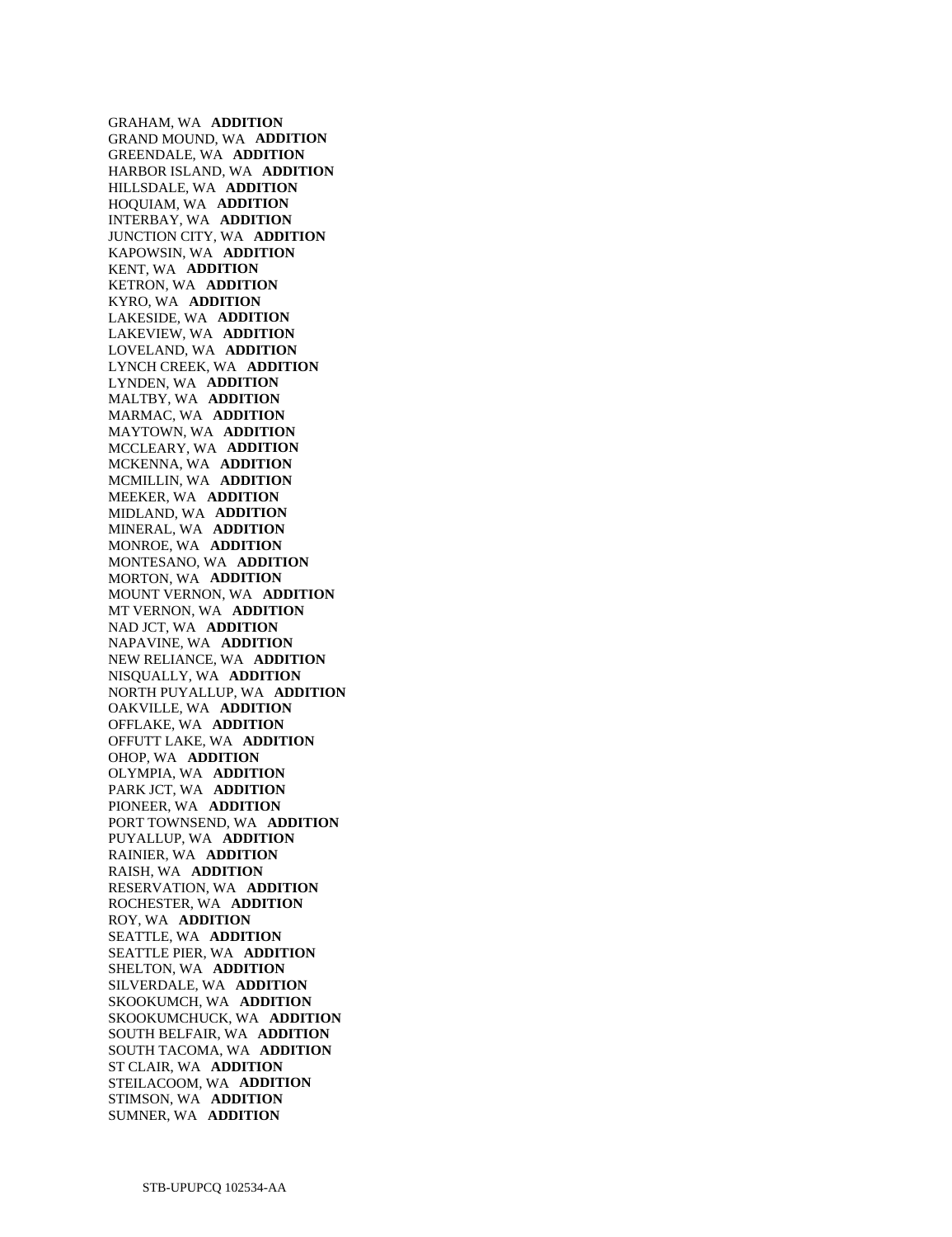GRAHAM, WA **ADDITION**
GRAND MOUND, WA **ADDITION**
GREENDALE, WA **ADDITION**
HARBOR ISLAND, WA **ADDITION**
HILLSDALE, WA **ADDITION**
HOQUIAM, WA **ADDITION**
INTERBAY, WA **ADDITION**
JUNCTION CITY, WA **ADDITION**
KAPOWSIN, WA **ADDITION**
KENT, WA **ADDITION**
KETRON, WA **ADDITION**
KYRO, WA **ADDITION**
LAKESIDE, WA **ADDITION**
LAKEVIEW, WA **ADDITION**
LOVELAND, WA **ADDITION**
LYNCH CREEK, WA **ADDITION**
LYNDEN, WA **ADDITION**
MALTBY, WA **ADDITION**
MARMAC, WA **ADDITION**
MAYTOWN, WA **ADDITION**
MCCLEARY, WA **ADDITION**
MCKENNA, WA **ADDITION**
MCMILLIN, WA **ADDITION**
MEEKER, WA **ADDITION**
MIDLAND, WA **ADDITION**
MINERAL, WA **ADDITION**
MONROE, WA **ADDITION**
MONTESANO, WA **ADDITION**
MORTON, WA **ADDITION**
MOUNT VERNON, WA **ADDITION**
MT VERNON, WA **ADDITION**
NAD JCT, WA **ADDITION**
NAPAVINE, WA **ADDITION**
NEW RELIANCE, WA **ADDITION**
NISQUALLY, WA **ADDITION**
NORTH PUYALLUP, WA **ADDITION**
OAKVILLE, WA **ADDITION**
OFFLAKE, WA **ADDITION**
OFFUTT LAKE, WA **ADDITION**
OHOP, WA **ADDITION**
OLYMPIA, WA **ADDITION**
PARK JCT, WA **ADDITION**
PIONEER, WA **ADDITION**
PORT TOWNSEND, WA **ADDITION**
PUYALLUP, WA **ADDITION**
RAINIER, WA **ADDITION**
RAISH, WA **ADDITION**
RESERVATION, WA **ADDITION**
ROCHESTER, WA **ADDITION**
ROY, WA **ADDITION**
SEATTLE, WA **ADDITION**
SEATTLE PIER, WA **ADDITION**
SHELTON, WA **ADDITION**
SILVERDALE, WA **ADDITION**
SKOOKUMCH, WA **ADDITION**
SKOOKUMCHUCK, WA **ADDITION**
SOUTH BELFAIR, WA **ADDITION**
SOUTH TACOMA, WA **ADDITION**
ST CLAIR, WA **ADDITION**
STEILACOOM, WA **ADDITION**
STIMSON, WA **ADDITION**
SUMNER, WA **ADDITION**

STB-UPUPCQ 102534-AA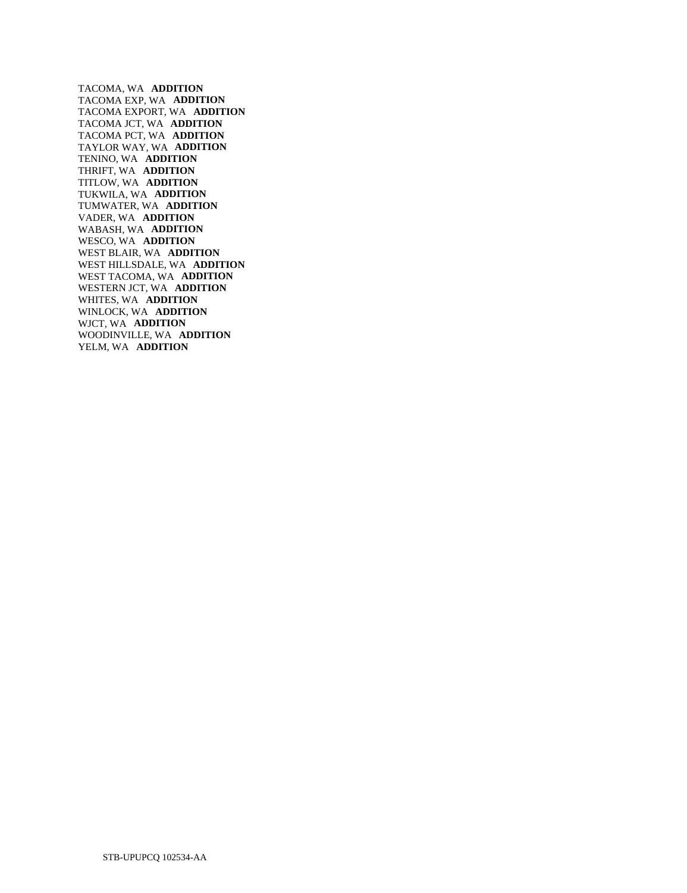TACOMA, WA **ADDITION**
TACOMA EXP, WA **ADDITION**
TACOMA EXPORT, WA **ADDITION**
TACOMA JCT, WA **ADDITION**
TACOMA PCT, WA **ADDITION**
TAYLOR WAY, WA **ADDITION**
TENINO, WA **ADDITION**
THRIFT, WA **ADDITION**
TITLOW, WA **ADDITION**
TUKWILA, WA **ADDITION**
TUMWATER, WA **ADDITION**
VADER, WA **ADDITION**
WABASH, WA **ADDITION**
WESCO, WA **ADDITION**
WEST BLAIR, WA **ADDITION**
WEST HILLSDALE, WA **ADDITION**
WEST TACOMA, WA **ADDITION**
WESTERN JCT, WA **ADDITION**
WHITES, WA **ADDITION**
WINLOCK, WA **ADDITION**
WJCT, WA **ADDITION**
WOODINVILLE, WA **ADDITION**
YELM, WA **ADDITION**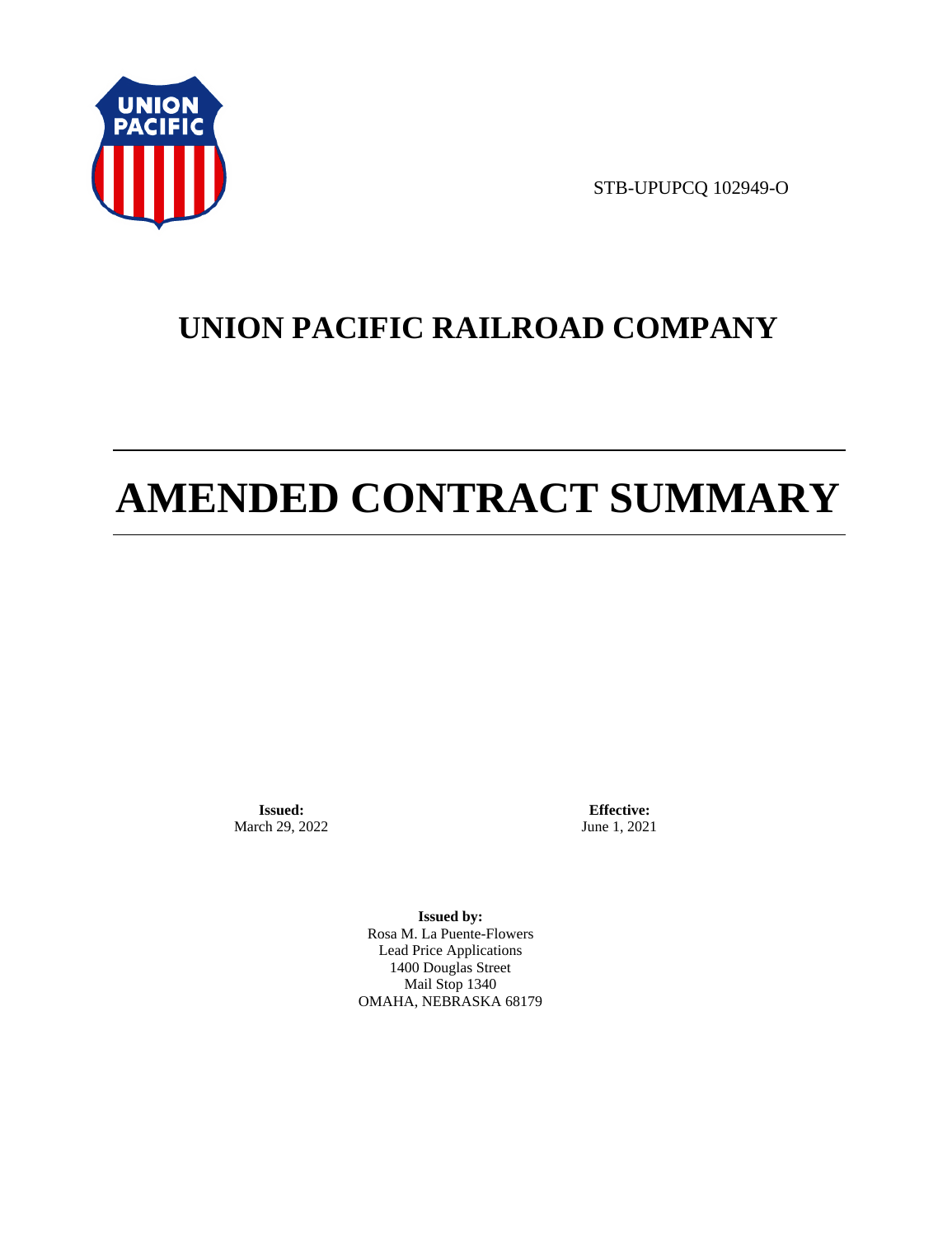STB-UPUPCQ 102949-O

# UNION PACIFIC RAILROAD COMPANY

# AMENDED CONTRACT SUMMARY

**Issued:**
March 29, 2022

**Effective:**
June 1, 2021

**Issued by:**
Rosa M. La Puente-Flowers
Lead Price Applications
1400 Douglas Street
Mail Stop 1340
OMAHA, NEBRASKA 68179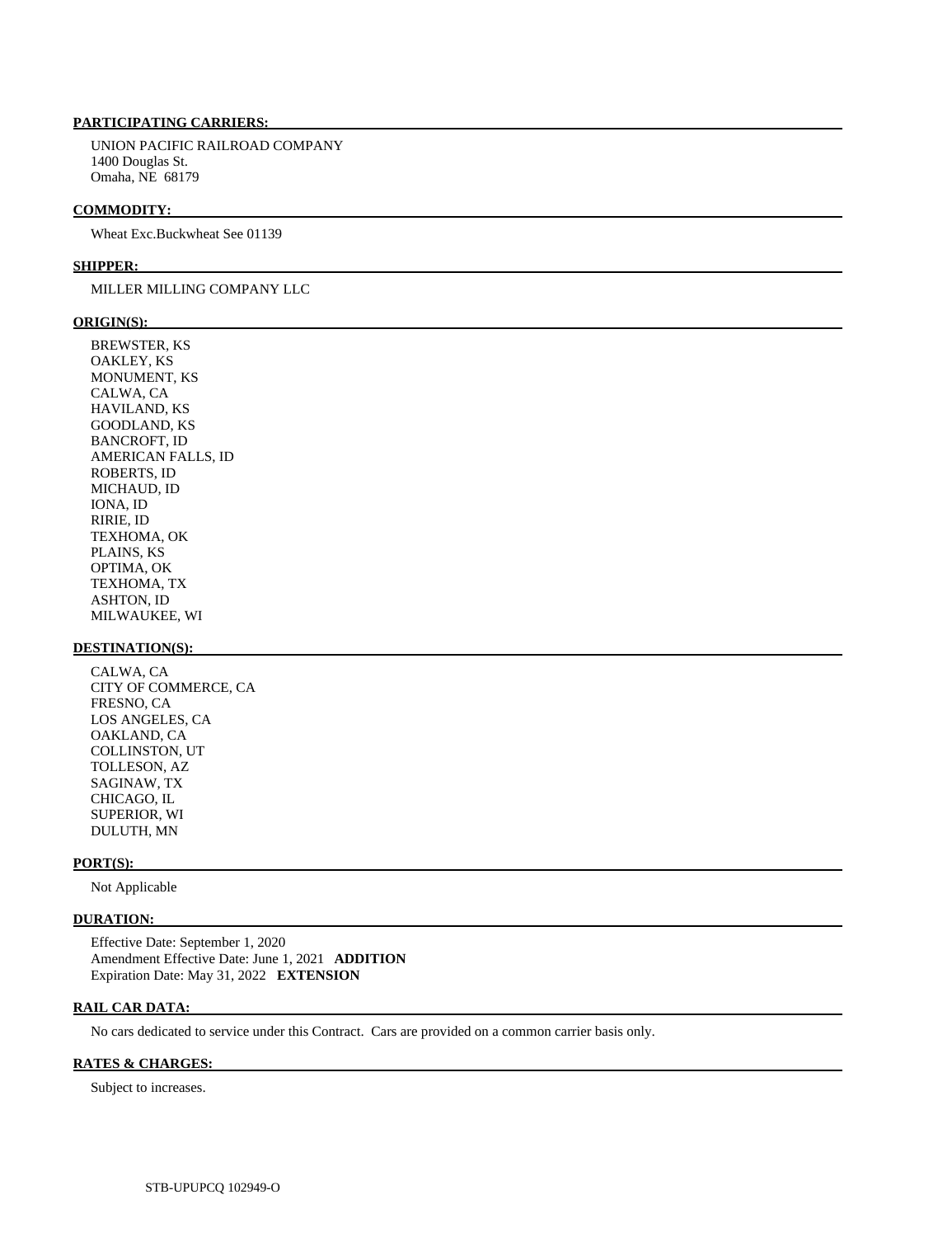**PARTICIPATING CARRIERS:**

UNION PACIFIC RAILROAD COMPANY
1400 Douglas St.
Omaha, NE 68179

**COMMODITY:**

Wheat Exc.Buckwheat See 01139

**SHIPPER:**

MILLER MILLING COMPANY LLC

**ORIGIN(S):**

BREWSTER, KS
OAKLEY, KS
MONUMENT, KS
CALWA, CA
HAVILAND, KS
GOODLAND, KS
BANCROFT, ID
AMERICAN FALLS, ID
ROBERTS, ID
MICHAUD, ID
IONA, ID
RIRIE, ID
TEXHOMA, OK
PLAINS, KS
OPTIMA, OK
TEXHOMA, TX
ASHTON, ID
MILWAUKEE, WI

**DESTINATION(S):**

CALWA, CA
CITY OF COMMERCE, CA
FRESNO, CA
LOS ANGELES, CA
OAKLAND, CA
COLLINSTON, UT
TOLLESON, AZ
SAGINAW, TX
CHICAGO, IL
SUPERIOR, WI
DULUTH, MN

**PORT(S):**

Not Applicable

**DURATION:**

Effective Date: September 1, 2020
Amendment Effective Date: June 1, 2021 **ADDITION**
Expiration Date: May 31, 2022 **EXTENSION**

**RAIL CAR DATA:**

No cars dedicated to service under this Contract. Cars are provided on a common carrier basis only.

**RATES & CHARGES:**

Subject to increases.

STB-UPUPCQ 102949-O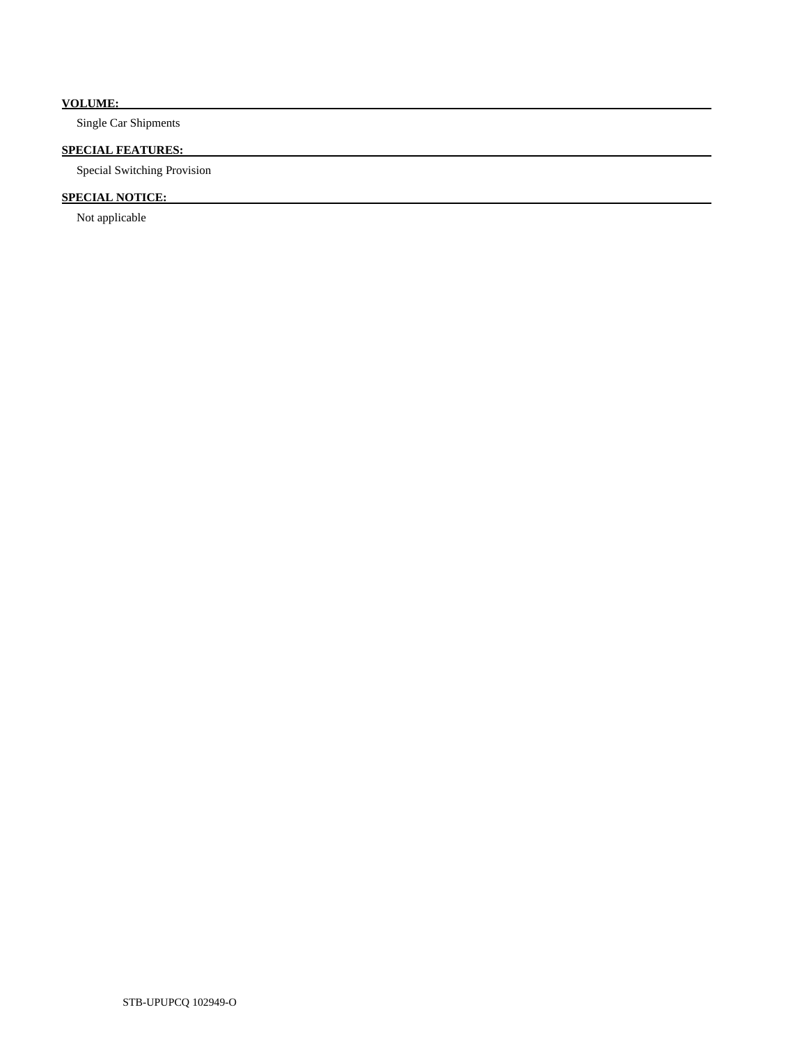**VOLUME:**

Single Car Shipments

**SPECIAL FEATURES:**

Special Switching Provision

**SPECIAL NOTICE:**

Not applicable

STB-UPUPCQ 102949-O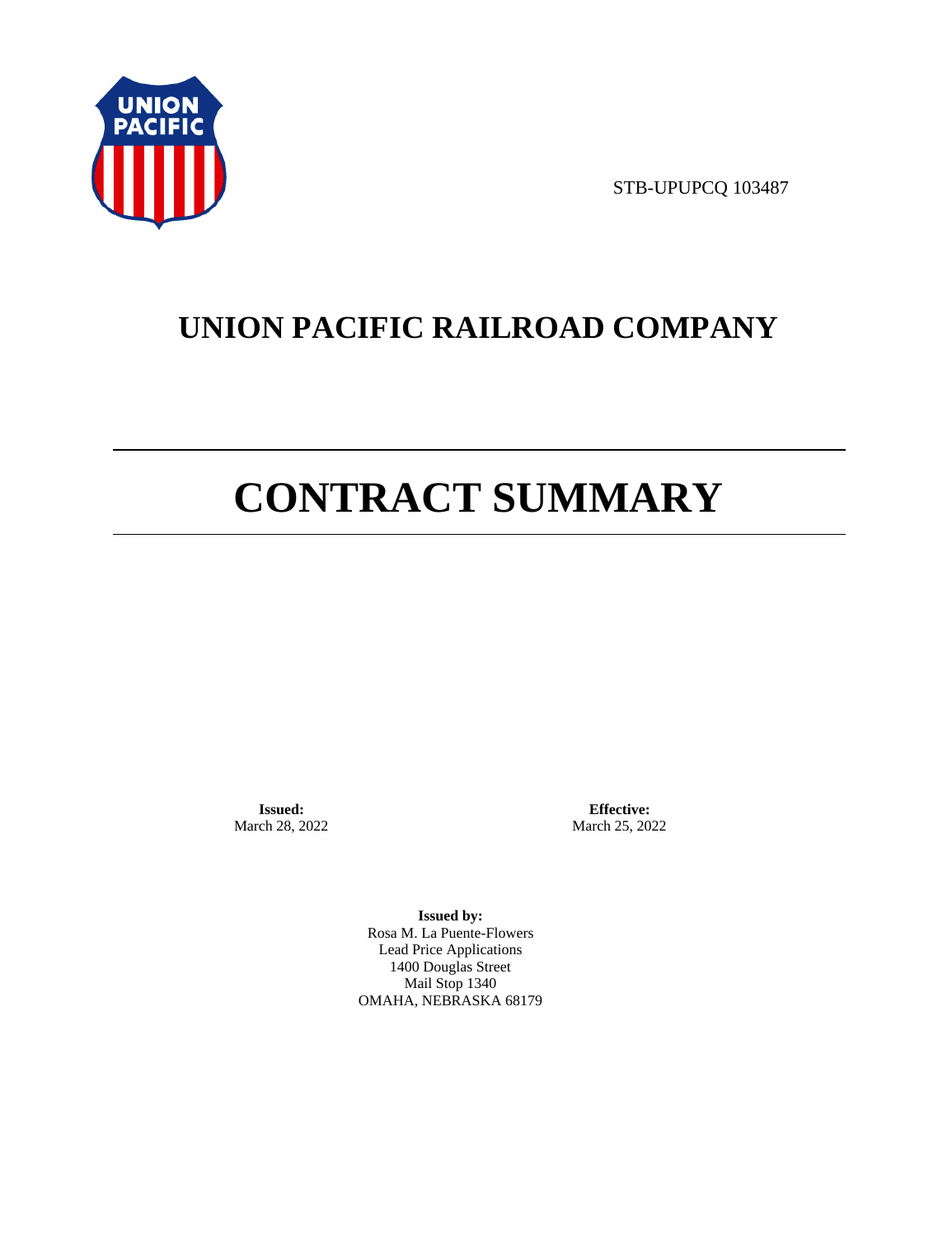STB-UPUPCQ 103487

# UNION PACIFIC RAILROAD COMPANY

# CONTRACT SUMMARY

**Issued:**
March 28, 2022

**Effective:**
March 25, 2022

**Issued by:**
Rosa M. La Puente-Flowers
Lead Price Applications
1400 Douglas Street
Mail Stop 1340
OMAHA, NEBRASKA 68179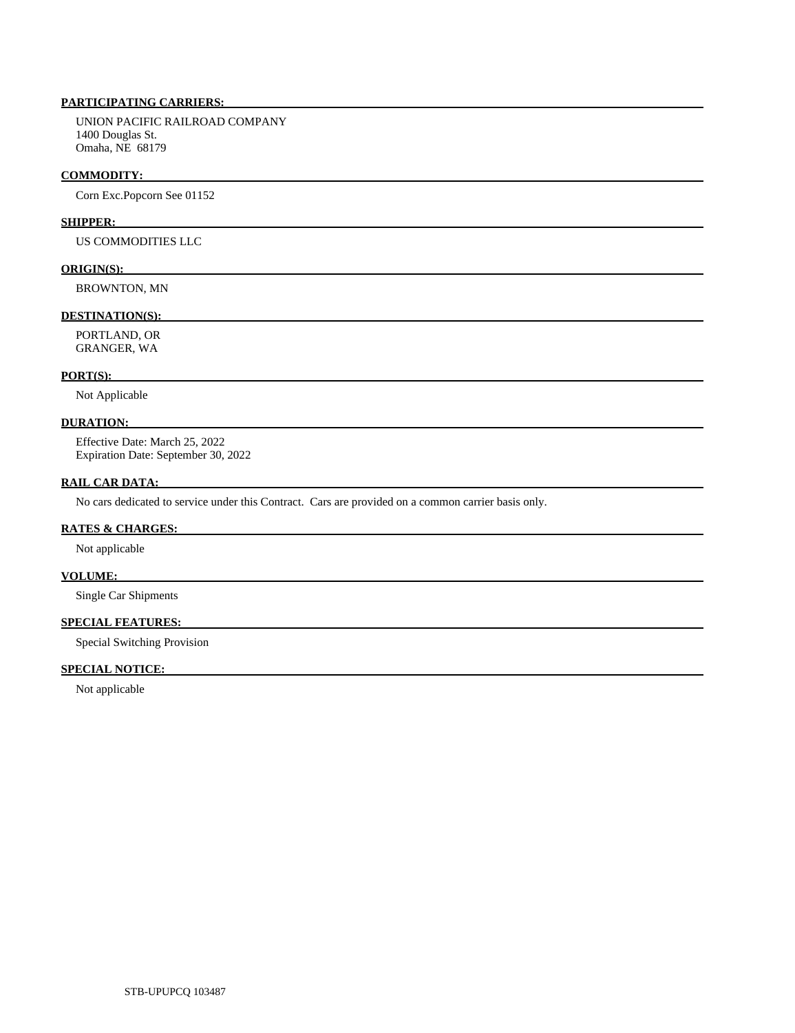**PARTICIPATING CARRIERS:**

UNION PACIFIC RAILROAD COMPANY
1400 Douglas St.
Omaha, NE 68179

**COMMODITY:**

Corn Exc.Popcorn See 01152

**SHIPPER:**

US COMMODITIES LLC

**ORIGIN(S):**

BROWNTON, MN

**DESTINATION(S):**

PORTLAND, OR
GRANGER, WA

**PORT(S):**

Not Applicable

**DURATION:**

Effective Date: March 25, 2022
Expiration Date: September 30, 2022

**RAIL CAR DATA:**

No cars dedicated to service under this Contract. Cars are provided on a common carrier basis only.

**RATES & CHARGES:**

Not applicable

**VOLUME:**

Single Car Shipments

**SPECIAL FEATURES:**

Special Switching Provision

**SPECIAL NOTICE:**

Not applicable

STB-UPUPCQ 103487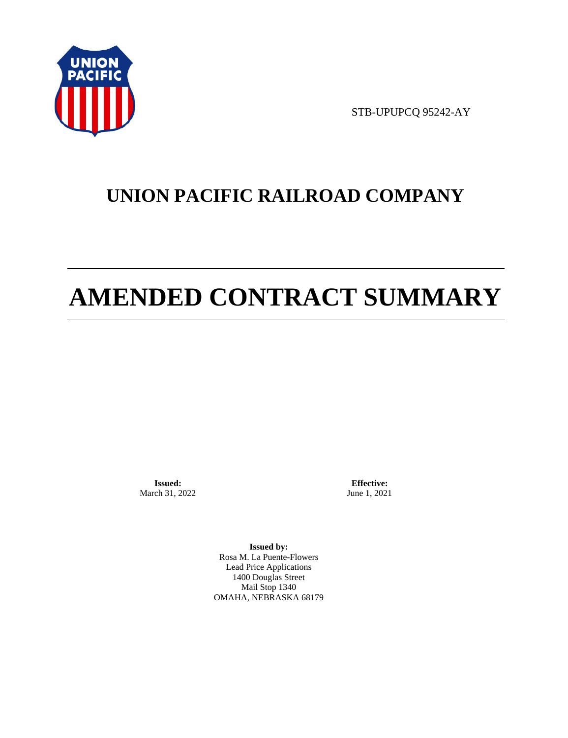STB-UPUPCQ 95242-AY

# UNION PACIFIC RAILROAD COMPANY

# AMENDED CONTRACT SUMMARY

**Issued:**
March 31, 2022

**Effective:**
June 1, 2021

**Issued by:**
Rosa M. La Puente-Flowers
Lead Price Applications
1400 Douglas Street
Mail Stop 1340
OMAHA, NEBRASKA 68179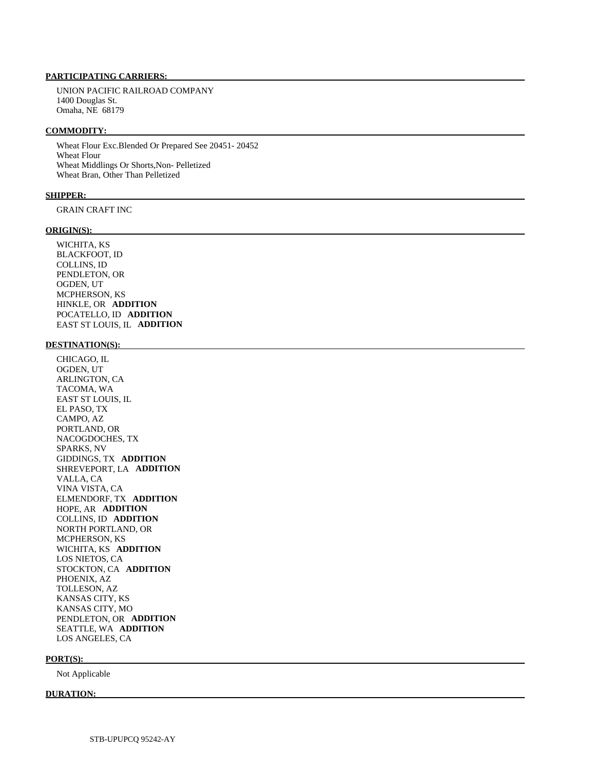**PARTICIPATING CARRIERS:**

UNION PACIFIC RAILROAD COMPANY
1400 Douglas St.
Omaha, NE 68179

**COMMODITY:**

Wheat Flour Exc.Blended Or Prepared See 20451- 20452
Wheat Flour
Wheat Middlings Or Shorts,Non- Pelletized
Wheat Bran, Other Than Pelletized

**SHIPPER:**

GRAIN CRAFT INC

**ORIGIN(S):**

WICHITA, KS
BLACKFOOT, ID
COLLINS, ID
PENDLETON, OR
OGDEN, UT
MCPHERSON, KS
HINKLE, OR **ADDITION**
POCATELLO, ID **ADDITION**
EAST ST LOUIS, IL **ADDITION**

**DESTINATION(S):**

CHICAGO, IL
OGDEN, UT
ARLINGTON, CA
TACOMA, WA
EAST ST LOUIS, IL
EL PASO, TX
CAMPO, AZ
PORTLAND, OR
NACOGDOCHES, TX
SPARKS, NV
GIDDINGS, TX **ADDITION**
SHREVEPORT, LA **ADDITION**
VALLA, CA
VINA VISTA, CA
ELMENDORF, TX **ADDITION**
HOPE, AR **ADDITION**
COLLINS, ID **ADDITION**
NORTH PORTLAND, OR
MCPHERSON, KS
WICHITA, KS **ADDITION**
LOS NIETOS, CA
STOCKTON, CA **ADDITION**
PHOENIX, AZ
TOLLESON, AZ
KANSAS CITY, KS
KANSAS CITY, MO
PENDLETON, OR **ADDITION**
SEATTLE, WA **ADDITION**
LOS ANGELES, CA

**PORT(S):**

Not Applicable

**DURATION:**

STB-UPUPCQ 95242-AY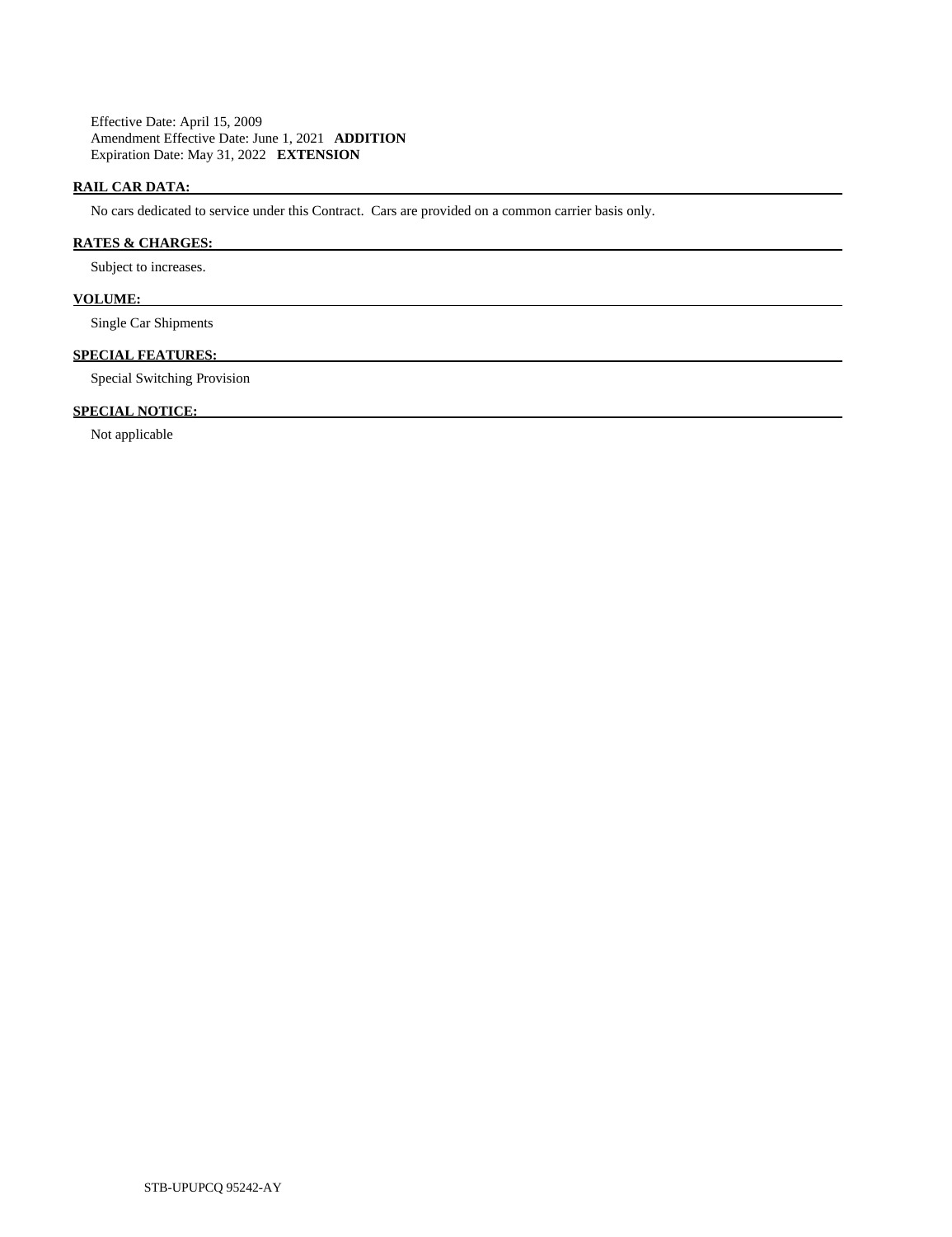Effective Date: April 15, 2009
Amendment Effective Date: June 1, 2021 **ADDITION**
Expiration Date: May 31, 2022 **EXTENSION**

**RAIL CAR DATA:**

No cars dedicated to service under this Contract. Cars are provided on a common carrier basis only.

**RATES & CHARGES:**

Subject to increases.

**VOLUME:**

Single Car Shipments

**SPECIAL FEATURES:**

Special Switching Provision

**SPECIAL NOTICE:**

Not applicable

STB-UPUPCQ 95242-AY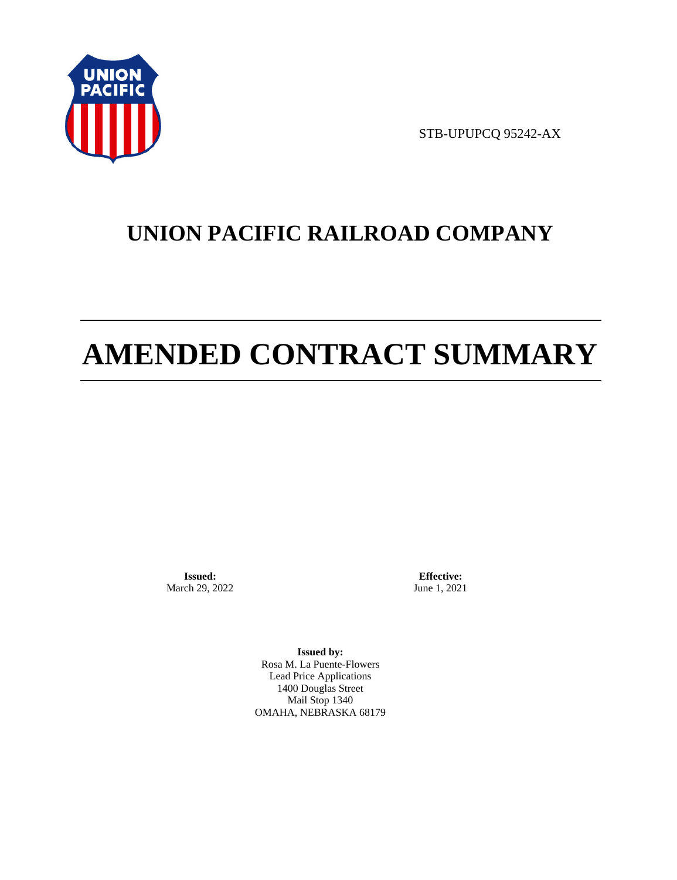STB-UPUPCQ 95242-AX

# UNION PACIFIC RAILROAD COMPANY

# AMENDED CONTRACT SUMMARY

**Issued:**
March 29, 2022

**Effective:**
June 1, 2021

**Issued by:**
Rosa M. La Puente-Flowers
Lead Price Applications
1400 Douglas Street
Mail Stop 1340
OMAHA, NEBRASKA 68179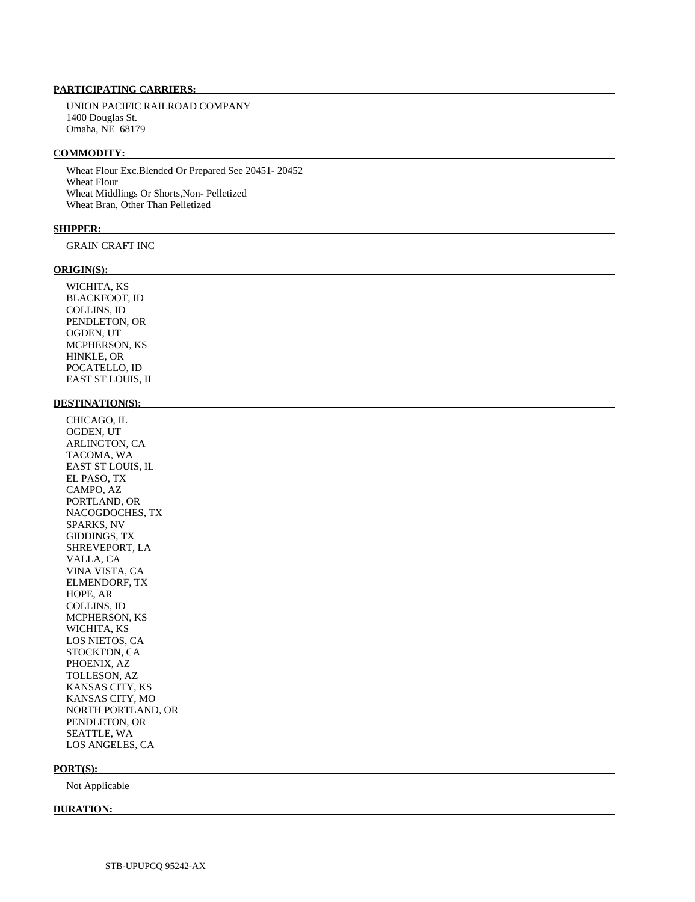**PARTICIPATING CARRIERS:**

UNION PACIFIC RAILROAD COMPANY
1400 Douglas St.
Omaha, NE 68179

**COMMODITY:**

Wheat Flour Exc.Blended Or Prepared See 20451- 20452
Wheat Flour
Wheat Middlings Or Shorts,Non- Pelletized
Wheat Bran, Other Than Pelletized

**SHIPPER:**

GRAIN CRAFT INC

**ORIGIN(S):**

WICHITA, KS
BLACKFOOT, ID
COLLINS, ID
PENDLETON, OR
OGDEN, UT
MCPHERSON, KS
HINKLE, OR
POCATELLO, ID
EAST ST LOUIS, IL

**DESTINATION(S):**

CHICAGO, IL
OGDEN, UT
ARLINGTON, CA
TACOMA, WA
EAST ST LOUIS, IL
EL PASO, TX
CAMPO, AZ
PORTLAND, OR
NACOGDOCHES, TX
SPARKS, NV
GIDDINGS, TX
SHREVEPORT, LA
VALLA, CA
VINA VISTA, CA
ELMENDORF, TX
HOPE, AR
COLLINS, ID
MCPHERSON, KS
WICHITA, KS
LOS NIETOS, CA
STOCKTON, CA
PHOENIX, AZ
TOLLESON, AZ
KANSAS CITY, KS
KANSAS CITY, MO
NORTH PORTLAND, OR
PENDLETON, OR
SEATTLE, WA
LOS ANGELES, CA

**PORT(S):**

Not Applicable

**DURATION:**

STB-UPUPCQ 95242-AX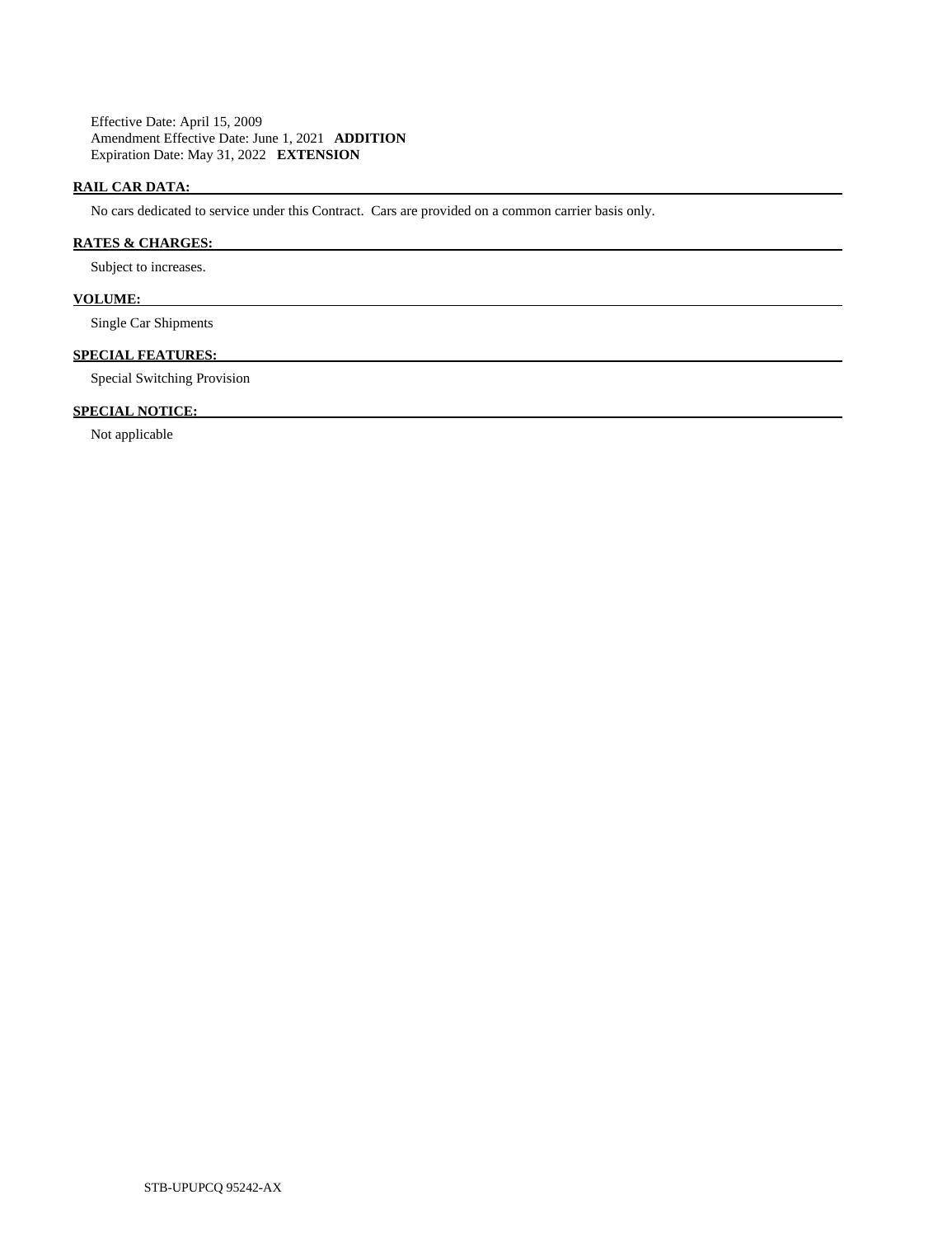Effective Date: April 15, 2009
Amendment Effective Date: June 1, 2021 **ADDITION**
Expiration Date: May 31, 2022 **EXTENSION**

**RAIL CAR DATA:**

No cars dedicated to service under this Contract. Cars are provided on a common carrier basis only.

**RATES & CHARGES:**

Subject to increases.

**VOLUME:**

Single Car Shipments

**SPECIAL FEATURES:**

Special Switching Provision

**SPECIAL NOTICE:**

Not applicable

STB-UPUPCQ 95242-AX